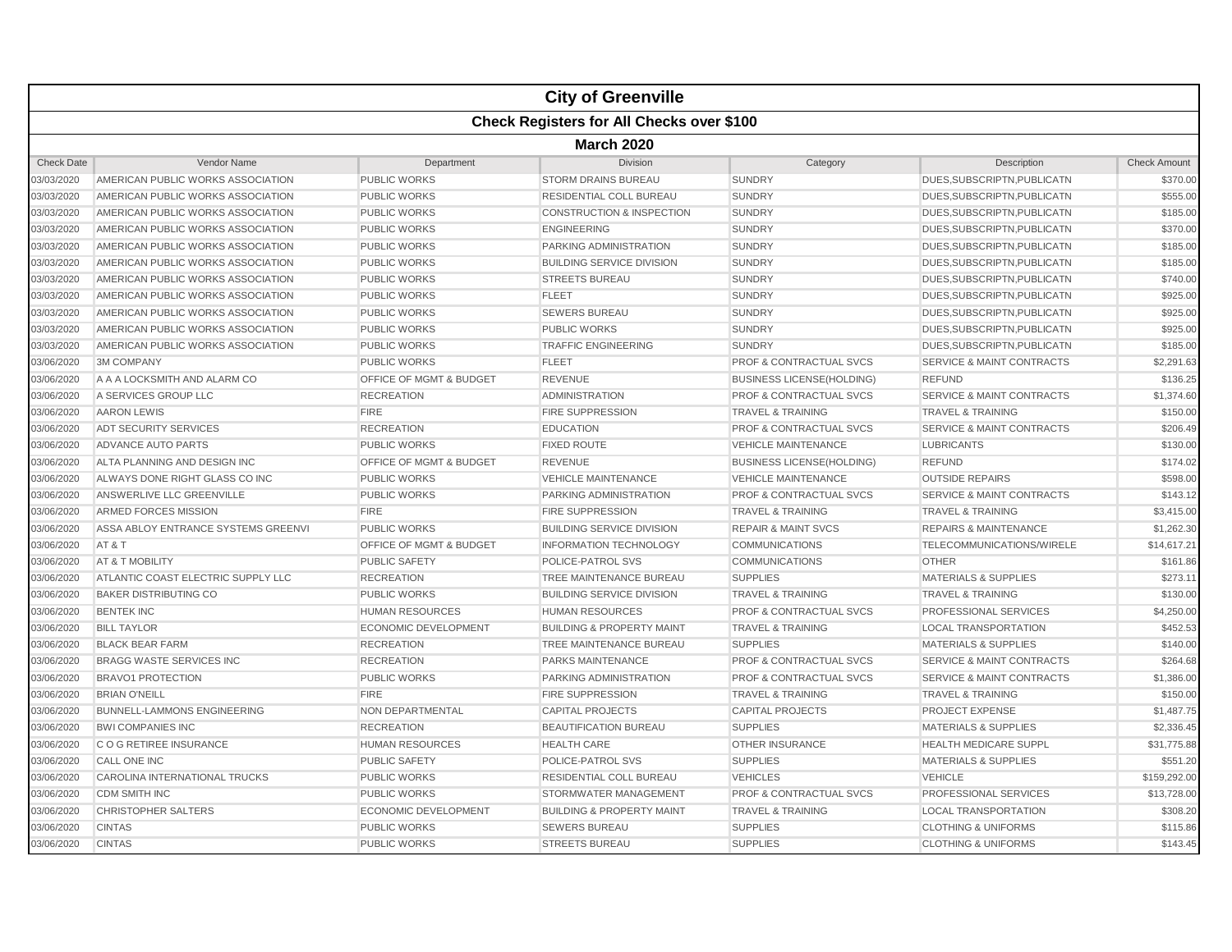# City of Greenville

## Check Registers for All Checks over $100

### March 2020

| Check Date | Vendor Name | Department | Division | Category | Description | Check Amount |
|---|---|---|---|---|---|---|
| 03/03/2020 | AMERICAN PUBLIC WORKS ASSOCIATION | PUBLIC WORKS | STORM DRAINS BUREAU | SUNDRY | DUES,SUBSCRIPTN,PUBLICATN | $370.00 |
| 03/03/2020 | AMERICAN PUBLIC WORKS ASSOCIATION | PUBLIC WORKS | RESIDENTIAL COLL BUREAU | SUNDRY | DUES,SUBSCRIPTN,PUBLICATN | $555.00 |
| 03/03/2020 | AMERICAN PUBLIC WORKS ASSOCIATION | PUBLIC WORKS | CONSTRUCTION & INSPECTION | SUNDRY | DUES,SUBSCRIPTN,PUBLICATN | $185.00 |
| 03/03/2020 | AMERICAN PUBLIC WORKS ASSOCIATION | PUBLIC WORKS | ENGINEERING | SUNDRY | DUES,SUBSCRIPTN,PUBLICATN | $370.00 |
| 03/03/2020 | AMERICAN PUBLIC WORKS ASSOCIATION | PUBLIC WORKS | PARKING ADMINISTRATION | SUNDRY | DUES,SUBSCRIPTN,PUBLICATN | $185.00 |
| 03/03/2020 | AMERICAN PUBLIC WORKS ASSOCIATION | PUBLIC WORKS | BUILDING SERVICE DIVISION | SUNDRY | DUES,SUBSCRIPTN,PUBLICATN | $185.00 |
| 03/03/2020 | AMERICAN PUBLIC WORKS ASSOCIATION | PUBLIC WORKS | STREETS BUREAU | SUNDRY | DUES,SUBSCRIPTN,PUBLICATN | $740.00 |
| 03/03/2020 | AMERICAN PUBLIC WORKS ASSOCIATION | PUBLIC WORKS | FLEET | SUNDRY | DUES,SUBSCRIPTN,PUBLICATN | $925.00 |
| 03/03/2020 | AMERICAN PUBLIC WORKS ASSOCIATION | PUBLIC WORKS | SEWERS BUREAU | SUNDRY | DUES,SUBSCRIPTN,PUBLICATN | $925.00 |
| 03/03/2020 | AMERICAN PUBLIC WORKS ASSOCIATION | PUBLIC WORKS | PUBLIC WORKS | SUNDRY | DUES,SUBSCRIPTN,PUBLICATN | $925.00 |
| 03/03/2020 | AMERICAN PUBLIC WORKS ASSOCIATION | PUBLIC WORKS | TRAFFIC ENGINEERING | SUNDRY | DUES,SUBSCRIPTN,PUBLICATN | $185.00 |
| 03/06/2020 | 3M COMPANY | PUBLIC WORKS | FLEET | PROF & CONTRACTUAL SVCS | SERVICE & MAINT CONTRACTS | $2,291.63 |
| 03/06/2020 | A A A LOCKSMITH AND ALARM CO | OFFICE OF MGMT & BUDGET | REVENUE | BUSINESS LICENSE(HOLDING) | REFUND | $136.25 |
| 03/06/2020 | A SERVICES GROUP LLC | RECREATION | ADMINISTRATION | PROF & CONTRACTUAL SVCS | SERVICE & MAINT CONTRACTS | $1,374.60 |
| 03/06/2020 | AARON LEWIS | FIRE | FIRE SUPPRESSION | TRAVEL & TRAINING | TRAVEL & TRAINING | $150.00 |
| 03/06/2020 | ADT SECURITY SERVICES | RECREATION | EDUCATION | PROF & CONTRACTUAL SVCS | SERVICE & MAINT CONTRACTS | $206.49 |
| 03/06/2020 | ADVANCE AUTO PARTS | PUBLIC WORKS | FIXED ROUTE | VEHICLE MAINTENANCE | LUBRICANTS | $130.00 |
| 03/06/2020 | ALTA PLANNING AND DESIGN INC | OFFICE OF MGMT & BUDGET | REVENUE | BUSINESS LICENSE(HOLDING) | REFUND | $174.02 |
| 03/06/2020 | ALWAYS DONE RIGHT GLASS CO INC | PUBLIC WORKS | VEHICLE MAINTENANCE | VEHICLE MAINTENANCE | OUTSIDE REPAIRS | $598.00 |
| 03/06/2020 | ANSWERLIVE LLC GREENVILLE | PUBLIC WORKS | PARKING ADMINISTRATION | PROF & CONTRACTUAL SVCS | SERVICE & MAINT CONTRACTS | $143.12 |
| 03/06/2020 | ARMED FORCES MISSION | FIRE | FIRE SUPPRESSION | TRAVEL & TRAINING | TRAVEL & TRAINING | $3,415.00 |
| 03/06/2020 | ASSA ABLOY ENTRANCE SYSTEMS GREENVI | PUBLIC WORKS | BUILDING SERVICE DIVISION | REPAIR & MAINT SVCS | REPAIRS & MAINTENANCE | $1,262.30 |
| 03/06/2020 | AT & T | OFFICE OF MGMT & BUDGET | INFORMATION TECHNOLOGY | COMMUNICATIONS | TELECOMMUNICATIONS/WIRELE | $14,617.21 |
| 03/06/2020 | AT & T MOBILITY | PUBLIC SAFETY | POLICE-PATROL SVS | COMMUNICATIONS | OTHER | $161.86 |
| 03/06/2020 | ATLANTIC COAST ELECTRIC SUPPLY LLC | RECREATION | TREE MAINTENANCE BUREAU | SUPPLIES | MATERIALS & SUPPLIES | $273.11 |
| 03/06/2020 | BAKER DISTRIBUTING CO | PUBLIC WORKS | BUILDING SERVICE DIVISION | TRAVEL & TRAINING | TRAVEL & TRAINING | $130.00 |
| 03/06/2020 | BENTEK INC | HUMAN RESOURCES | HUMAN RESOURCES | PROF & CONTRACTUAL SVCS | PROFESSIONAL SERVICES | $4,250.00 |
| 03/06/2020 | BILL TAYLOR | ECONOMIC DEVELOPMENT | BUILDING & PROPERTY MAINT | TRAVEL & TRAINING | LOCAL TRANSPORTATION | $452.53 |
| 03/06/2020 | BLACK BEAR FARM | RECREATION | TREE MAINTENANCE BUREAU | SUPPLIES | MATERIALS & SUPPLIES | $140.00 |
| 03/06/2020 | BRAGG WASTE SERVICES INC | RECREATION | PARKS MAINTENANCE | PROF & CONTRACTUAL SVCS | SERVICE & MAINT CONTRACTS | $264.68 |
| 03/06/2020 | BRAVO1 PROTECTION | PUBLIC WORKS | PARKING ADMINISTRATION | PROF & CONTRACTUAL SVCS | SERVICE & MAINT CONTRACTS | $1,386.00 |
| 03/06/2020 | BRIAN O'NEILL | FIRE | FIRE SUPPRESSION | TRAVEL & TRAINING | TRAVEL & TRAINING | $150.00 |
| 03/06/2020 | BUNNELL-LAMMONS ENGINEERING | NON DEPARTMENTAL | CAPITAL PROJECTS | CAPITAL PROJECTS | PROJECT EXPENSE | $1,487.75 |
| 03/06/2020 | BWI COMPANIES INC | RECREATION | BEAUTIFICATION BUREAU | SUPPLIES | MATERIALS & SUPPLIES | $2,336.45 |
| 03/06/2020 | C O G RETIREE INSURANCE | HUMAN RESOURCES | HEALTH CARE | OTHER INSURANCE | HEALTH MEDICARE SUPPL | $31,775.88 |
| 03/06/2020 | CALL ONE INC | PUBLIC SAFETY | POLICE-PATROL SVS | SUPPLIES | MATERIALS & SUPPLIES | $551.20 |
| 03/06/2020 | CAROLINA INTERNATIONAL TRUCKS | PUBLIC WORKS | RESIDENTIAL COLL BUREAU | VEHICLES | VEHICLE | $159,292.00 |
| 03/06/2020 | CDM SMITH INC | PUBLIC WORKS | STORMWATER MANAGEMENT | PROF & CONTRACTUAL SVCS | PROFESSIONAL SERVICES | $13,728.00 |
| 03/06/2020 | CHRISTOPHER SALTERS | ECONOMIC DEVELOPMENT | BUILDING & PROPERTY MAINT | TRAVEL & TRAINING | LOCAL TRANSPORTATION | $308.20 |
| 03/06/2020 | CINTAS | PUBLIC WORKS | SEWERS BUREAU | SUPPLIES | CLOTHING & UNIFORMS | $115.86 |
| 03/06/2020 | CINTAS | PUBLIC WORKS | STREETS BUREAU | SUPPLIES | CLOTHING & UNIFORMS | $143.45 |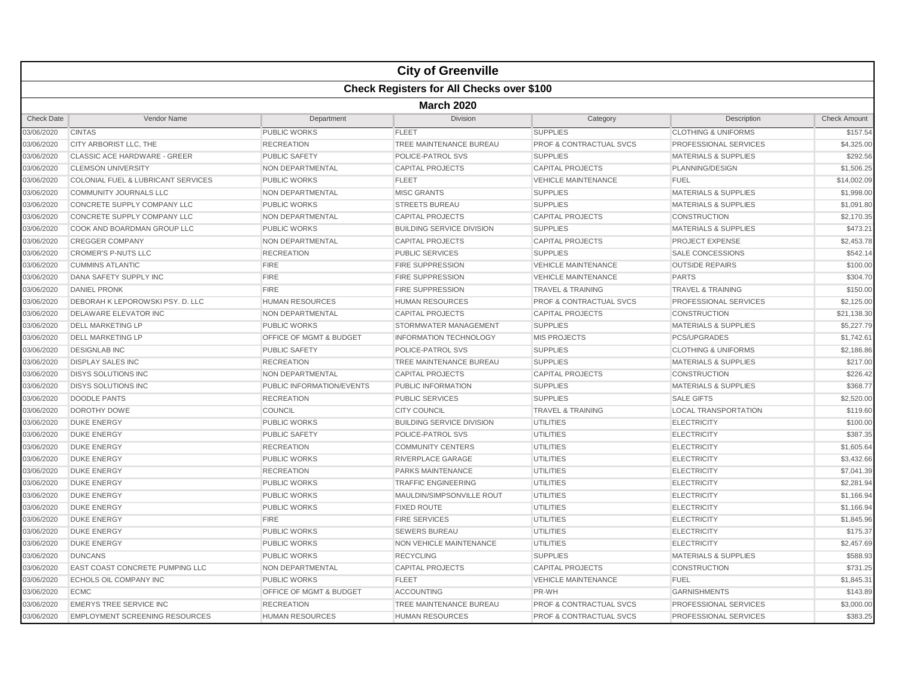# City of Greenville

## Check Registers for All Checks over $100

### March 2020

| Check Date | Vendor Name | Department | Division | Category | Description | Check Amount |
|---|---|---|---|---|---|---|
| 03/06/2020 | CINTAS | PUBLIC WORKS | FLEET | SUPPLIES | CLOTHING & UNIFORMS | $157.54 |
| 03/06/2020 | CITY ARBORIST LLC, THE | RECREATION | TREE MAINTENANCE BUREAU | PROF & CONTRACTUAL SVCS | PROFESSIONAL SERVICES | $4,325.00 |
| 03/06/2020 | CLASSIC ACE HARDWARE - GREER | PUBLIC SAFETY | POLICE-PATROL SVS | SUPPLIES | MATERIALS & SUPPLIES | $292.56 |
| 03/06/2020 | CLEMSON UNIVERSITY | NON DEPARTMENTAL | CAPITAL PROJECTS | CAPITAL PROJECTS | PLANNING/DESIGN | $1,506.25 |
| 03/06/2020 | COLONIAL FUEL & LUBRICANT SERVICES | PUBLIC WORKS | FLEET | VEHICLE MAINTENANCE | FUEL | $14,002.09 |
| 03/06/2020 | COMMUNITY JOURNALS LLC | NON DEPARTMENTAL | MISC GRANTS | SUPPLIES | MATERIALS & SUPPLIES | $1,998.00 |
| 03/06/2020 | CONCRETE SUPPLY COMPANY LLC | PUBLIC WORKS | STREETS BUREAU | SUPPLIES | MATERIALS & SUPPLIES | $1,091.80 |
| 03/06/2020 | CONCRETE SUPPLY COMPANY LLC | NON DEPARTMENTAL | CAPITAL PROJECTS | CAPITAL PROJECTS | CONSTRUCTION | $2,170.35 |
| 03/06/2020 | COOK AND BOARDMAN GROUP LLC | PUBLIC WORKS | BUILDING SERVICE DIVISION | SUPPLIES | MATERIALS & SUPPLIES | $473.21 |
| 03/06/2020 | CREGGER COMPANY | NON DEPARTMENTAL | CAPITAL PROJECTS | CAPITAL PROJECTS | PROJECT EXPENSE | $2,453.78 |
| 03/06/2020 | CROMER'S P-NUTS LLC | RECREATION | PUBLIC SERVICES | SUPPLIES | SALE CONCESSIONS | $542.14 |
| 03/06/2020 | CUMMINS ATLANTIC | FIRE | FIRE SUPPRESSION | VEHICLE MAINTENANCE | OUTSIDE REPAIRS | $100.00 |
| 03/06/2020 | DANA SAFETY SUPPLY INC | FIRE | FIRE SUPPRESSION | VEHICLE MAINTENANCE | PARTS | $304.70 |
| 03/06/2020 | DANIEL PRONK | FIRE | FIRE SUPPRESSION | TRAVEL & TRAINING | TRAVEL & TRAINING | $150.00 |
| 03/06/2020 | DEBORAH K LEPOROWSKI PSY. D. LLC | HUMAN RESOURCES | HUMAN RESOURCES | PROF & CONTRACTUAL SVCS | PROFESSIONAL SERVICES | $2,125.00 |
| 03/06/2020 | DELAWARE ELEVATOR INC | NON DEPARTMENTAL | CAPITAL PROJECTS | CAPITAL PROJECTS | CONSTRUCTION | $21,138.30 |
| 03/06/2020 | DELL MARKETING LP | PUBLIC WORKS | STORMWATER MANAGEMENT | SUPPLIES | MATERIALS & SUPPLIES | $5,227.79 |
| 03/06/2020 | DELL MARKETING LP | OFFICE OF MGMT & BUDGET | INFORMATION TECHNOLOGY | MIS PROJECTS | PCS/UPGRADES | $1,742.61 |
| 03/06/2020 | DESIGNLAB INC | PUBLIC SAFETY | POLICE-PATROL SVS | SUPPLIES | CLOTHING & UNIFORMS | $2,186.86 |
| 03/06/2020 | DISPLAY SALES INC | RECREATION | TREE MAINTENANCE BUREAU | SUPPLIES | MATERIALS & SUPPLIES | $217.00 |
| 03/06/2020 | DISYS SOLUTIONS INC | NON DEPARTMENTAL | CAPITAL PROJECTS | CAPITAL PROJECTS | CONSTRUCTION | $226.42 |
| 03/06/2020 | DISYS SOLUTIONS INC | PUBLIC INFORMATION/EVENTS | PUBLIC INFORMATION | SUPPLIES | MATERIALS & SUPPLIES | $368.77 |
| 03/06/2020 | DOODLE PANTS | RECREATION | PUBLIC SERVICES | SUPPLIES | SALE GIFTS | $2,520.00 |
| 03/06/2020 | DOROTHY DOWE | COUNCIL | CITY COUNCIL | TRAVEL & TRAINING | LOCAL TRANSPORTATION | $119.60 |
| 03/06/2020 | DUKE ENERGY | PUBLIC WORKS | BUILDING SERVICE DIVISION | UTILITIES | ELECTRICITY | $100.00 |
| 03/06/2020 | DUKE ENERGY | PUBLIC SAFETY | POLICE-PATROL SVS | UTILITIES | ELECTRICITY | $387.35 |
| 03/06/2020 | DUKE ENERGY | RECREATION | COMMUNITY CENTERS | UTILITIES | ELECTRICITY | $1,605.64 |
| 03/06/2020 | DUKE ENERGY | PUBLIC WORKS | RIVERPLACE GARAGE | UTILITIES | ELECTRICITY | $3,432.66 |
| 03/06/2020 | DUKE ENERGY | RECREATION | PARKS MAINTENANCE | UTILITIES | ELECTRICITY | $7,041.39 |
| 03/06/2020 | DUKE ENERGY | PUBLIC WORKS | TRAFFIC ENGINEERING | UTILITIES | ELECTRICITY | $2,281.94 |
| 03/06/2020 | DUKE ENERGY | PUBLIC WORKS | MAULDIN/SIMPSONVILLE ROUT | UTILITIES | ELECTRICITY | $1,166.94 |
| 03/06/2020 | DUKE ENERGY | PUBLIC WORKS | FIXED ROUTE | UTILITIES | ELECTRICITY | $1,166.94 |
| 03/06/2020 | DUKE ENERGY | FIRE | FIRE SERVICES | UTILITIES | ELECTRICITY | $1,845.96 |
| 03/06/2020 | DUKE ENERGY | PUBLIC WORKS | SEWERS BUREAU | UTILITIES | ELECTRICITY | $175.37 |
| 03/06/2020 | DUKE ENERGY | PUBLIC WORKS | NON VEHICLE MAINTENANCE | UTILITIES | ELECTRICITY | $2,457.69 |
| 03/06/2020 | DUNCANS | PUBLIC WORKS | RECYCLING | SUPPLIES | MATERIALS & SUPPLIES | $588.93 |
| 03/06/2020 | EAST COAST CONCRETE PUMPING LLC | NON DEPARTMENTAL | CAPITAL PROJECTS | CAPITAL PROJECTS | CONSTRUCTION | $731.25 |
| 03/06/2020 | ECHOLS OIL COMPANY INC | PUBLIC WORKS | FLEET | VEHICLE MAINTENANCE | FUEL | $1,845.31 |
| 03/06/2020 | ECMC | OFFICE OF MGMT & BUDGET | ACCOUNTING | PR-WH | GARNISHMENTS | $143.89 |
| 03/06/2020 | EMERYS TREE SERVICE INC | RECREATION | TREE MAINTENANCE BUREAU | PROF & CONTRACTUAL SVCS | PROFESSIONAL SERVICES | $3,000.00 |
| 03/06/2020 | EMPLOYMENT SCREENING RESOURCES | HUMAN RESOURCES | HUMAN RESOURCES | PROF & CONTRACTUAL SVCS | PROFESSIONAL SERVICES | $383.25 |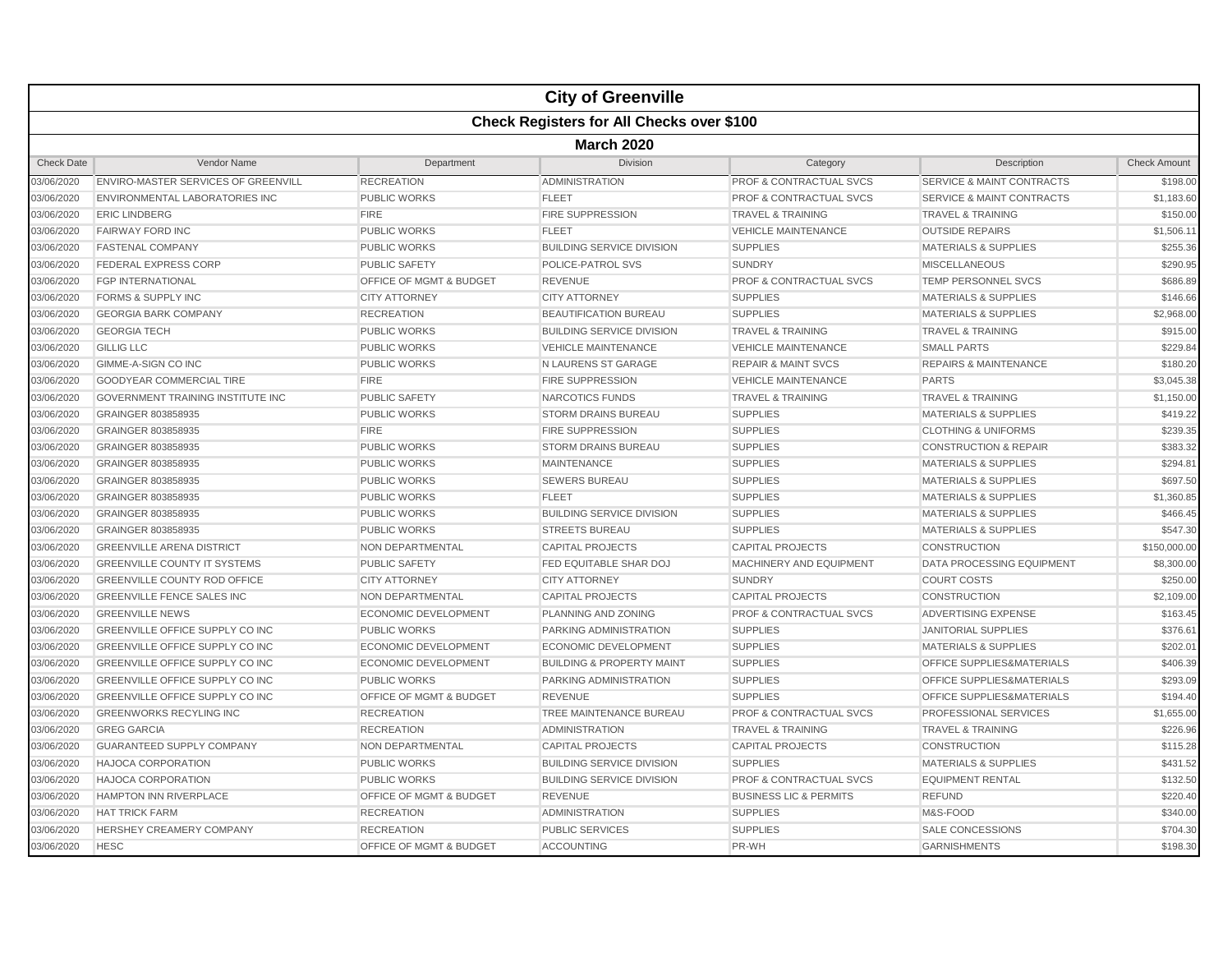# City of Greenville

## Check Registers for All Checks over $100

### March 2020

| Check Date | Vendor Name | Department | Division | Category | Description | Check Amount |
|---|---|---|---|---|---|---|
| 03/06/2020 | ENVIRO-MASTER SERVICES OF GREENVILL | RECREATION | ADMINISTRATION | PROF & CONTRACTUAL SVCS | SERVICE & MAINT CONTRACTS | $198.00 |
| 03/06/2020 | ENVIRONMENTAL LABORATORIES INC | PUBLIC WORKS | FLEET | PROF & CONTRACTUAL SVCS | SERVICE & MAINT CONTRACTS | $1,183.60 |
| 03/06/2020 | ERIC LINDBERG | FIRE | FIRE SUPPRESSION | TRAVEL & TRAINING | TRAVEL & TRAINING | $150.00 |
| 03/06/2020 | FAIRWAY FORD INC | PUBLIC WORKS | FLEET | VEHICLE MAINTENANCE | OUTSIDE REPAIRS | $1,506.11 |
| 03/06/2020 | FASTENAL COMPANY | PUBLIC WORKS | BUILDING SERVICE DIVISION | SUPPLIES | MATERIALS & SUPPLIES | $255.36 |
| 03/06/2020 | FEDERAL EXPRESS CORP | PUBLIC SAFETY | POLICE-PATROL SVS | SUNDRY | MISCELLANEOUS | $290.95 |
| 03/06/2020 | FGP INTERNATIONAL | OFFICE OF MGMT & BUDGET | REVENUE | PROF & CONTRACTUAL SVCS | TEMP PERSONNEL SVCS | $686.89 |
| 03/06/2020 | FORMS & SUPPLY INC | CITY ATTORNEY | CITY ATTORNEY | SUPPLIES | MATERIALS & SUPPLIES | $146.66 |
| 03/06/2020 | GEORGIA BARK COMPANY | RECREATION | BEAUTIFICATION BUREAU | SUPPLIES | MATERIALS & SUPPLIES | $2,968.00 |
| 03/06/2020 | GEORGIA TECH | PUBLIC WORKS | BUILDING SERVICE DIVISION | TRAVEL & TRAINING | TRAVEL & TRAINING | $915.00 |
| 03/06/2020 | GILLIG LLC | PUBLIC WORKS | VEHICLE MAINTENANCE | VEHICLE MAINTENANCE | SMALL PARTS | $229.84 |
| 03/06/2020 | GIMME-A-SIGN CO INC | PUBLIC WORKS | N LAURENS ST GARAGE | REPAIR & MAINT SVCS | REPAIRS & MAINTENANCE | $180.20 |
| 03/06/2020 | GOODYEAR COMMERCIAL TIRE | FIRE | FIRE SUPPRESSION | VEHICLE MAINTENANCE | PARTS | $3,045.38 |
| 03/06/2020 | GOVERNMENT TRAINING INSTITUTE INC | PUBLIC SAFETY | NARCOTICS FUNDS | TRAVEL & TRAINING | TRAVEL & TRAINING | $1,150.00 |
| 03/06/2020 | GRAINGER 803858935 | PUBLIC WORKS | STORM DRAINS BUREAU | SUPPLIES | MATERIALS & SUPPLIES | $419.22 |
| 03/06/2020 | GRAINGER 803858935 | FIRE | FIRE SUPPRESSION | SUPPLIES | CLOTHING & UNIFORMS | $239.35 |
| 03/06/2020 | GRAINGER 803858935 | PUBLIC WORKS | STORM DRAINS BUREAU | SUPPLIES | CONSTRUCTION & REPAIR | $383.32 |
| 03/06/2020 | GRAINGER 803858935 | PUBLIC WORKS | MAINTENANCE | SUPPLIES | MATERIALS & SUPPLIES | $294.81 |
| 03/06/2020 | GRAINGER 803858935 | PUBLIC WORKS | SEWERS BUREAU | SUPPLIES | MATERIALS & SUPPLIES | $697.50 |
| 03/06/2020 | GRAINGER 803858935 | PUBLIC WORKS | FLEET | SUPPLIES | MATERIALS & SUPPLIES | $1,360.85 |
| 03/06/2020 | GRAINGER 803858935 | PUBLIC WORKS | BUILDING SERVICE DIVISION | SUPPLIES | MATERIALS & SUPPLIES | $466.45 |
| 03/06/2020 | GRAINGER 803858935 | PUBLIC WORKS | STREETS BUREAU | SUPPLIES | MATERIALS & SUPPLIES | $547.30 |
| 03/06/2020 | GREENVILLE ARENA DISTRICT | NON DEPARTMENTAL | CAPITAL PROJECTS | CAPITAL PROJECTS | CONSTRUCTION | $150,000.00 |
| 03/06/2020 | GREENVILLE COUNTY IT SYSTEMS | PUBLIC SAFETY | FED EQUITABLE SHAR DOJ | MACHINERY AND EQUIPMENT | DATA PROCESSING EQUIPMENT | $8,300.00 |
| 03/06/2020 | GREENVILLE COUNTY ROD OFFICE | CITY ATTORNEY | CITY ATTORNEY | SUNDRY | COURT COSTS | $250.00 |
| 03/06/2020 | GREENVILLE FENCE SALES INC | NON DEPARTMENTAL | CAPITAL PROJECTS | CAPITAL PROJECTS | CONSTRUCTION | $2,109.00 |
| 03/06/2020 | GREENVILLE NEWS | ECONOMIC DEVELOPMENT | PLANNING AND ZONING | PROF & CONTRACTUAL SVCS | ADVERTISING EXPENSE | $163.45 |
| 03/06/2020 | GREENVILLE OFFICE SUPPLY CO INC | PUBLIC WORKS | PARKING ADMINISTRATION | SUPPLIES | JANITORIAL SUPPLIES | $376.61 |
| 03/06/2020 | GREENVILLE OFFICE SUPPLY CO INC | ECONOMIC DEVELOPMENT | ECONOMIC DEVELOPMENT | SUPPLIES | MATERIALS & SUPPLIES | $202.01 |
| 03/06/2020 | GREENVILLE OFFICE SUPPLY CO INC | ECONOMIC DEVELOPMENT | BUILDING & PROPERTY MAINT | SUPPLIES | OFFICE SUPPLIES&MATERIALS | $406.39 |
| 03/06/2020 | GREENVILLE OFFICE SUPPLY CO INC | PUBLIC WORKS | PARKING ADMINISTRATION | SUPPLIES | OFFICE SUPPLIES&MATERIALS | $293.09 |
| 03/06/2020 | GREENVILLE OFFICE SUPPLY CO INC | OFFICE OF MGMT & BUDGET | REVENUE | SUPPLIES | OFFICE SUPPLIES&MATERIALS | $194.40 |
| 03/06/2020 | GREENWORKS RECYLING INC | RECREATION | TREE MAINTENANCE BUREAU | PROF & CONTRACTUAL SVCS | PROFESSIONAL SERVICES | $1,655.00 |
| 03/06/2020 | GREG GARCIA | RECREATION | ADMINISTRATION | TRAVEL & TRAINING | TRAVEL & TRAINING | $226.96 |
| 03/06/2020 | GUARANTEED SUPPLY COMPANY | NON DEPARTMENTAL | CAPITAL PROJECTS | CAPITAL PROJECTS | CONSTRUCTION | $115.28 |
| 03/06/2020 | HAJOCA CORPORATION | PUBLIC WORKS | BUILDING SERVICE DIVISION | SUPPLIES | MATERIALS & SUPPLIES | $431.52 |
| 03/06/2020 | HAJOCA CORPORATION | PUBLIC WORKS | BUILDING SERVICE DIVISION | PROF & CONTRACTUAL SVCS | EQUIPMENT RENTAL | $132.50 |
| 03/06/2020 | HAMPTON INN RIVERPLACE | OFFICE OF MGMT & BUDGET | REVENUE | BUSINESS LIC & PERMITS | REFUND | $220.40 |
| 03/06/2020 | HAT TRICK FARM | RECREATION | ADMINISTRATION | SUPPLIES | M&S-FOOD | $340.00 |
| 03/06/2020 | HERSHEY CREAMERY COMPANY | RECREATION | PUBLIC SERVICES | SUPPLIES | SALE CONCESSIONS | $704.30 |
| 03/06/2020 | HESC | OFFICE OF MGMT & BUDGET | ACCOUNTING | PR-WH | GARNISHMENTS | $198.30 |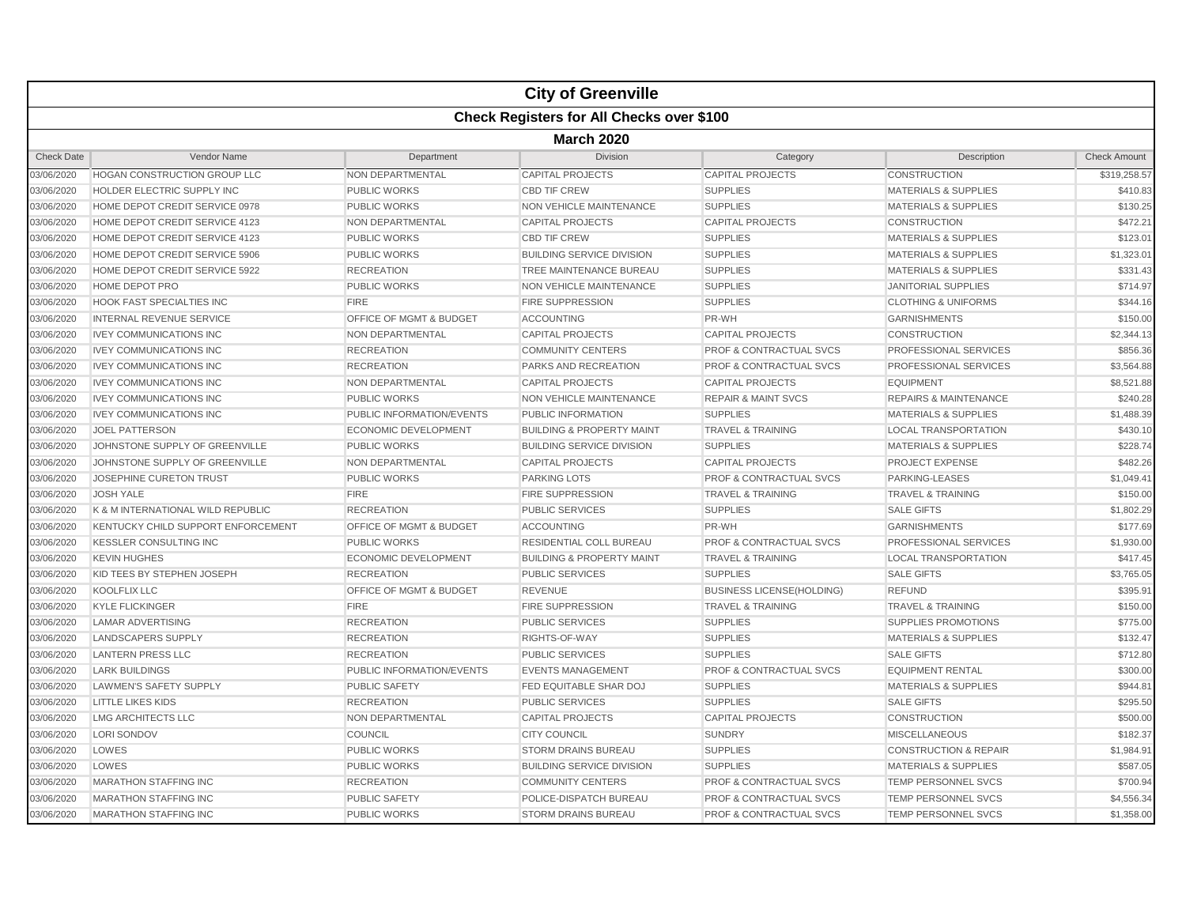# City of Greenville

## Check Registers for All Checks over $100

### March 2020

| Check Date | Vendor Name | Department | Division | Category | Description | Check Amount |
|---|---|---|---|---|---|---|
| 03/06/2020 | HOGAN CONSTRUCTION GROUP LLC | NON DEPARTMENTAL | CAPITAL PROJECTS | CAPITAL PROJECTS | CONSTRUCTION | $319,258.57 |
| 03/06/2020 | HOLDER ELECTRIC SUPPLY INC | PUBLIC WORKS | CBD TIF CREW | SUPPLIES | MATERIALS & SUPPLIES | $410.83 |
| 03/06/2020 | HOME DEPOT CREDIT SERVICE 0978 | PUBLIC WORKS | NON VEHICLE MAINTENANCE | SUPPLIES | MATERIALS & SUPPLIES | $130.25 |
| 03/06/2020 | HOME DEPOT CREDIT SERVICE 4123 | NON DEPARTMENTAL | CAPITAL PROJECTS | CAPITAL PROJECTS | CONSTRUCTION | $472.21 |
| 03/06/2020 | HOME DEPOT CREDIT SERVICE 4123 | PUBLIC WORKS | CBD TIF CREW | SUPPLIES | MATERIALS & SUPPLIES | $123.01 |
| 03/06/2020 | HOME DEPOT CREDIT SERVICE 5906 | PUBLIC WORKS | BUILDING SERVICE DIVISION | SUPPLIES | MATERIALS & SUPPLIES | $1,323.01 |
| 03/06/2020 | HOME DEPOT CREDIT SERVICE 5922 | RECREATION | TREE MAINTENANCE BUREAU | SUPPLIES | MATERIALS & SUPPLIES | $331.43 |
| 03/06/2020 | HOME DEPOT PRO | PUBLIC WORKS | NON VEHICLE MAINTENANCE | SUPPLIES | JANITORIAL SUPPLIES | $714.97 |
| 03/06/2020 | HOOK FAST SPECIALTIES INC | FIRE | FIRE SUPPRESSION | SUPPLIES | CLOTHING & UNIFORMS | $344.16 |
| 03/06/2020 | INTERNAL REVENUE SERVICE | OFFICE OF MGMT & BUDGET | ACCOUNTING | PR-WH | GARNISHMENTS | $150.00 |
| 03/06/2020 | IVEY COMMUNICATIONS INC | NON DEPARTMENTAL | CAPITAL PROJECTS | CAPITAL PROJECTS | CONSTRUCTION | $2,344.13 |
| 03/06/2020 | IVEY COMMUNICATIONS INC | RECREATION | COMMUNITY CENTERS | PROF & CONTRACTUAL SVCS | PROFESSIONAL SERVICES | $856.36 |
| 03/06/2020 | IVEY COMMUNICATIONS INC | RECREATION | PARKS AND RECREATION | PROF & CONTRACTUAL SVCS | PROFESSIONAL SERVICES | $3,564.88 |
| 03/06/2020 | IVEY COMMUNICATIONS INC | NON DEPARTMENTAL | CAPITAL PROJECTS | CAPITAL PROJECTS | EQUIPMENT | $8,521.88 |
| 03/06/2020 | IVEY COMMUNICATIONS INC | PUBLIC WORKS | NON VEHICLE MAINTENANCE | REPAIR & MAINT SVCS | REPAIRS & MAINTENANCE | $240.28 |
| 03/06/2020 | IVEY COMMUNICATIONS INC | PUBLIC INFORMATION/EVENTS | PUBLIC INFORMATION | SUPPLIES | MATERIALS & SUPPLIES | $1,488.39 |
| 03/06/2020 | JOEL PATTERSON | ECONOMIC DEVELOPMENT | BUILDING & PROPERTY MAINT | TRAVEL & TRAINING | LOCAL TRANSPORTATION | $430.10 |
| 03/06/2020 | JOHNSTONE SUPPLY OF GREENVILLE | PUBLIC WORKS | BUILDING SERVICE DIVISION | SUPPLIES | MATERIALS & SUPPLIES | $228.74 |
| 03/06/2020 | JOHNSTONE SUPPLY OF GREENVILLE | NON DEPARTMENTAL | CAPITAL PROJECTS | CAPITAL PROJECTS | PROJECT EXPENSE | $482.26 |
| 03/06/2020 | JOSEPHINE CURETON TRUST | PUBLIC WORKS | PARKING LOTS | PROF & CONTRACTUAL SVCS | PARKING-LEASES | $1,049.41 |
| 03/06/2020 | JOSH YALE | FIRE | FIRE SUPPRESSION | TRAVEL & TRAINING | TRAVEL & TRAINING | $150.00 |
| 03/06/2020 | K & M INTERNATIONAL WILD REPUBLIC | RECREATION | PUBLIC SERVICES | SUPPLIES | SALE GIFTS | $1,802.29 |
| 03/06/2020 | KENTUCKY CHILD SUPPORT ENFORCEMENT | OFFICE OF MGMT & BUDGET | ACCOUNTING | PR-WH | GARNISHMENTS | $177.69 |
| 03/06/2020 | KESSLER CONSULTING INC | PUBLIC WORKS | RESIDENTIAL COLL BUREAU | PROF & CONTRACTUAL SVCS | PROFESSIONAL SERVICES | $1,930.00 |
| 03/06/2020 | KEVIN HUGHES | ECONOMIC DEVELOPMENT | BUILDING & PROPERTY MAINT | TRAVEL & TRAINING | LOCAL TRANSPORTATION | $417.45 |
| 03/06/2020 | KID TEES BY STEPHEN JOSEPH | RECREATION | PUBLIC SERVICES | SUPPLIES | SALE GIFTS | $3,765.05 |
| 03/06/2020 | KOOLFLIX LLC | OFFICE OF MGMT & BUDGET | REVENUE | BUSINESS LICENSE(HOLDING) | REFUND | $395.91 |
| 03/06/2020 | KYLE FLICKINGER | FIRE | FIRE SUPPRESSION | TRAVEL & TRAINING | TRAVEL & TRAINING | $150.00 |
| 03/06/2020 | LAMAR ADVERTISING | RECREATION | PUBLIC SERVICES | SUPPLIES | SUPPLIES PROMOTIONS | $775.00 |
| 03/06/2020 | LANDSCAPERS SUPPLY | RECREATION | RIGHTS-OF-WAY | SUPPLIES | MATERIALS & SUPPLIES | $132.47 |
| 03/06/2020 | LANTERN PRESS LLC | RECREATION | PUBLIC SERVICES | SUPPLIES | SALE GIFTS | $712.80 |
| 03/06/2020 | LARK BUILDINGS | PUBLIC INFORMATION/EVENTS | EVENTS MANAGEMENT | PROF & CONTRACTUAL SVCS | EQUIPMENT RENTAL | $300.00 |
| 03/06/2020 | LAWMEN'S SAFETY SUPPLY | PUBLIC SAFETY | FED EQUITABLE SHAR DOJ | SUPPLIES | MATERIALS & SUPPLIES | $944.81 |
| 03/06/2020 | LITTLE LIKES KIDS | RECREATION | PUBLIC SERVICES | SUPPLIES | SALE GIFTS | $295.50 |
| 03/06/2020 | LMG ARCHITECTS LLC | NON DEPARTMENTAL | CAPITAL PROJECTS | CAPITAL PROJECTS | CONSTRUCTION | $500.00 |
| 03/06/2020 | LORI SONDOV | COUNCIL | CITY COUNCIL | SUNDRY | MISCELLANEOUS | $182.37 |
| 03/06/2020 | LOWES | PUBLIC WORKS | STORM DRAINS BUREAU | SUPPLIES | CONSTRUCTION & REPAIR | $1,984.91 |
| 03/06/2020 | LOWES | PUBLIC WORKS | BUILDING SERVICE DIVISION | SUPPLIES | MATERIALS & SUPPLIES | $587.05 |
| 03/06/2020 | MARATHON STAFFING INC | RECREATION | COMMUNITY CENTERS | PROF & CONTRACTUAL SVCS | TEMP PERSONNEL SVCS | $700.94 |
| 03/06/2020 | MARATHON STAFFING INC | PUBLIC SAFETY | POLICE-DISPATCH BUREAU | PROF & CONTRACTUAL SVCS | TEMP PERSONNEL SVCS | $4,556.34 |
| 03/06/2020 | MARATHON STAFFING INC | PUBLIC WORKS | STORM DRAINS BUREAU | PROF & CONTRACTUAL SVCS | TEMP PERSONNEL SVCS | $1,358.00 |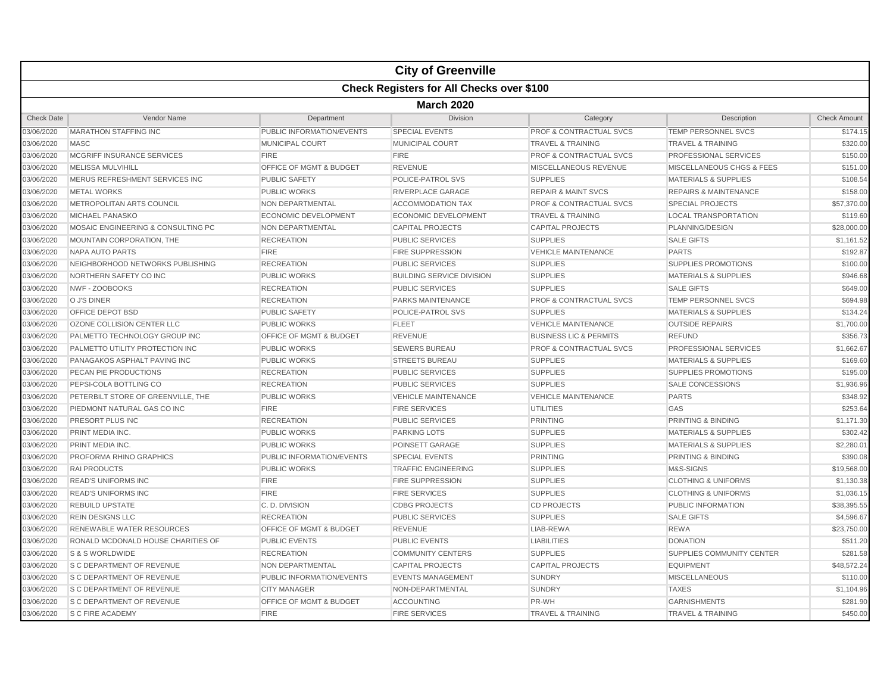# City of Greenville

## Check Registers for All Checks over $100

### March 2020

| Check Date | Vendor Name | Department | Division | Category | Description | Check Amount |
|---|---|---|---|---|---|---|
| 03/06/2020 | MARATHON STAFFING INC | PUBLIC INFORMATION/EVENTS | SPECIAL EVENTS | PROF & CONTRACTUAL SVCS | TEMP PERSONNEL SVCS | $174.15 |
| 03/06/2020 | MASC | MUNICIPAL COURT | MUNICIPAL COURT | TRAVEL & TRAINING | TRAVEL & TRAINING | $320.00 |
| 03/06/2020 | MCGRIFF INSURANCE SERVICES | FIRE | FIRE | PROF & CONTRACTUAL SVCS | PROFESSIONAL SERVICES | $150.00 |
| 03/06/2020 | MELISSA MULVIHILL | OFFICE OF MGMT & BUDGET | REVENUE | MISCELLANEOUS REVENUE | MISCELLANEOUS CHGS & FEES | $151.00 |
| 03/06/2020 | MERUS REFRESHMENT SERVICES INC | PUBLIC SAFETY | POLICE-PATROL SVS | SUPPLIES | MATERIALS & SUPPLIES | $108.54 |
| 03/06/2020 | METAL WORKS | PUBLIC WORKS | RIVERPLACE GARAGE | REPAIR & MAINT SVCS | REPAIRS & MAINTENANCE | $158.00 |
| 03/06/2020 | METROPOLITAN ARTS COUNCIL | NON DEPARTMENTAL | ACCOMMODATION TAX | PROF & CONTRACTUAL SVCS | SPECIAL PROJECTS | $57,370.00 |
| 03/06/2020 | MICHAEL PANASKO | ECONOMIC DEVELOPMENT | ECONOMIC DEVELOPMENT | TRAVEL & TRAINING | LOCAL TRANSPORTATION | $119.60 |
| 03/06/2020 | MOSAIC ENGINEERING & CONSULTING PC | NON DEPARTMENTAL | CAPITAL PROJECTS | CAPITAL PROJECTS | PLANNING/DESIGN | $28,000.00 |
| 03/06/2020 | MOUNTAIN CORPORATION, THE | RECREATION | PUBLIC SERVICES | SUPPLIES | SALE GIFTS | $1,161.52 |
| 03/06/2020 | NAPA AUTO PARTS | FIRE | FIRE SUPPRESSION | VEHICLE MAINTENANCE | PARTS | $192.87 |
| 03/06/2020 | NEIGHBORHOOD NETWORKS PUBLISHING | RECREATION | PUBLIC SERVICES | SUPPLIES | SUPPLIES PROMOTIONS | $100.00 |
| 03/06/2020 | NORTHERN SAFETY CO INC | PUBLIC WORKS | BUILDING SERVICE DIVISION | SUPPLIES | MATERIALS & SUPPLIES | $946.68 |
| 03/06/2020 | NWF - ZOOBOOKS | RECREATION | PUBLIC SERVICES | SUPPLIES | SALE GIFTS | $649.00 |
| 03/06/2020 | O J'S DINER | RECREATION | PARKS MAINTENANCE | PROF & CONTRACTUAL SVCS | TEMP PERSONNEL SVCS | $694.98 |
| 03/06/2020 | OFFICE DEPOT BSD | PUBLIC SAFETY | POLICE-PATROL SVS | SUPPLIES | MATERIALS & SUPPLIES | $134.24 |
| 03/06/2020 | OZONE COLLISION CENTER LLC | PUBLIC WORKS | FLEET | VEHICLE MAINTENANCE | OUTSIDE REPAIRS | $1,700.00 |
| 03/06/2020 | PALMETTO TECHNOLOGY GROUP INC | OFFICE OF MGMT & BUDGET | REVENUE | BUSINESS LIC & PERMITS | REFUND | $356.73 |
| 03/06/2020 | PALMETTO UTILITY PROTECTION INC | PUBLIC WORKS | SEWERS BUREAU | PROF & CONTRACTUAL SVCS | PROFESSIONAL SERVICES | $1,662.67 |
| 03/06/2020 | PANAGAKOS ASPHALT PAVING INC | PUBLIC WORKS | STREETS BUREAU | SUPPLIES | MATERIALS & SUPPLIES | $169.60 |
| 03/06/2020 | PECAN PIE PRODUCTIONS | RECREATION | PUBLIC SERVICES | SUPPLIES | SUPPLIES PROMOTIONS | $195.00 |
| 03/06/2020 | PEPSI-COLA BOTTLING CO | RECREATION | PUBLIC SERVICES | SUPPLIES | SALE CONCESSIONS | $1,936.96 |
| 03/06/2020 | PETERBILT STORE OF GREENVILLE, THE | PUBLIC WORKS | VEHICLE MAINTENANCE | VEHICLE MAINTENANCE | PARTS | $348.92 |
| 03/06/2020 | PIEDMONT NATURAL GAS CO INC | FIRE | FIRE SERVICES | UTILITIES | GAS | $253.64 |
| 03/06/2020 | PRESORT PLUS INC | RECREATION | PUBLIC SERVICES | PRINTING | PRINTING & BINDING | $1,171.30 |
| 03/06/2020 | PRINT MEDIA INC. | PUBLIC WORKS | PARKING LOTS | SUPPLIES | MATERIALS & SUPPLIES | $302.42 |
| 03/06/2020 | PRINT MEDIA INC. | PUBLIC WORKS | POINSETT GARAGE | SUPPLIES | MATERIALS & SUPPLIES | $2,280.01 |
| 03/06/2020 | PROFORMA RHINO GRAPHICS | PUBLIC INFORMATION/EVENTS | SPECIAL EVENTS | PRINTING | PRINTING & BINDING | $390.08 |
| 03/06/2020 | RAI PRODUCTS | PUBLIC WORKS | TRAFFIC ENGINEERING | SUPPLIES | M&S-SIGNS | $19,568.00 |
| 03/06/2020 | READ'S UNIFORMS INC | FIRE | FIRE SUPPRESSION | SUPPLIES | CLOTHING & UNIFORMS | $1,130.38 |
| 03/06/2020 | READ'S UNIFORMS INC | FIRE | FIRE SERVICES | SUPPLIES | CLOTHING & UNIFORMS | $1,036.15 |
| 03/06/2020 | REBUILD UPSTATE | C. D. DIVISION | CDBG PROJECTS | CD PROJECTS | PUBLIC INFORMATION | $38,395.55 |
| 03/06/2020 | REIN DESIGNS LLC | RECREATION | PUBLIC SERVICES | SUPPLIES | SALE GIFTS | $4,596.67 |
| 03/06/2020 | RENEWABLE WATER RESOURCES | OFFICE OF MGMT & BUDGET | REVENUE | LIAB-REWA | REWA | $23,750.00 |
| 03/06/2020 | RONALD MCDONALD HOUSE CHARITIES OF | PUBLIC EVENTS | PUBLIC EVENTS | LIABILITIES | DONATION | $511.20 |
| 03/06/2020 | S & S WORLDWIDE | RECREATION | COMMUNITY CENTERS | SUPPLIES | SUPPLIES COMMUNITY CENTER | $281.58 |
| 03/06/2020 | S C DEPARTMENT OF REVENUE | NON DEPARTMENTAL | CAPITAL PROJECTS | CAPITAL PROJECTS | EQUIPMENT | $48,572.24 |
| 03/06/2020 | S C DEPARTMENT OF REVENUE | PUBLIC INFORMATION/EVENTS | EVENTS MANAGEMENT | SUNDRY | MISCELLANEOUS | $110.00 |
| 03/06/2020 | S C DEPARTMENT OF REVENUE | CITY MANAGER | NON-DEPARTMENTAL | SUNDRY | TAXES | $1,104.96 |
| 03/06/2020 | S C DEPARTMENT OF REVENUE | OFFICE OF MGMT & BUDGET | ACCOUNTING | PR-WH | GARNISHMENTS | $281.90 |
| 03/06/2020 | S C FIRE ACADEMY | FIRE | FIRE SERVICES | TRAVEL & TRAINING | TRAVEL & TRAINING | $450.00 |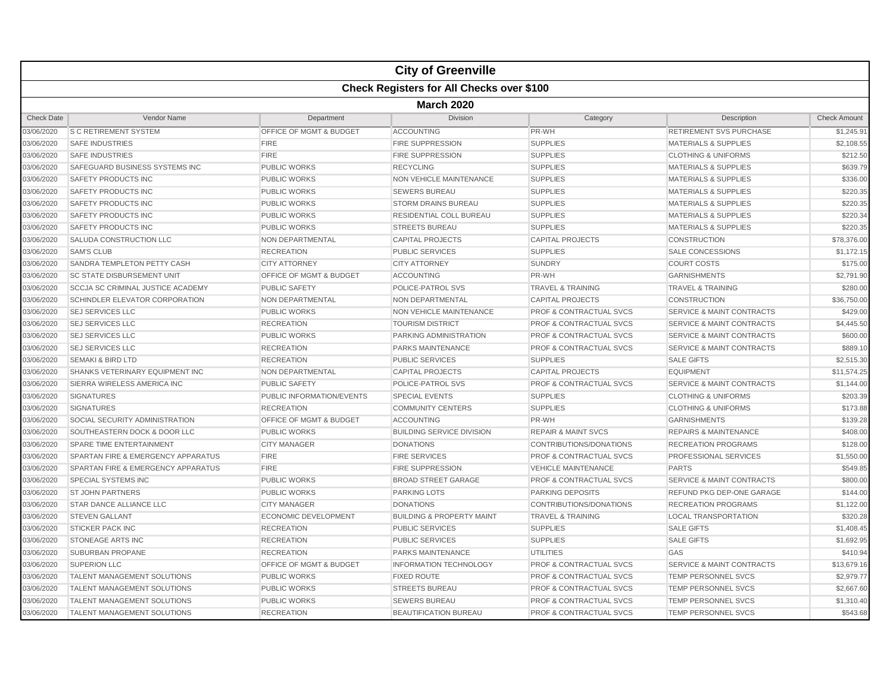# City of Greenville

## Check Registers for All Checks over $100

### March 2020

| Check Date | Vendor Name | Department | Division | Category | Description | Check Amount |
|---|---|---|---|---|---|---|
| 03/06/2020 | S C RETIREMENT SYSTEM | OFFICE OF MGMT & BUDGET | ACCOUNTING | PR-WH | RETIREMENT SVS PURCHASE | $1,245.91 |
| 03/06/2020 | SAFE INDUSTRIES | FIRE | FIRE SUPPRESSION | SUPPLIES | MATERIALS & SUPPLIES | $2,108.55 |
| 03/06/2020 | SAFE INDUSTRIES | FIRE | FIRE SUPPRESSION | SUPPLIES | CLOTHING & UNIFORMS | $212.50 |
| 03/06/2020 | SAFEGUARD BUSINESS SYSTEMS INC | PUBLIC WORKS | RECYCLING | SUPPLIES | MATERIALS & SUPPLIES | $639.79 |
| 03/06/2020 | SAFETY PRODUCTS INC | PUBLIC WORKS | NON VEHICLE MAINTENANCE | SUPPLIES | MATERIALS & SUPPLIES | $336.00 |
| 03/06/2020 | SAFETY PRODUCTS INC | PUBLIC WORKS | SEWERS BUREAU | SUPPLIES | MATERIALS & SUPPLIES | $220.35 |
| 03/06/2020 | SAFETY PRODUCTS INC | PUBLIC WORKS | STORM DRAINS BUREAU | SUPPLIES | MATERIALS & SUPPLIES | $220.35 |
| 03/06/2020 | SAFETY PRODUCTS INC | PUBLIC WORKS | RESIDENTIAL COLL BUREAU | SUPPLIES | MATERIALS & SUPPLIES | $220.34 |
| 03/06/2020 | SAFETY PRODUCTS INC | PUBLIC WORKS | STREETS BUREAU | SUPPLIES | MATERIALS & SUPPLIES | $220.35 |
| 03/06/2020 | SALUDA CONSTRUCTION LLC | NON DEPARTMENTAL | CAPITAL PROJECTS | CAPITAL PROJECTS | CONSTRUCTION | $78,376.00 |
| 03/06/2020 | SAM'S CLUB | RECREATION | PUBLIC SERVICES | SUPPLIES | SALE CONCESSIONS | $1,172.15 |
| 03/06/2020 | SANDRA TEMPLETON PETTY CASH | CITY ATTORNEY | CITY ATTORNEY | SUNDRY | COURT COSTS | $175.00 |
| 03/06/2020 | SC STATE DISBURSEMENT UNIT | OFFICE OF MGMT & BUDGET | ACCOUNTING | PR-WH | GARNISHMENTS | $2,791.90 |
| 03/06/2020 | SCCJA SC CRIMINAL JUSTICE ACADEMY | PUBLIC SAFETY | POLICE-PATROL SVS | TRAVEL & TRAINING | TRAVEL & TRAINING | $280.00 |
| 03/06/2020 | SCHINDLER ELEVATOR CORPORATION | NON DEPARTMENTAL | NON DEPARTMENTAL | CAPITAL PROJECTS | CONSTRUCTION | $36,750.00 |
| 03/06/2020 | SEJ SERVICES LLC | PUBLIC WORKS | NON VEHICLE MAINTENANCE | PROF & CONTRACTUAL SVCS | SERVICE & MAINT CONTRACTS | $429.00 |
| 03/06/2020 | SEJ SERVICES LLC | RECREATION | TOURISM DISTRICT | PROF & CONTRACTUAL SVCS | SERVICE & MAINT CONTRACTS | $4,445.50 |
| 03/06/2020 | SEJ SERVICES LLC | PUBLIC WORKS | PARKING ADMINISTRATION | PROF & CONTRACTUAL SVCS | SERVICE & MAINT CONTRACTS | $600.00 |
| 03/06/2020 | SEJ SERVICES LLC | RECREATION | PARKS MAINTENANCE | PROF & CONTRACTUAL SVCS | SERVICE & MAINT CONTRACTS | $889.10 |
| 03/06/2020 | SEMAKI & BIRD LTD | RECREATION | PUBLIC SERVICES | SUPPLIES | SALE GIFTS | $2,515.30 |
| 03/06/2020 | SHANKS VETERINARY EQUIPMENT INC | NON DEPARTMENTAL | CAPITAL PROJECTS | CAPITAL PROJECTS | EQUIPMENT | $11,574.25 |
| 03/06/2020 | SIERRA WIRELESS AMERICA INC | PUBLIC SAFETY | POLICE-PATROL SVS | PROF & CONTRACTUAL SVCS | SERVICE & MAINT CONTRACTS | $1,144.00 |
| 03/06/2020 | SIGNATURES | PUBLIC INFORMATION/EVENTS | SPECIAL EVENTS | SUPPLIES | CLOTHING & UNIFORMS | $203.39 |
| 03/06/2020 | SIGNATURES | RECREATION | COMMUNITY CENTERS | SUPPLIES | CLOTHING & UNIFORMS | $173.88 |
| 03/06/2020 | SOCIAL SECURITY ADMINISTRATION | OFFICE OF MGMT & BUDGET | ACCOUNTING | PR-WH | GARNISHMENTS | $139.28 |
| 03/06/2020 | SOUTHEASTERN DOCK & DOOR LLC | PUBLIC WORKS | BUILDING SERVICE DIVISION | REPAIR & MAINT SVCS | REPAIRS & MAINTENANCE | $408.00 |
| 03/06/2020 | SPARE TIME ENTERTAINMENT | CITY MANAGER | DONATIONS | CONTRIBUTIONS/DONATIONS | RECREATION PROGRAMS | $128.00 |
| 03/06/2020 | SPARTAN FIRE & EMERGENCY APPARATUS | FIRE | FIRE SERVICES | PROF & CONTRACTUAL SVCS | PROFESSIONAL SERVICES | $1,550.00 |
| 03/06/2020 | SPARTAN FIRE & EMERGENCY APPARATUS | FIRE | FIRE SUPPRESSION | VEHICLE MAINTENANCE | PARTS | $549.85 |
| 03/06/2020 | SPECIAL SYSTEMS INC | PUBLIC WORKS | BROAD STREET GARAGE | PROF & CONTRACTUAL SVCS | SERVICE & MAINT CONTRACTS | $800.00 |
| 03/06/2020 | ST JOHN PARTNERS | PUBLIC WORKS | PARKING LOTS | PARKING DEPOSITS | REFUND PKG DEP-ONE GARAGE | $144.00 |
| 03/06/2020 | STAR DANCE ALLIANCE LLC | CITY MANAGER | DONATIONS | CONTRIBUTIONS/DONATIONS | RECREATION PROGRAMS | $1,122.00 |
| 03/06/2020 | STEVEN GALLANT | ECONOMIC DEVELOPMENT | BUILDING & PROPERTY MAINT | TRAVEL & TRAINING | LOCAL TRANSPORTATION | $320.28 |
| 03/06/2020 | STICKER PACK INC | RECREATION | PUBLIC SERVICES | SUPPLIES | SALE GIFTS | $1,408.45 |
| 03/06/2020 | STONEAGE ARTS INC | RECREATION | PUBLIC SERVICES | SUPPLIES | SALE GIFTS | $1,692.95 |
| 03/06/2020 | SUBURBAN PROPANE | RECREATION | PARKS MAINTENANCE | UTILITIES | GAS | $410.94 |
| 03/06/2020 | SUPERION LLC | OFFICE OF MGMT & BUDGET | INFORMATION TECHNOLOGY | PROF & CONTRACTUAL SVCS | SERVICE & MAINT CONTRACTS | $13,679.16 |
| 03/06/2020 | TALENT MANAGEMENT SOLUTIONS | PUBLIC WORKS | FIXED ROUTE | PROF & CONTRACTUAL SVCS | TEMP PERSONNEL SVCS | $2,979.77 |
| 03/06/2020 | TALENT MANAGEMENT SOLUTIONS | PUBLIC WORKS | STREETS BUREAU | PROF & CONTRACTUAL SVCS | TEMP PERSONNEL SVCS | $2,667.60 |
| 03/06/2020 | TALENT MANAGEMENT SOLUTIONS | PUBLIC WORKS | SEWERS BUREAU | PROF & CONTRACTUAL SVCS | TEMP PERSONNEL SVCS | $1,310.40 |
| 03/06/2020 | TALENT MANAGEMENT SOLUTIONS | RECREATION | BEAUTIFICATION BUREAU | PROF & CONTRACTUAL SVCS | TEMP PERSONNEL SVCS | $543.68 |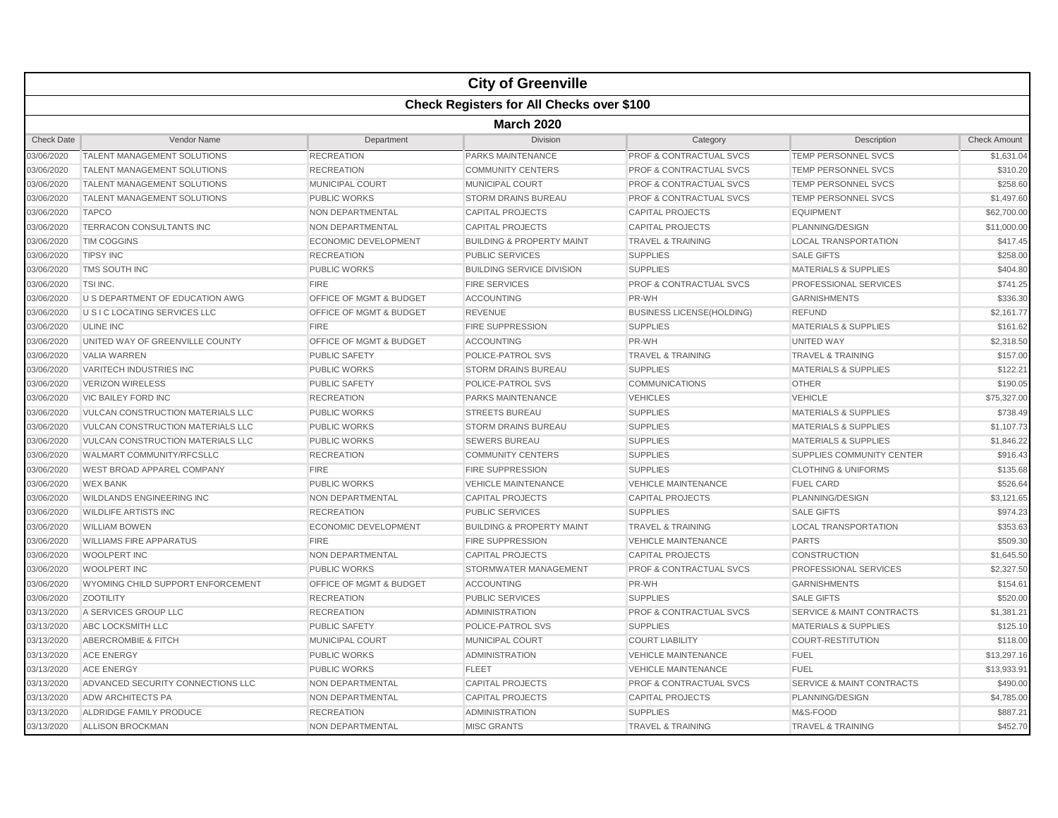# City of Greenville

## Check Registers for All Checks over $100

### March 2020

| Check Date | Vendor Name | Department | Division | Category | Description | Check Amount |
|---|---|---|---|---|---|---|
| 03/06/2020 | TALENT MANAGEMENT SOLUTIONS | RECREATION | PARKS MAINTENANCE | PROF & CONTRACTUAL SVCS | TEMP PERSONNEL SVCS | $1,631.04 |
| 03/06/2020 | TALENT MANAGEMENT SOLUTIONS | RECREATION | COMMUNITY CENTERS | PROF & CONTRACTUAL SVCS | TEMP PERSONNEL SVCS | $310.20 |
| 03/06/2020 | TALENT MANAGEMENT SOLUTIONS | MUNICIPAL COURT | MUNICIPAL COURT | PROF & CONTRACTUAL SVCS | TEMP PERSONNEL SVCS | $258.60 |
| 03/06/2020 | TALENT MANAGEMENT SOLUTIONS | PUBLIC WORKS | STORM DRAINS BUREAU | PROF & CONTRACTUAL SVCS | TEMP PERSONNEL SVCS | $1,497.60 |
| 03/06/2020 | TAPCO | NON DEPARTMENTAL | CAPITAL PROJECTS | CAPITAL PROJECTS | EQUIPMENT | $62,700.00 |
| 03/06/2020 | TERRACON CONSULTANTS INC | NON DEPARTMENTAL | CAPITAL PROJECTS | CAPITAL PROJECTS | PLANNING/DESIGN | $11,000.00 |
| 03/06/2020 | TIM COGGINS | ECONOMIC DEVELOPMENT | BUILDING & PROPERTY MAINT | TRAVEL & TRAINING | LOCAL TRANSPORTATION | $417.45 |
| 03/06/2020 | TIPSY INC | RECREATION | PUBLIC SERVICES | SUPPLIES | SALE GIFTS | $258.00 |
| 03/06/2020 | TMS SOUTH INC | PUBLIC WORKS | BUILDING SERVICE DIVISION | SUPPLIES | MATERIALS & SUPPLIES | $404.80 |
| 03/06/2020 | TSI INC. | FIRE | FIRE SERVICES | PROF & CONTRACTUAL SVCS | PROFESSIONAL SERVICES | $741.25 |
| 03/06/2020 | U S DEPARTMENT OF EDUCATION AWG | OFFICE OF MGMT & BUDGET | ACCOUNTING | PR-WH | GARNISHMENTS | $336.30 |
| 03/06/2020 | U S I C LOCATING SERVICES LLC | OFFICE OF MGMT & BUDGET | REVENUE | BUSINESS LICENSE(HOLDING) | REFUND | $2,161.77 |
| 03/06/2020 | ULINE INC | FIRE | FIRE SUPPRESSION | SUPPLIES | MATERIALS & SUPPLIES | $161.62 |
| 03/06/2020 | UNITED WAY OF GREENVILLE COUNTY | OFFICE OF MGMT & BUDGET | ACCOUNTING | PR-WH | UNITED WAY | $2,318.50 |
| 03/06/2020 | VALIA WARREN | PUBLIC SAFETY | POLICE-PATROL SVS | TRAVEL & TRAINING | TRAVEL & TRAINING | $157.00 |
| 03/06/2020 | VARITECH INDUSTRIES INC | PUBLIC WORKS | STORM DRAINS BUREAU | SUPPLIES | MATERIALS & SUPPLIES | $122.21 |
| 03/06/2020 | VERIZON WIRELESS | PUBLIC SAFETY | POLICE-PATROL SVS | COMMUNICATIONS | OTHER | $190.05 |
| 03/06/2020 | VIC BAILEY FORD INC | RECREATION | PARKS MAINTENANCE | VEHICLES | VEHICLE | $75,327.00 |
| 03/06/2020 | VULCAN CONSTRUCTION MATERIALS LLC | PUBLIC WORKS | STREETS BUREAU | SUPPLIES | MATERIALS & SUPPLIES | $738.49 |
| 03/06/2020 | VULCAN CONSTRUCTION MATERIALS LLC | PUBLIC WORKS | STORM DRAINS BUREAU | SUPPLIES | MATERIALS & SUPPLIES | $1,107.73 |
| 03/06/2020 | VULCAN CONSTRUCTION MATERIALS LLC | PUBLIC WORKS | SEWERS BUREAU | SUPPLIES | MATERIALS & SUPPLIES | $1,846.22 |
| 03/06/2020 | WALMART COMMUNITY/RFCSLLC | RECREATION | COMMUNITY CENTERS | SUPPLIES | SUPPLIES COMMUNITY CENTER | $916.43 |
| 03/06/2020 | WEST BROAD APPAREL COMPANY | FIRE | FIRE SUPPRESSION | SUPPLIES | CLOTHING & UNIFORMS | $135.68 |
| 03/06/2020 | WEX BANK | PUBLIC WORKS | VEHICLE MAINTENANCE | VEHICLE MAINTENANCE | FUEL CARD | $526.64 |
| 03/06/2020 | WILDLANDS ENGINEERING INC | NON DEPARTMENTAL | CAPITAL PROJECTS | CAPITAL PROJECTS | PLANNING/DESIGN | $3,121.65 |
| 03/06/2020 | WILDLIFE ARTISTS INC | RECREATION | PUBLIC SERVICES | SUPPLIES | SALE GIFTS | $974.23 |
| 03/06/2020 | WILLIAM BOWEN | ECONOMIC DEVELOPMENT | BUILDING & PROPERTY MAINT | TRAVEL & TRAINING | LOCAL TRANSPORTATION | $353.63 |
| 03/06/2020 | WILLIAMS FIRE APPARATUS | FIRE | FIRE SUPPRESSION | VEHICLE MAINTENANCE | PARTS | $509.30 |
| 03/06/2020 | WOOLPERT INC | NON DEPARTMENTAL | CAPITAL PROJECTS | CAPITAL PROJECTS | CONSTRUCTION | $1,645.50 |
| 03/06/2020 | WOOLPERT INC | PUBLIC WORKS | STORMWATER MANAGEMENT | PROF & CONTRACTUAL SVCS | PROFESSIONAL SERVICES | $2,327.50 |
| 03/06/2020 | WYOMING CHILD SUPPORT ENFORCEMENT | OFFICE OF MGMT & BUDGET | ACCOUNTING | PR-WH | GARNISHMENTS | $154.61 |
| 03/06/2020 | ZOOTILITY | RECREATION | PUBLIC SERVICES | SUPPLIES | SALE GIFTS | $520.00 |
| 03/13/2020 | A SERVICES GROUP LLC | RECREATION | ADMINISTRATION | PROF & CONTRACTUAL SVCS | SERVICE & MAINT CONTRACTS | $1,381.21 |
| 03/13/2020 | ABC LOCKSMITH LLC | PUBLIC SAFETY | POLICE-PATROL SVS | SUPPLIES | MATERIALS & SUPPLIES | $125.10 |
| 03/13/2020 | ABERCROMBIE & FITCH | MUNICIPAL COURT | MUNICIPAL COURT | COURT LIABILITY | COURT-RESTITUTION | $118.00 |
| 03/13/2020 | ACE ENERGY | PUBLIC WORKS | ADMINISTRATION | VEHICLE MAINTENANCE | FUEL | $13,297.16 |
| 03/13/2020 | ACE ENERGY | PUBLIC WORKS | FLEET | VEHICLE MAINTENANCE | FUEL | $13,933.91 |
| 03/13/2020 | ADVANCED SECURITY CONNECTIONS LLC | NON DEPARTMENTAL | CAPITAL PROJECTS | PROF & CONTRACTUAL SVCS | SERVICE & MAINT CONTRACTS | $490.00 |
| 03/13/2020 | ADW ARCHITECTS PA | NON DEPARTMENTAL | CAPITAL PROJECTS | CAPITAL PROJECTS | PLANNING/DESIGN | $4,785.00 |
| 03/13/2020 | ALDRIDGE FAMILY PRODUCE | RECREATION | ADMINISTRATION | SUPPLIES | M&S-FOOD | $887.21 |
| 03/13/2020 | ALLISON BROCKMAN | NON DEPARTMENTAL | MISC GRANTS | TRAVEL & TRAINING | TRAVEL & TRAINING | $452.70 |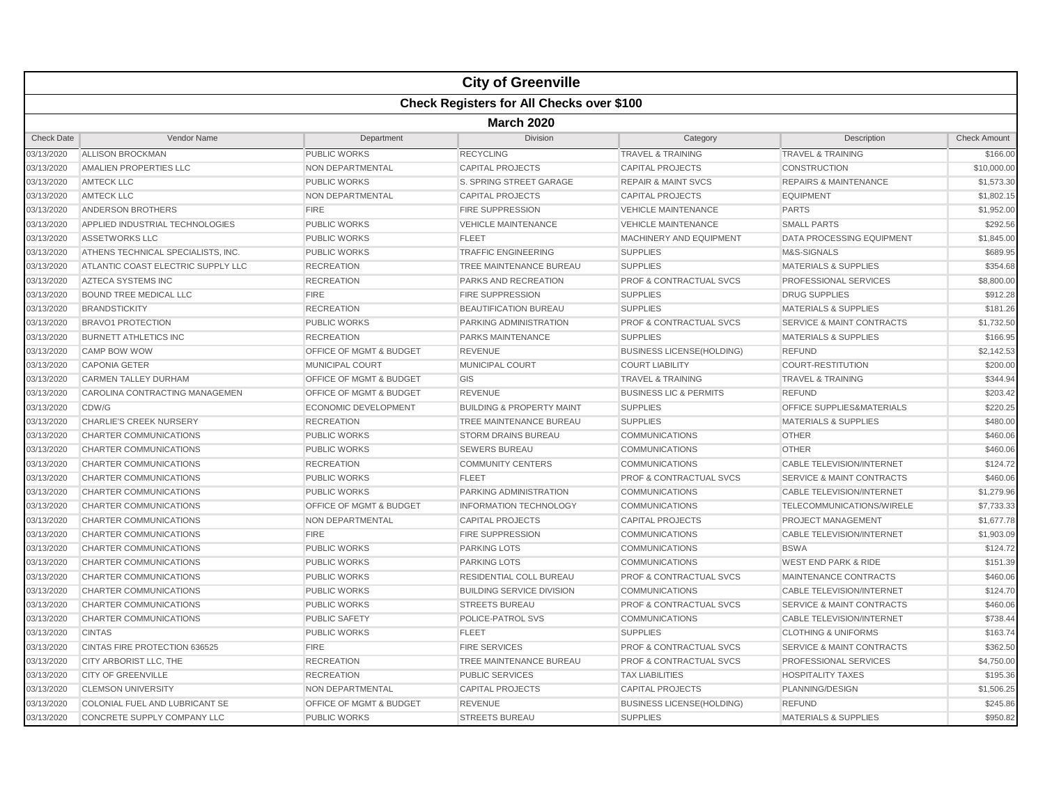# City of Greenville

## Check Registers for All Checks over $100

### March 2020

| Check Date | Vendor Name | Department | Division | Category | Description | Check Amount |
|---|---|---|---|---|---|---|
| 03/13/2020 | ALLISON BROCKMAN | PUBLIC WORKS | RECYCLING | TRAVEL & TRAINING | TRAVEL & TRAINING | $166.00 |
| 03/13/2020 | AMALIEN PROPERTIES LLC | NON DEPARTMENTAL | CAPITAL PROJECTS | CAPITAL PROJECTS | CONSTRUCTION | $10,000.00 |
| 03/13/2020 | AMTECK LLC | PUBLIC WORKS | S. SPRING STREET GARAGE | REPAIR & MAINT SVCS | REPAIRS & MAINTENANCE | $1,573.30 |
| 03/13/2020 | AMTECK LLC | NON DEPARTMENTAL | CAPITAL PROJECTS | CAPITAL PROJECTS | EQUIPMENT | $1,802.15 |
| 03/13/2020 | ANDERSON BROTHERS | FIRE | FIRE SUPPRESSION | VEHICLE MAINTENANCE | PARTS | $1,952.00 |
| 03/13/2020 | APPLIED INDUSTRIAL TECHNOLOGIES | PUBLIC WORKS | VEHICLE MAINTENANCE | VEHICLE MAINTENANCE | SMALL PARTS | $292.56 |
| 03/13/2020 | ASSETWORKS LLC | PUBLIC WORKS | FLEET | MACHINERY AND EQUIPMENT | DATA PROCESSING EQUIPMENT | $1,845.00 |
| 03/13/2020 | ATHENS TECHNICAL SPECIALISTS, INC. | PUBLIC WORKS | TRAFFIC ENGINEERING | SUPPLIES | M&S-SIGNALS | $689.95 |
| 03/13/2020 | ATLANTIC COAST ELECTRIC SUPPLY LLC | RECREATION | TREE MAINTENANCE BUREAU | SUPPLIES | MATERIALS & SUPPLIES | $354.68 |
| 03/13/2020 | AZTECA SYSTEMS INC | RECREATION | PARKS AND RECREATION | PROF & CONTRACTUAL SVCS | PROFESSIONAL SERVICES | $8,800.00 |
| 03/13/2020 | BOUND TREE MEDICAL LLC | FIRE | FIRE SUPPRESSION | SUPPLIES | DRUG SUPPLIES | $912.28 |
| 03/13/2020 | BRANDSTICKITY | RECREATION | BEAUTIFICATION BUREAU | SUPPLIES | MATERIALS & SUPPLIES | $181.26 |
| 03/13/2020 | BRAVO1 PROTECTION | PUBLIC WORKS | PARKING ADMINISTRATION | PROF & CONTRACTUAL SVCS | SERVICE & MAINT CONTRACTS | $1,732.50 |
| 03/13/2020 | BURNETT ATHLETICS INC | RECREATION | PARKS MAINTENANCE | SUPPLIES | MATERIALS & SUPPLIES | $166.95 |
| 03/13/2020 | CAMP BOW WOW | OFFICE OF MGMT & BUDGET | REVENUE | BUSINESS LICENSE(HOLDING) | REFUND | $2,142.53 |
| 03/13/2020 | CAPONIA GETER | MUNICIPAL COURT | MUNICIPAL COURT | COURT LIABILITY | COURT-RESTITUTION | $200.00 |
| 03/13/2020 | CARMEN TALLEY DURHAM | OFFICE OF MGMT & BUDGET | GIS | TRAVEL & TRAINING | TRAVEL & TRAINING | $344.94 |
| 03/13/2020 | CAROLINA CONTRACTING MANAGEMEN | OFFICE OF MGMT & BUDGET | REVENUE | BUSINESS LIC & PERMITS | REFUND | $203.42 |
| 03/13/2020 | CDW/G | ECONOMIC DEVELOPMENT | BUILDING & PROPERTY MAINT | SUPPLIES | OFFICE SUPPLIES&MATERIALS | $220.25 |
| 03/13/2020 | CHARLIE'S CREEK NURSERY | RECREATION | TREE MAINTENANCE BUREAU | SUPPLIES | MATERIALS & SUPPLIES | $480.00 |
| 03/13/2020 | CHARTER COMMUNICATIONS | PUBLIC WORKS | STORM DRAINS BUREAU | COMMUNICATIONS | OTHER | $460.06 |
| 03/13/2020 | CHARTER COMMUNICATIONS | PUBLIC WORKS | SEWERS BUREAU | COMMUNICATIONS | OTHER | $460.06 |
| 03/13/2020 | CHARTER COMMUNICATIONS | RECREATION | COMMUNITY CENTERS | COMMUNICATIONS | CABLE TELEVISION/INTERNET | $124.72 |
| 03/13/2020 | CHARTER COMMUNICATIONS | PUBLIC WORKS | FLEET | PROF & CONTRACTUAL SVCS | SERVICE & MAINT CONTRACTS | $460.06 |
| 03/13/2020 | CHARTER COMMUNICATIONS | PUBLIC WORKS | PARKING ADMINISTRATION | COMMUNICATIONS | CABLE TELEVISION/INTERNET | $1,279.96 |
| 03/13/2020 | CHARTER COMMUNICATIONS | OFFICE OF MGMT & BUDGET | INFORMATION TECHNOLOGY | COMMUNICATIONS | TELECOMMUNICATIONS/WIRELE | $7,733.33 |
| 03/13/2020 | CHARTER COMMUNICATIONS | NON DEPARTMENTAL | CAPITAL PROJECTS | CAPITAL PROJECTS | PROJECT MANAGEMENT | $1,677.78 |
| 03/13/2020 | CHARTER COMMUNICATIONS | FIRE | FIRE SUPPRESSION | COMMUNICATIONS | CABLE TELEVISION/INTERNET | $1,903.09 |
| 03/13/2020 | CHARTER COMMUNICATIONS | PUBLIC WORKS | PARKING LOTS | COMMUNICATIONS | BSWA | $124.72 |
| 03/13/2020 | CHARTER COMMUNICATIONS | PUBLIC WORKS | PARKING LOTS | COMMUNICATIONS | WEST END PARK & RIDE | $151.39 |
| 03/13/2020 | CHARTER COMMUNICATIONS | PUBLIC WORKS | RESIDENTIAL COLL BUREAU | PROF & CONTRACTUAL SVCS | MAINTENANCE CONTRACTS | $460.06 |
| 03/13/2020 | CHARTER COMMUNICATIONS | PUBLIC WORKS | BUILDING SERVICE DIVISION | COMMUNICATIONS | CABLE TELEVISION/INTERNET | $124.70 |
| 03/13/2020 | CHARTER COMMUNICATIONS | PUBLIC WORKS | STREETS BUREAU | PROF & CONTRACTUAL SVCS | SERVICE & MAINT CONTRACTS | $460.06 |
| 03/13/2020 | CHARTER COMMUNICATIONS | PUBLIC SAFETY | POLICE-PATROL SVS | COMMUNICATIONS | CABLE TELEVISION/INTERNET | $738.44 |
| 03/13/2020 | CINTAS | PUBLIC WORKS | FLEET | SUPPLIES | CLOTHING & UNIFORMS | $163.74 |
| 03/13/2020 | CINTAS FIRE PROTECTION 636525 | FIRE | FIRE SERVICES | PROF & CONTRACTUAL SVCS | SERVICE & MAINT CONTRACTS | $362.50 |
| 03/13/2020 | CITY ARBORIST LLC, THE | RECREATION | TREE MAINTENANCE BUREAU | PROF & CONTRACTUAL SVCS | PROFESSIONAL SERVICES | $4,750.00 |
| 03/13/2020 | CITY OF GREENVILLE | RECREATION | PUBLIC SERVICES | TAX LIABILITIES | HOSPITALITY TAXES | $195.36 |
| 03/13/2020 | CLEMSON UNIVERSITY | NON DEPARTMENTAL | CAPITAL PROJECTS | CAPITAL PROJECTS | PLANNING/DESIGN | $1,506.25 |
| 03/13/2020 | COLONIAL FUEL AND LUBRICANT SE | OFFICE OF MGMT & BUDGET | REVENUE | BUSINESS LICENSE(HOLDING) | REFUND | $245.86 |
| 03/13/2020 | CONCRETE SUPPLY COMPANY LLC | PUBLIC WORKS | STREETS BUREAU | SUPPLIES | MATERIALS & SUPPLIES | $950.82 |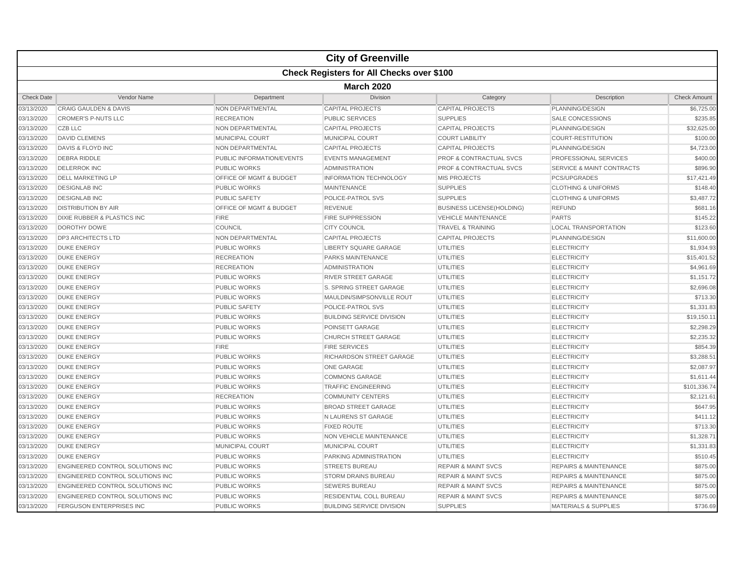# City of Greenville

## Check Registers for All Checks over $100

### March 2020

| Check Date | Vendor Name | Department | Division | Category | Description | Check Amount |
|---|---|---|---|---|---|---|
| 03/13/2020 | CRAIG GAULDEN & DAVIS | NON DEPARTMENTAL | CAPITAL PROJECTS | CAPITAL PROJECTS | PLANNING/DESIGN | $6,725.00 |
| 03/13/2020 | CROMER'S P-NUTS LLC | RECREATION | PUBLIC SERVICES | SUPPLIES | SALE CONCESSIONS | $235.85 |
| 03/13/2020 | CZB LLC | NON DEPARTMENTAL | CAPITAL PROJECTS | CAPITAL PROJECTS | PLANNING/DESIGN | $32,625.00 |
| 03/13/2020 | DAVID CLEMENS | MUNICIPAL COURT | MUNICIPAL COURT | COURT LIABILITY | COURT-RESTITUTION | $100.00 |
| 03/13/2020 | DAVIS & FLOYD INC | NON DEPARTMENTAL | CAPITAL PROJECTS | CAPITAL PROJECTS | PLANNING/DESIGN | $4,723.00 |
| 03/13/2020 | DEBRA RIDDLE | PUBLIC INFORMATION/EVENTS | EVENTS MANAGEMENT | PROF & CONTRACTUAL SVCS | PROFESSIONAL SERVICES | $400.00 |
| 03/13/2020 | DELERROK INC | PUBLIC WORKS | ADMINISTRATION | PROF & CONTRACTUAL SVCS | SERVICE & MAINT CONTRACTS | $896.90 |
| 03/13/2020 | DELL MARKETING LP | OFFICE OF MGMT & BUDGET | INFORMATION TECHNOLOGY | MIS PROJECTS | PCS/UPGRADES | $17,421.49 |
| 03/13/2020 | DESIGNLAB INC | PUBLIC WORKS | MAINTENANCE | SUPPLIES | CLOTHING & UNIFORMS | $148.40 |
| 03/13/2020 | DESIGNLAB INC | PUBLIC SAFETY | POLICE-PATROL SVS | SUPPLIES | CLOTHING & UNIFORMS | $3,487.72 |
| 03/13/2020 | DISTRIBUTION BY AIR | OFFICE OF MGMT & BUDGET | REVENUE | BUSINESS LICENSE(HOLDING) | REFUND | $681.16 |
| 03/13/2020 | DIXIE RUBBER & PLASTICS INC | FIRE | FIRE SUPPRESSION | VEHICLE MAINTENANCE | PARTS | $145.22 |
| 03/13/2020 | DOROTHY DOWE | COUNCIL | CITY COUNCIL | TRAVEL & TRAINING | LOCAL TRANSPORTATION | $123.60 |
| 03/13/2020 | DP3 ARCHITECTS LTD | NON DEPARTMENTAL | CAPITAL PROJECTS | CAPITAL PROJECTS | PLANNING/DESIGN | $11,600.00 |
| 03/13/2020 | DUKE ENERGY | PUBLIC WORKS | LIBERTY SQUARE GARAGE | UTILITIES | ELECTRICITY | $1,934.93 |
| 03/13/2020 | DUKE ENERGY | RECREATION | PARKS MAINTENANCE | UTILITIES | ELECTRICITY | $15,401.52 |
| 03/13/2020 | DUKE ENERGY | RECREATION | ADMINISTRATION | UTILITIES | ELECTRICITY | $4,961.69 |
| 03/13/2020 | DUKE ENERGY | PUBLIC WORKS | RIVER STREET GARAGE | UTILITIES | ELECTRICITY | $1,151.72 |
| 03/13/2020 | DUKE ENERGY | PUBLIC WORKS | S. SPRING STREET GARAGE | UTILITIES | ELECTRICITY | $2,696.08 |
| 03/13/2020 | DUKE ENERGY | PUBLIC WORKS | MAULDIN/SIMPSONVILLE ROUT | UTILITIES | ELECTRICITY | $713.30 |
| 03/13/2020 | DUKE ENERGY | PUBLIC SAFETY | POLICE-PATROL SVS | UTILITIES | ELECTRICITY | $1,331.83 |
| 03/13/2020 | DUKE ENERGY | PUBLIC WORKS | BUILDING SERVICE DIVISION | UTILITIES | ELECTRICITY | $19,150.11 |
| 03/13/2020 | DUKE ENERGY | PUBLIC WORKS | POINSETT GARAGE | UTILITIES | ELECTRICITY | $2,298.29 |
| 03/13/2020 | DUKE ENERGY | PUBLIC WORKS | CHURCH STREET GARAGE | UTILITIES | ELECTRICITY | $2,235.32 |
| 03/13/2020 | DUKE ENERGY | FIRE | FIRE SERVICES | UTILITIES | ELECTRICITY | $854.39 |
| 03/13/2020 | DUKE ENERGY | PUBLIC WORKS | RICHARDSON STREET GARAGE | UTILITIES | ELECTRICITY | $3,288.51 |
| 03/13/2020 | DUKE ENERGY | PUBLIC WORKS | ONE GARAGE | UTILITIES | ELECTRICITY | $2,087.97 |
| 03/13/2020 | DUKE ENERGY | PUBLIC WORKS | COMMONS GARAGE | UTILITIES | ELECTRICITY | $1,611.44 |
| 03/13/2020 | DUKE ENERGY | PUBLIC WORKS | TRAFFIC ENGINEERING | UTILITIES | ELECTRICITY | $101,336.74 |
| 03/13/2020 | DUKE ENERGY | RECREATION | COMMUNITY CENTERS | UTILITIES | ELECTRICITY | $2,121.61 |
| 03/13/2020 | DUKE ENERGY | PUBLIC WORKS | BROAD STREET GARAGE | UTILITIES | ELECTRICITY | $647.95 |
| 03/13/2020 | DUKE ENERGY | PUBLIC WORKS | N LAURENS ST GARAGE | UTILITIES | ELECTRICITY | $411.12 |
| 03/13/2020 | DUKE ENERGY | PUBLIC WORKS | FIXED ROUTE | UTILITIES | ELECTRICITY | $713.30 |
| 03/13/2020 | DUKE ENERGY | PUBLIC WORKS | NON VEHICLE MAINTENANCE | UTILITIES | ELECTRICITY | $1,328.71 |
| 03/13/2020 | DUKE ENERGY | MUNICIPAL COURT | MUNICIPAL COURT | UTILITIES | ELECTRICITY | $1,331.83 |
| 03/13/2020 | DUKE ENERGY | PUBLIC WORKS | PARKING ADMINISTRATION | UTILITIES | ELECTRICITY | $510.45 |
| 03/13/2020 | ENGINEERED CONTROL SOLUTIONS INC | PUBLIC WORKS | STREETS BUREAU | REPAIR & MAINT SVCS | REPAIRS & MAINTENANCE | $875.00 |
| 03/13/2020 | ENGINEERED CONTROL SOLUTIONS INC | PUBLIC WORKS | STORM DRAINS BUREAU | REPAIR & MAINT SVCS | REPAIRS & MAINTENANCE | $875.00 |
| 03/13/2020 | ENGINEERED CONTROL SOLUTIONS INC | PUBLIC WORKS | SEWERS BUREAU | REPAIR & MAINT SVCS | REPAIRS & MAINTENANCE | $875.00 |
| 03/13/2020 | ENGINEERED CONTROL SOLUTIONS INC | PUBLIC WORKS | RESIDENTIAL COLL BUREAU | REPAIR & MAINT SVCS | REPAIRS & MAINTENANCE | $875.00 |
| 03/13/2020 | FERGUSON ENTERPRISES INC | PUBLIC WORKS | BUILDING SERVICE DIVISION | SUPPLIES | MATERIALS & SUPPLIES | $736.69 |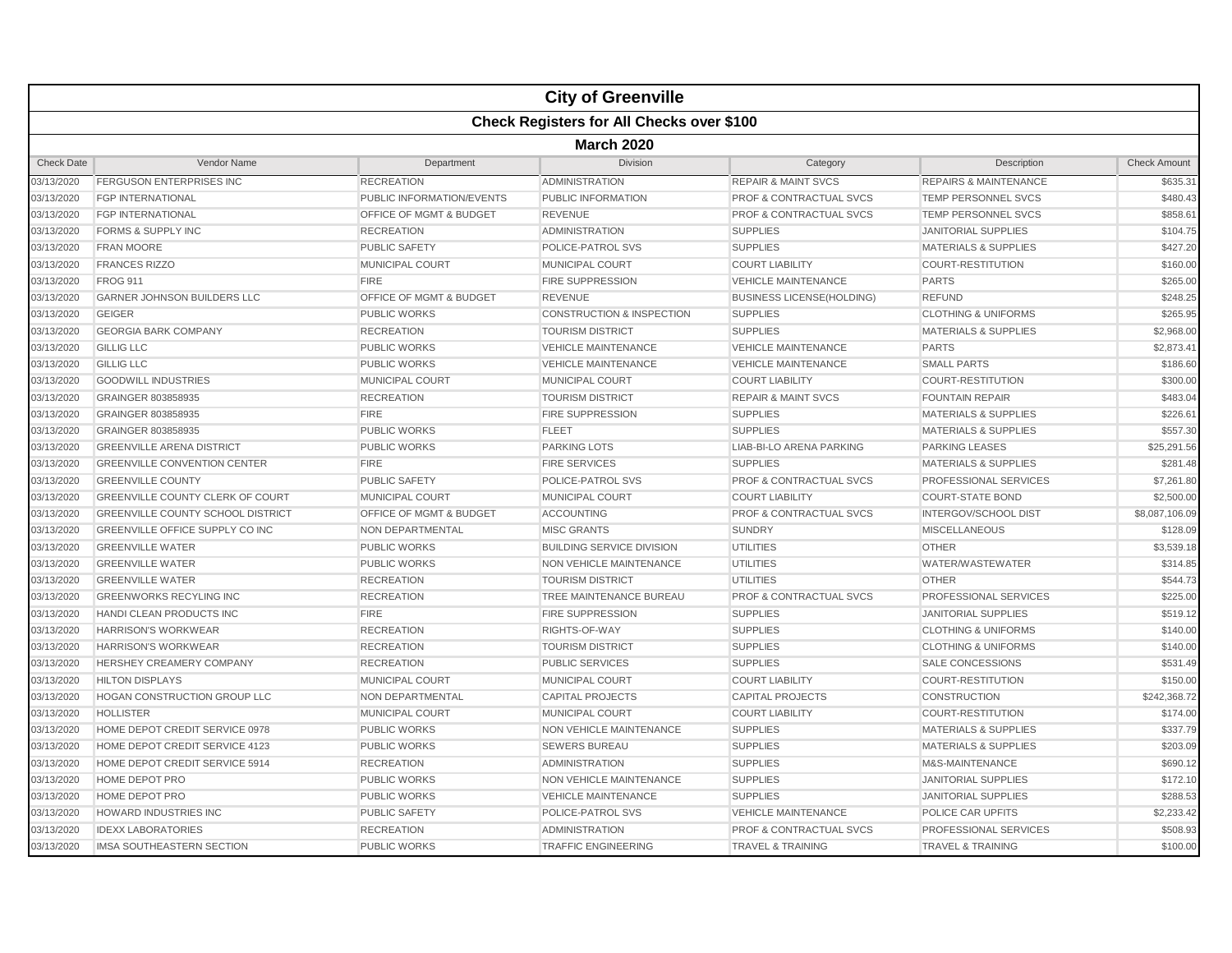# City of Greenville

## Check Registers for All Checks over $100

### March 2020

| Check Date | Vendor Name | Department | Division | Category | Description | Check Amount |
|---|---|---|---|---|---|---|
| 03/13/2020 | FERGUSON ENTERPRISES INC | RECREATION | ADMINISTRATION | REPAIR & MAINT SVCS | REPAIRS & MAINTENANCE | $635.31 |
| 03/13/2020 | FGP INTERNATIONAL | PUBLIC INFORMATION/EVENTS | PUBLIC INFORMATION | PROF & CONTRACTUAL SVCS | TEMP PERSONNEL SVCS | $480.43 |
| 03/13/2020 | FGP INTERNATIONAL | OFFICE OF MGMT & BUDGET | REVENUE | PROF & CONTRACTUAL SVCS | TEMP PERSONNEL SVCS | $858.61 |
| 03/13/2020 | FORMS & SUPPLY INC | RECREATION | ADMINISTRATION | SUPPLIES | JANITORIAL SUPPLIES | $104.75 |
| 03/13/2020 | FRAN MOORE | PUBLIC SAFETY | POLICE-PATROL SVS | SUPPLIES | MATERIALS & SUPPLIES | $427.20 |
| 03/13/2020 | FRANCES RIZZO | MUNICIPAL COURT | MUNICIPAL COURT | COURT LIABILITY | COURT-RESTITUTION | $160.00 |
| 03/13/2020 | FROG 911 | FIRE | FIRE SUPPRESSION | VEHICLE MAINTENANCE | PARTS | $265.00 |
| 03/13/2020 | GARNER JOHNSON BUILDERS LLC | OFFICE OF MGMT & BUDGET | REVENUE | BUSINESS LICENSE(HOLDING) | REFUND | $248.25 |
| 03/13/2020 | GEIGER | PUBLIC WORKS | CONSTRUCTION & INSPECTION | SUPPLIES | CLOTHING & UNIFORMS | $265.95 |
| 03/13/2020 | GEORGIA BARK COMPANY | RECREATION | TOURISM DISTRICT | SUPPLIES | MATERIALS & SUPPLIES | $2,968.00 |
| 03/13/2020 | GILLIG LLC | PUBLIC WORKS | VEHICLE MAINTENANCE | VEHICLE MAINTENANCE | PARTS | $2,873.41 |
| 03/13/2020 | GILLIG LLC | PUBLIC WORKS | VEHICLE MAINTENANCE | VEHICLE MAINTENANCE | SMALL PARTS | $186.60 |
| 03/13/2020 | GOODWILL INDUSTRIES | MUNICIPAL COURT | MUNICIPAL COURT | COURT LIABILITY | COURT-RESTITUTION | $300.00 |
| 03/13/2020 | GRAINGER 803858935 | RECREATION | TOURISM DISTRICT | REPAIR & MAINT SVCS | FOUNTAIN REPAIR | $483.04 |
| 03/13/2020 | GRAINGER 803858935 | FIRE | FIRE SUPPRESSION | SUPPLIES | MATERIALS & SUPPLIES | $226.61 |
| 03/13/2020 | GRAINGER 803858935 | PUBLIC WORKS | FLEET | SUPPLIES | MATERIALS & SUPPLIES | $557.30 |
| 03/13/2020 | GREENVILLE ARENA DISTRICT | PUBLIC WORKS | PARKING LOTS | LIAB-BI-LO ARENA PARKING | PARKING LEASES | $25,291.56 |
| 03/13/2020 | GREENVILLE CONVENTION CENTER | FIRE | FIRE SERVICES | SUPPLIES | MATERIALS & SUPPLIES | $281.48 |
| 03/13/2020 | GREENVILLE COUNTY | PUBLIC SAFETY | POLICE-PATROL SVS | PROF & CONTRACTUAL SVCS | PROFESSIONAL SERVICES | $7,261.80 |
| 03/13/2020 | GREENVILLE COUNTY CLERK OF COURT | MUNICIPAL COURT | MUNICIPAL COURT | COURT LIABILITY | COURT-STATE BOND | $2,500.00 |
| 03/13/2020 | GREENVILLE COUNTY SCHOOL DISTRICT | OFFICE OF MGMT & BUDGET | ACCOUNTING | PROF & CONTRACTUAL SVCS | INTERGOV/SCHOOL DIST | $8,087,106.09 |
| 03/13/2020 | GREENVILLE OFFICE SUPPLY CO INC | NON DEPARTMENTAL | MISC GRANTS | SUNDRY | MISCELLANEOUS | $128.09 |
| 03/13/2020 | GREENVILLE WATER | PUBLIC WORKS | BUILDING SERVICE DIVISION | UTILITIES | OTHER | $3,539.18 |
| 03/13/2020 | GREENVILLE WATER | PUBLIC WORKS | NON VEHICLE MAINTENANCE | UTILITIES | WATER/WASTEWATER | $314.85 |
| 03/13/2020 | GREENVILLE WATER | RECREATION | TOURISM DISTRICT | UTILITIES | OTHER | $544.73 |
| 03/13/2020 | GREENWORKS RECYLING INC | RECREATION | TREE MAINTENANCE BUREAU | PROF & CONTRACTUAL SVCS | PROFESSIONAL SERVICES | $225.00 |
| 03/13/2020 | HANDI CLEAN PRODUCTS INC | FIRE | FIRE SUPPRESSION | SUPPLIES | JANITORIAL SUPPLIES | $519.12 |
| 03/13/2020 | HARRISON'S WORKWEAR | RECREATION | RIGHTS-OF-WAY | SUPPLIES | CLOTHING & UNIFORMS | $140.00 |
| 03/13/2020 | HARRISON'S WORKWEAR | RECREATION | TOURISM DISTRICT | SUPPLIES | CLOTHING & UNIFORMS | $140.00 |
| 03/13/2020 | HERSHEY CREAMERY COMPANY | RECREATION | PUBLIC SERVICES | SUPPLIES | SALE CONCESSIONS | $531.49 |
| 03/13/2020 | HILTON DISPLAYS | MUNICIPAL COURT | MUNICIPAL COURT | COURT LIABILITY | COURT-RESTITUTION | $150.00 |
| 03/13/2020 | HOGAN CONSTRUCTION GROUP LLC | NON DEPARTMENTAL | CAPITAL PROJECTS | CAPITAL PROJECTS | CONSTRUCTION | $242,368.72 |
| 03/13/2020 | HOLLISTER | MUNICIPAL COURT | MUNICIPAL COURT | COURT LIABILITY | COURT-RESTITUTION | $174.00 |
| 03/13/2020 | HOME DEPOT CREDIT SERVICE 0978 | PUBLIC WORKS | NON VEHICLE MAINTENANCE | SUPPLIES | MATERIALS & SUPPLIES | $337.79 |
| 03/13/2020 | HOME DEPOT CREDIT SERVICE 4123 | PUBLIC WORKS | SEWERS BUREAU | SUPPLIES | MATERIALS & SUPPLIES | $203.09 |
| 03/13/2020 | HOME DEPOT CREDIT SERVICE 5914 | RECREATION | ADMINISTRATION | SUPPLIES | M&S-MAINTENANCE | $690.12 |
| 03/13/2020 | HOME DEPOT PRO | PUBLIC WORKS | NON VEHICLE MAINTENANCE | SUPPLIES | JANITORIAL SUPPLIES | $172.10 |
| 03/13/2020 | HOME DEPOT PRO | PUBLIC WORKS | VEHICLE MAINTENANCE | SUPPLIES | JANITORIAL SUPPLIES | $288.53 |
| 03/13/2020 | HOWARD INDUSTRIES INC | PUBLIC SAFETY | POLICE-PATROL SVS | VEHICLE MAINTENANCE | POLICE CAR UPFITS | $2,233.42 |
| 03/13/2020 | IDEXX LABORATORIES | RECREATION | ADMINISTRATION | PROF & CONTRACTUAL SVCS | PROFESSIONAL SERVICES | $508.93 |
| 03/13/2020 | IMSA SOUTHEASTERN SECTION | PUBLIC WORKS | TRAFFIC ENGINEERING | TRAVEL & TRAINING | TRAVEL & TRAINING | $100.00 |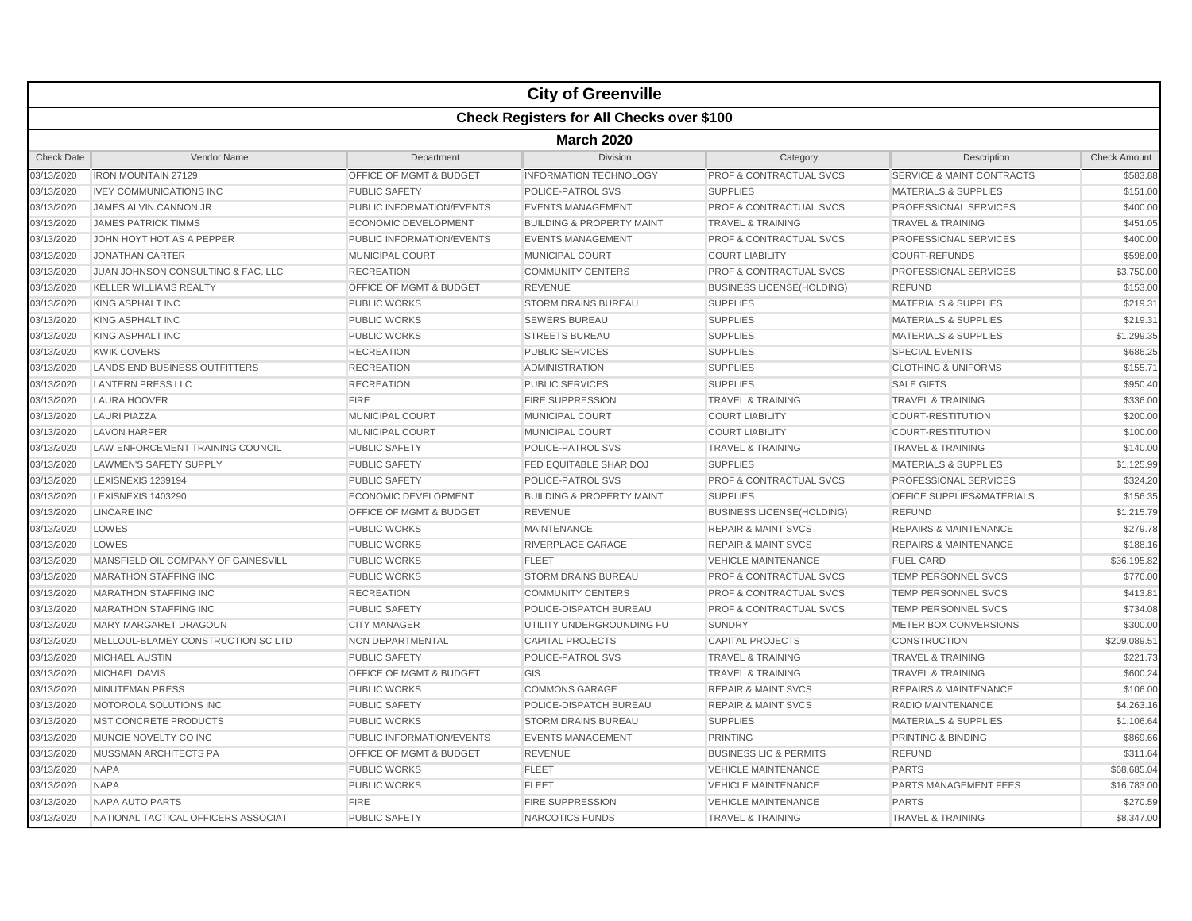# City of Greenville

## Check Registers for All Checks over $100

### March 2020

| Check Date | Vendor Name | Department | Division | Category | Description | Check Amount |
|---|---|---|---|---|---|---|
| 03/13/2020 | IRON MOUNTAIN 27129 | OFFICE OF MGMT & BUDGET | INFORMATION TECHNOLOGY | PROF & CONTRACTUAL SVCS | SERVICE & MAINT CONTRACTS | $583.88 |
| 03/13/2020 | IVEY COMMUNICATIONS INC | PUBLIC SAFETY | POLICE-PATROL SVS | SUPPLIES | MATERIALS & SUPPLIES | $151.00 |
| 03/13/2020 | JAMES ALVIN CANNON JR | PUBLIC INFORMATION/EVENTS | EVENTS MANAGEMENT | PROF & CONTRACTUAL SVCS | PROFESSIONAL SERVICES | $400.00 |
| 03/13/2020 | JAMES PATRICK TIMMS | ECONOMIC DEVELOPMENT | BUILDING & PROPERTY MAINT | TRAVEL & TRAINING | TRAVEL & TRAINING | $451.05 |
| 03/13/2020 | JOHN HOYT HOT AS A PEPPER | PUBLIC INFORMATION/EVENTS | EVENTS MANAGEMENT | PROF & CONTRACTUAL SVCS | PROFESSIONAL SERVICES | $400.00 |
| 03/13/2020 | JONATHAN CARTER | MUNICIPAL COURT | MUNICIPAL COURT | COURT LIABILITY | COURT-REFUNDS | $598.00 |
| 03/13/2020 | JUAN JOHNSON CONSULTING & FAC. LLC | RECREATION | COMMUNITY CENTERS | PROF & CONTRACTUAL SVCS | PROFESSIONAL SERVICES | $3,750.00 |
| 03/13/2020 | KELLER WILLIAMS REALTY | OFFICE OF MGMT & BUDGET | REVENUE | BUSINESS LICENSE(HOLDING) | REFUND | $153.00 |
| 03/13/2020 | KING ASPHALT INC | PUBLIC WORKS | STORM DRAINS BUREAU | SUPPLIES | MATERIALS & SUPPLIES | $219.31 |
| 03/13/2020 | KING ASPHALT INC | PUBLIC WORKS | SEWERS BUREAU | SUPPLIES | MATERIALS & SUPPLIES | $219.31 |
| 03/13/2020 | KING ASPHALT INC | PUBLIC WORKS | STREETS BUREAU | SUPPLIES | MATERIALS & SUPPLIES | $1,299.35 |
| 03/13/2020 | KWIK COVERS | RECREATION | PUBLIC SERVICES | SUPPLIES | SPECIAL EVENTS | $686.25 |
| 03/13/2020 | LANDS END BUSINESS OUTFITTERS | RECREATION | ADMINISTRATION | SUPPLIES | CLOTHING & UNIFORMS | $155.71 |
| 03/13/2020 | LANTERN PRESS LLC | RECREATION | PUBLIC SERVICES | SUPPLIES | SALE GIFTS | $950.40 |
| 03/13/2020 | LAURA HOOVER | FIRE | FIRE SUPPRESSION | TRAVEL & TRAINING | TRAVEL & TRAINING | $336.00 |
| 03/13/2020 | LAURI PIAZZA | MUNICIPAL COURT | MUNICIPAL COURT | COURT LIABILITY | COURT-RESTITUTION | $200.00 |
| 03/13/2020 | LAVON HARPER | MUNICIPAL COURT | MUNICIPAL COURT | COURT LIABILITY | COURT-RESTITUTION | $100.00 |
| 03/13/2020 | LAW ENFORCEMENT TRAINING COUNCIL | PUBLIC SAFETY | POLICE-PATROL SVS | TRAVEL & TRAINING | TRAVEL & TRAINING | $140.00 |
| 03/13/2020 | LAWMEN'S SAFETY SUPPLY | PUBLIC SAFETY | FED EQUITABLE SHAR DOJ | SUPPLIES | MATERIALS & SUPPLIES | $1,125.99 |
| 03/13/2020 | LEXISNEXIS 1239194 | PUBLIC SAFETY | POLICE-PATROL SVS | PROF & CONTRACTUAL SVCS | PROFESSIONAL SERVICES | $324.20 |
| 03/13/2020 | LEXISNEXIS 1403290 | ECONOMIC DEVELOPMENT | BUILDING & PROPERTY MAINT | SUPPLIES | OFFICE SUPPLIES&MATERIALS | $156.35 |
| 03/13/2020 | LINCARE INC | OFFICE OF MGMT & BUDGET | REVENUE | BUSINESS LICENSE(HOLDING) | REFUND | $1,215.79 |
| 03/13/2020 | LOWES | PUBLIC WORKS | MAINTENANCE | REPAIR & MAINT SVCS | REPAIRS & MAINTENANCE | $279.78 |
| 03/13/2020 | LOWES | PUBLIC WORKS | RIVERPLACE GARAGE | REPAIR & MAINT SVCS | REPAIRS & MAINTENANCE | $188.16 |
| 03/13/2020 | MANSFIELD OIL COMPANY OF GAINESVILL | PUBLIC WORKS | FLEET | VEHICLE MAINTENANCE | FUEL CARD | $36,195.82 |
| 03/13/2020 | MARATHON STAFFING INC | PUBLIC WORKS | STORM DRAINS BUREAU | PROF & CONTRACTUAL SVCS | TEMP PERSONNEL SVCS | $776.00 |
| 03/13/2020 | MARATHON STAFFING INC | RECREATION | COMMUNITY CENTERS | PROF & CONTRACTUAL SVCS | TEMP PERSONNEL SVCS | $413.81 |
| 03/13/2020 | MARATHON STAFFING INC | PUBLIC SAFETY | POLICE-DISPATCH BUREAU | PROF & CONTRACTUAL SVCS | TEMP PERSONNEL SVCS | $734.08 |
| 03/13/2020 | MARY MARGARET DRAGOUN | CITY MANAGER | UTILITY UNDERGROUNDING FU | SUNDRY | METER BOX CONVERSIONS | $300.00 |
| 03/13/2020 | MELLOUL-BLAMEY CONSTRUCTION SC LTD | NON DEPARTMENTAL | CAPITAL PROJECTS | CAPITAL PROJECTS | CONSTRUCTION | $209,089.51 |
| 03/13/2020 | MICHAEL AUSTIN | PUBLIC SAFETY | POLICE-PATROL SVS | TRAVEL & TRAINING | TRAVEL & TRAINING | $221.73 |
| 03/13/2020 | MICHAEL DAVIS | OFFICE OF MGMT & BUDGET | GIS | TRAVEL & TRAINING | TRAVEL & TRAINING | $600.24 |
| 03/13/2020 | MINUTEMAN PRESS | PUBLIC WORKS | COMMONS GARAGE | REPAIR & MAINT SVCS | REPAIRS & MAINTENANCE | $106.00 |
| 03/13/2020 | MOTOROLA SOLUTIONS INC | PUBLIC SAFETY | POLICE-DISPATCH BUREAU | REPAIR & MAINT SVCS | RADIO MAINTENANCE | $4,263.16 |
| 03/13/2020 | MST CONCRETE PRODUCTS | PUBLIC WORKS | STORM DRAINS BUREAU | SUPPLIES | MATERIALS & SUPPLIES | $1,106.64 |
| 03/13/2020 | MUNCIE NOVELTY CO INC | PUBLIC INFORMATION/EVENTS | EVENTS MANAGEMENT | PRINTING | PRINTING & BINDING | $869.66 |
| 03/13/2020 | MUSSMAN ARCHITECTS PA | OFFICE OF MGMT & BUDGET | REVENUE | BUSINESS LIC & PERMITS | REFUND | $311.64 |
| 03/13/2020 | NAPA | PUBLIC WORKS | FLEET | VEHICLE MAINTENANCE | PARTS | $68,685.04 |
| 03/13/2020 | NAPA | PUBLIC WORKS | FLEET | VEHICLE MAINTENANCE | PARTS MANAGEMENT FEES | $16,783.00 |
| 03/13/2020 | NAPA AUTO PARTS | FIRE | FIRE SUPPRESSION | VEHICLE MAINTENANCE | PARTS | $270.59 |
| 03/13/2020 | NATIONAL TACTICAL OFFICERS ASSOCIAT | PUBLIC SAFETY | NARCOTICS FUNDS | TRAVEL & TRAINING | TRAVEL & TRAINING | $8,347.00 |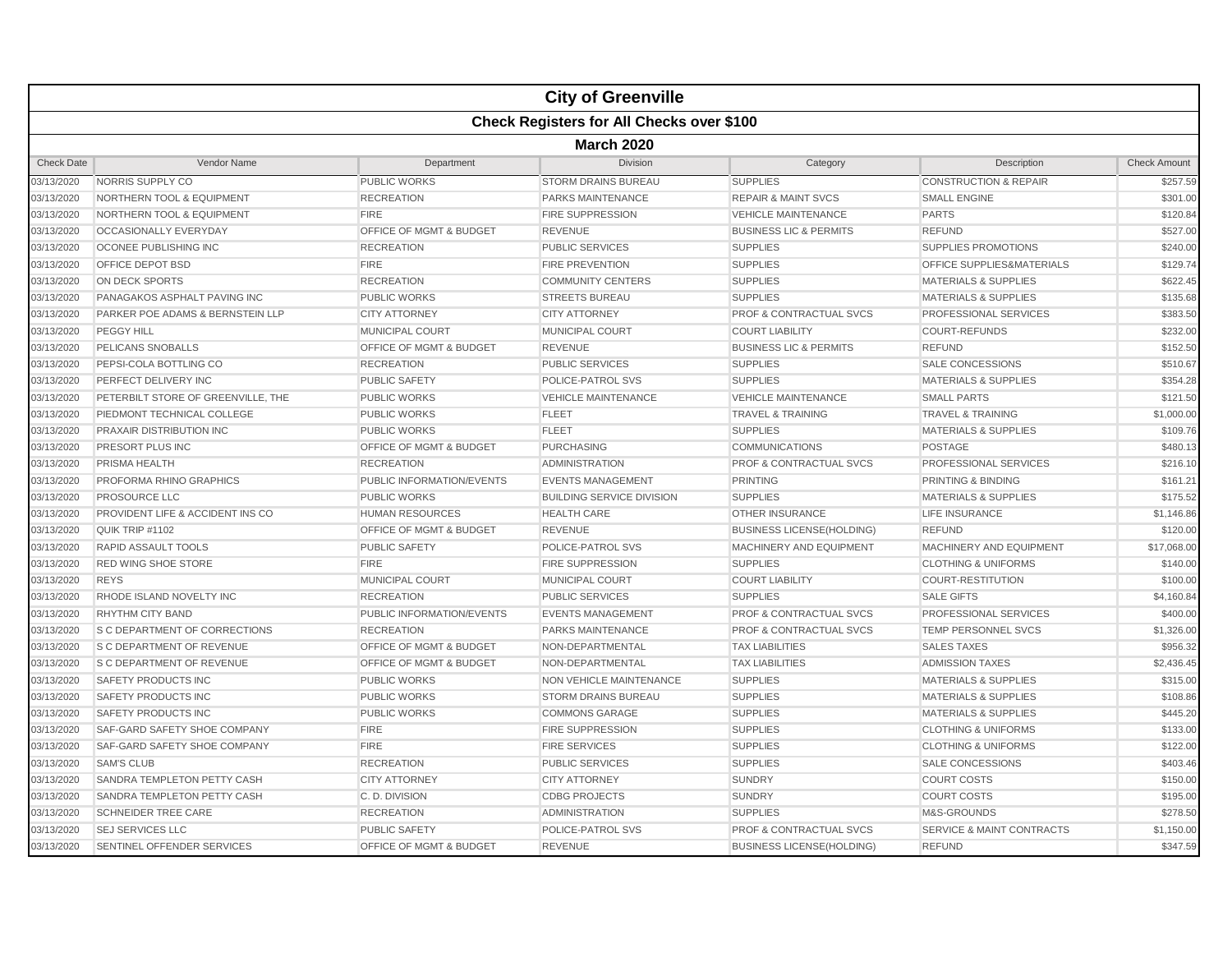# City of Greenville

## Check Registers for All Checks over $100

### March 2020

| Check Date | Vendor Name | Department | Division | Category | Description | Check Amount |
|---|---|---|---|---|---|---|
| 03/13/2020 | NORRIS SUPPLY CO | PUBLIC WORKS | STORM DRAINS BUREAU | SUPPLIES | CONSTRUCTION & REPAIR | $257.59 |
| 03/13/2020 | NORTHERN TOOL & EQUIPMENT | RECREATION | PARKS MAINTENANCE | REPAIR & MAINT SVCS | SMALL ENGINE | $301.00 |
| 03/13/2020 | NORTHERN TOOL & EQUIPMENT | FIRE | FIRE SUPPRESSION | VEHICLE MAINTENANCE | PARTS | $120.84 |
| 03/13/2020 | OCCASIONALLY EVERYDAY | OFFICE OF MGMT & BUDGET | REVENUE | BUSINESS LIC & PERMITS | REFUND | $527.00 |
| 03/13/2020 | OCONEE PUBLISHING INC | RECREATION | PUBLIC SERVICES | SUPPLIES | SUPPLIES PROMOTIONS | $240.00 |
| 03/13/2020 | OFFICE DEPOT BSD | FIRE | FIRE PREVENTION | SUPPLIES | OFFICE SUPPLIES&MATERIALS | $129.74 |
| 03/13/2020 | ON DECK SPORTS | RECREATION | COMMUNITY CENTERS | SUPPLIES | MATERIALS & SUPPLIES | $622.45 |
| 03/13/2020 | PANAGAKOS ASPHALT PAVING INC | PUBLIC WORKS | STREETS BUREAU | SUPPLIES | MATERIALS & SUPPLIES | $135.68 |
| 03/13/2020 | PARKER POE ADAMS & BERNSTEIN LLP | CITY ATTORNEY | CITY ATTORNEY | PROF & CONTRACTUAL SVCS | PROFESSIONAL SERVICES | $383.50 |
| 03/13/2020 | PEGGY HILL | MUNICIPAL COURT | MUNICIPAL COURT | COURT LIABILITY | COURT-REFUNDS | $232.00 |
| 03/13/2020 | PELICANS SNOBALLS | OFFICE OF MGMT & BUDGET | REVENUE | BUSINESS LIC & PERMITS | REFUND | $152.50 |
| 03/13/2020 | PEPSI-COLA BOTTLING CO | RECREATION | PUBLIC SERVICES | SUPPLIES | SALE CONCESSIONS | $510.67 |
| 03/13/2020 | PERFECT DELIVERY INC | PUBLIC SAFETY | POLICE-PATROL SVS | SUPPLIES | MATERIALS & SUPPLIES | $354.28 |
| 03/13/2020 | PETERBILT STORE OF GREENVILLE, THE | PUBLIC WORKS | VEHICLE MAINTENANCE | VEHICLE MAINTENANCE | SMALL PARTS | $121.50 |
| 03/13/2020 | PIEDMONT TECHNICAL COLLEGE | PUBLIC WORKS | FLEET | TRAVEL & TRAINING | TRAVEL & TRAINING | $1,000.00 |
| 03/13/2020 | PRAXAIR DISTRIBUTION INC | PUBLIC WORKS | FLEET | SUPPLIES | MATERIALS & SUPPLIES | $109.76 |
| 03/13/2020 | PRESORT PLUS INC | OFFICE OF MGMT & BUDGET | PURCHASING | COMMUNICATIONS | POSTAGE | $480.13 |
| 03/13/2020 | PRISMA HEALTH | RECREATION | ADMINISTRATION | PROF & CONTRACTUAL SVCS | PROFESSIONAL SERVICES | $216.10 |
| 03/13/2020 | PROFORMA RHINO GRAPHICS | PUBLIC INFORMATION/EVENTS | EVENTS MANAGEMENT | PRINTING | PRINTING & BINDING | $161.21 |
| 03/13/2020 | PROSOURCE LLC | PUBLIC WORKS | BUILDING SERVICE DIVISION | SUPPLIES | MATERIALS & SUPPLIES | $175.52 |
| 03/13/2020 | PROVIDENT LIFE & ACCIDENT INS CO | HUMAN RESOURCES | HEALTH CARE | OTHER INSURANCE | LIFE INSURANCE | $1,146.86 |
| 03/13/2020 | QUIK TRIP #1102 | OFFICE OF MGMT & BUDGET | REVENUE | BUSINESS LICENSE(HOLDING) | REFUND | $120.00 |
| 03/13/2020 | RAPID ASSAULT TOOLS | PUBLIC SAFETY | POLICE-PATROL SVS | MACHINERY AND EQUIPMENT | MACHINERY AND EQUIPMENT | $17,068.00 |
| 03/13/2020 | RED WING SHOE STORE | FIRE | FIRE SUPPRESSION | SUPPLIES | CLOTHING & UNIFORMS | $140.00 |
| 03/13/2020 | REYS | MUNICIPAL COURT | MUNICIPAL COURT | COURT LIABILITY | COURT-RESTITUTION | $100.00 |
| 03/13/2020 | RHODE ISLAND NOVELTY INC | RECREATION | PUBLIC SERVICES | SUPPLIES | SALE GIFTS | $4,160.84 |
| 03/13/2020 | RHYTHM CITY BAND | PUBLIC INFORMATION/EVENTS | EVENTS MANAGEMENT | PROF & CONTRACTUAL SVCS | PROFESSIONAL SERVICES | $400.00 |
| 03/13/2020 | S C DEPARTMENT OF CORRECTIONS | RECREATION | PARKS MAINTENANCE | PROF & CONTRACTUAL SVCS | TEMP PERSONNEL SVCS | $1,326.00 |
| 03/13/2020 | S C DEPARTMENT OF REVENUE | OFFICE OF MGMT & BUDGET | NON-DEPARTMENTAL | TAX LIABILITIES | SALES TAXES | $956.32 |
| 03/13/2020 | S C DEPARTMENT OF REVENUE | OFFICE OF MGMT & BUDGET | NON-DEPARTMENTAL | TAX LIABILITIES | ADMISSION TAXES | $2,436.45 |
| 03/13/2020 | SAFETY PRODUCTS INC | PUBLIC WORKS | NON VEHICLE MAINTENANCE | SUPPLIES | MATERIALS & SUPPLIES | $315.00 |
| 03/13/2020 | SAFETY PRODUCTS INC | PUBLIC WORKS | STORM DRAINS BUREAU | SUPPLIES | MATERIALS & SUPPLIES | $108.86 |
| 03/13/2020 | SAFETY PRODUCTS INC | PUBLIC WORKS | COMMONS GARAGE | SUPPLIES | MATERIALS & SUPPLIES | $445.20 |
| 03/13/2020 | SAF-GARD SAFETY SHOE COMPANY | FIRE | FIRE SUPPRESSION | SUPPLIES | CLOTHING & UNIFORMS | $133.00 |
| 03/13/2020 | SAF-GARD SAFETY SHOE COMPANY | FIRE | FIRE SERVICES | SUPPLIES | CLOTHING & UNIFORMS | $122.00 |
| 03/13/2020 | SAM'S CLUB | RECREATION | PUBLIC SERVICES | SUPPLIES | SALE CONCESSIONS | $403.46 |
| 03/13/2020 | SANDRA TEMPLETON PETTY CASH | CITY ATTORNEY | CITY ATTORNEY | SUNDRY | COURT COSTS | $150.00 |
| 03/13/2020 | SANDRA TEMPLETON PETTY CASH | C. D. DIVISION | CDBG PROJECTS | SUNDRY | COURT COSTS | $195.00 |
| 03/13/2020 | SCHNEIDER TREE CARE | RECREATION | ADMINISTRATION | SUPPLIES | M&S-GROUNDS | $278.50 |
| 03/13/2020 | SEJ SERVICES LLC | PUBLIC SAFETY | POLICE-PATROL SVS | PROF & CONTRACTUAL SVCS | SERVICE & MAINT CONTRACTS | $1,150.00 |
| 03/13/2020 | SENTINEL OFFENDER SERVICES | OFFICE OF MGMT & BUDGET | REVENUE | BUSINESS LICENSE(HOLDING) | REFUND | $347.59 |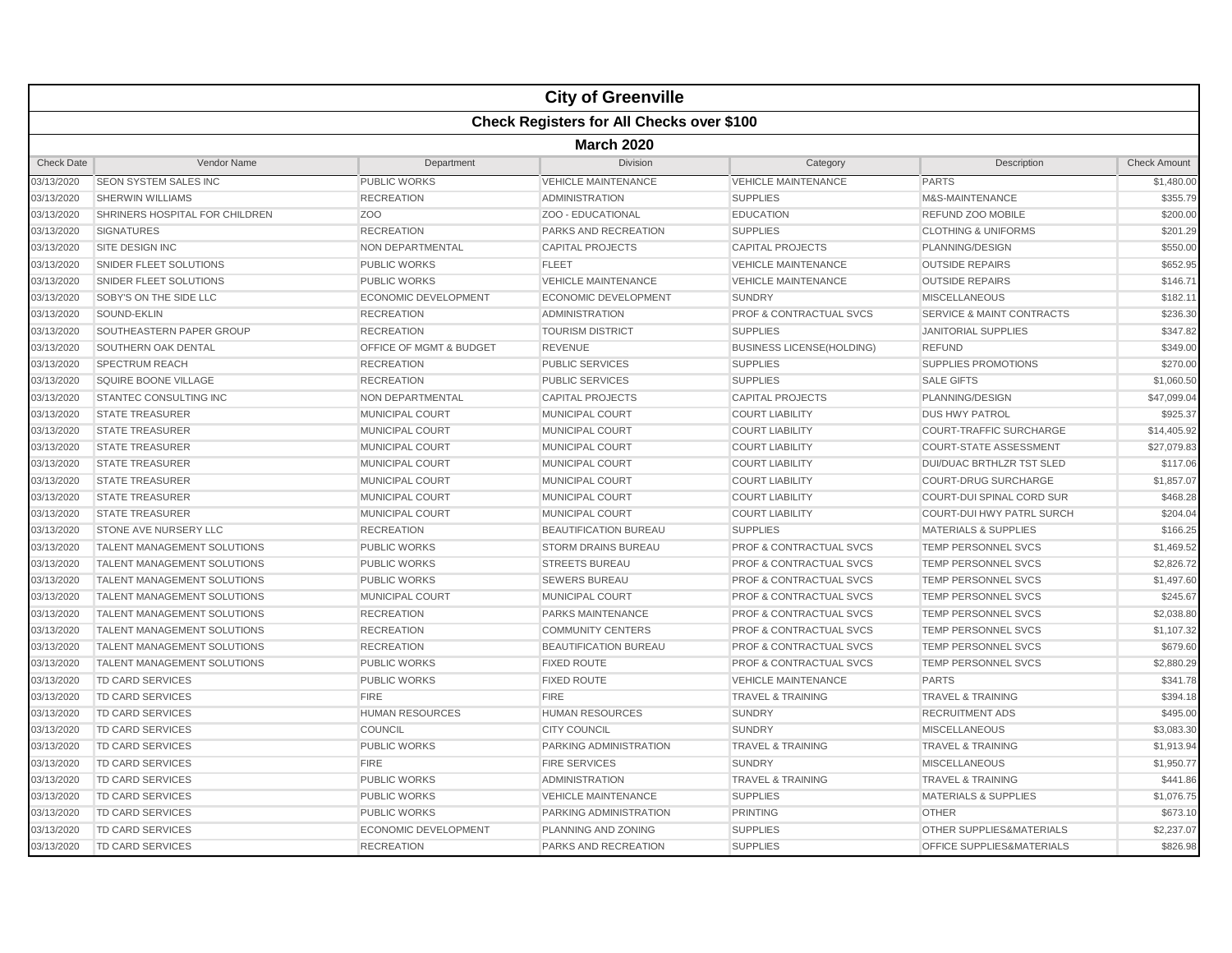# City of Greenville

## Check Registers for All Checks over $100

### March 2020

| Check Date | Vendor Name | Department | Division | Category | Description | Check Amount |
|---|---|---|---|---|---|---|
| 03/13/2020 | SEON SYSTEM SALES INC | PUBLIC WORKS | VEHICLE MAINTENANCE | VEHICLE MAINTENANCE | PARTS | $1,480.00 |
| 03/13/2020 | SHERWIN WILLIAMS | RECREATION | ADMINISTRATION | SUPPLIES | M&S-MAINTENANCE | $355.79 |
| 03/13/2020 | SHRINERS HOSPITAL FOR CHILDREN | ZOO | ZOO - EDUCATIONAL | EDUCATION | REFUND ZOO MOBILE | $200.00 |
| 03/13/2020 | SIGNATURES | RECREATION | PARKS AND RECREATION | SUPPLIES | CLOTHING & UNIFORMS | $201.29 |
| 03/13/2020 | SITE DESIGN INC | NON DEPARTMENTAL | CAPITAL PROJECTS | CAPITAL PROJECTS | PLANNING/DESIGN | $550.00 |
| 03/13/2020 | SNIDER FLEET SOLUTIONS | PUBLIC WORKS | FLEET | VEHICLE MAINTENANCE | OUTSIDE REPAIRS | $652.95 |
| 03/13/2020 | SNIDER FLEET SOLUTIONS | PUBLIC WORKS | VEHICLE MAINTENANCE | VEHICLE MAINTENANCE | OUTSIDE REPAIRS | $146.71 |
| 03/13/2020 | SOBY'S ON THE SIDE LLC | ECONOMIC DEVELOPMENT | ECONOMIC DEVELOPMENT | SUNDRY | MISCELLANEOUS | $182.11 |
| 03/13/2020 | SOUND-EKLIN | RECREATION | ADMINISTRATION | PROF & CONTRACTUAL SVCS | SERVICE & MAINT CONTRACTS | $236.30 |
| 03/13/2020 | SOUTHEASTERN PAPER GROUP | RECREATION | TOURISM DISTRICT | SUPPLIES | JANITORIAL SUPPLIES | $347.82 |
| 03/13/2020 | SOUTHERN OAK DENTAL | OFFICE OF MGMT & BUDGET | REVENUE | BUSINESS LICENSE(HOLDING) | REFUND | $349.00 |
| 03/13/2020 | SPECTRUM REACH | RECREATION | PUBLIC SERVICES | SUPPLIES | SUPPLIES PROMOTIONS | $270.00 |
| 03/13/2020 | SQUIRE BOONE VILLAGE | RECREATION | PUBLIC SERVICES | SUPPLIES | SALE GIFTS | $1,060.50 |
| 03/13/2020 | STANTEC CONSULTING INC | NON DEPARTMENTAL | CAPITAL PROJECTS | CAPITAL PROJECTS | PLANNING/DESIGN | $47,099.04 |
| 03/13/2020 | STATE TREASURER | MUNICIPAL COURT | MUNICIPAL COURT | COURT LIABILITY | DUS HWY PATROL | $925.37 |
| 03/13/2020 | STATE TREASURER | MUNICIPAL COURT | MUNICIPAL COURT | COURT LIABILITY | COURT-TRAFFIC SURCHARGE | $14,405.92 |
| 03/13/2020 | STATE TREASURER | MUNICIPAL COURT | MUNICIPAL COURT | COURT LIABILITY | COURT-STATE ASSESSMENT | $27,079.83 |
| 03/13/2020 | STATE TREASURER | MUNICIPAL COURT | MUNICIPAL COURT | COURT LIABILITY | DUI/DUAC BRTHLZR TST SLED | $117.06 |
| 03/13/2020 | STATE TREASURER | MUNICIPAL COURT | MUNICIPAL COURT | COURT LIABILITY | COURT-DRUG SURCHARGE | $1,857.07 |
| 03/13/2020 | STATE TREASURER | MUNICIPAL COURT | MUNICIPAL COURT | COURT LIABILITY | COURT-DUI SPINAL CORD SUR | $468.28 |
| 03/13/2020 | STATE TREASURER | MUNICIPAL COURT | MUNICIPAL COURT | COURT LIABILITY | COURT-DUI HWY PATRL SURCH | $204.04 |
| 03/13/2020 | STONE AVE NURSERY LLC | RECREATION | BEAUTIFICATION BUREAU | SUPPLIES | MATERIALS & SUPPLIES | $166.25 |
| 03/13/2020 | TALENT MANAGEMENT SOLUTIONS | PUBLIC WORKS | STORM DRAINS BUREAU | PROF & CONTRACTUAL SVCS | TEMP PERSONNEL SVCS | $1,469.52 |
| 03/13/2020 | TALENT MANAGEMENT SOLUTIONS | PUBLIC WORKS | STREETS BUREAU | PROF & CONTRACTUAL SVCS | TEMP PERSONNEL SVCS | $2,826.72 |
| 03/13/2020 | TALENT MANAGEMENT SOLUTIONS | PUBLIC WORKS | SEWERS BUREAU | PROF & CONTRACTUAL SVCS | TEMP PERSONNEL SVCS | $1,497.60 |
| 03/13/2020 | TALENT MANAGEMENT SOLUTIONS | MUNICIPAL COURT | MUNICIPAL COURT | PROF & CONTRACTUAL SVCS | TEMP PERSONNEL SVCS | $245.67 |
| 03/13/2020 | TALENT MANAGEMENT SOLUTIONS | RECREATION | PARKS MAINTENANCE | PROF & CONTRACTUAL SVCS | TEMP PERSONNEL SVCS | $2,038.80 |
| 03/13/2020 | TALENT MANAGEMENT SOLUTIONS | RECREATION | COMMUNITY CENTERS | PROF & CONTRACTUAL SVCS | TEMP PERSONNEL SVCS | $1,107.32 |
| 03/13/2020 | TALENT MANAGEMENT SOLUTIONS | RECREATION | BEAUTIFICATION BUREAU | PROF & CONTRACTUAL SVCS | TEMP PERSONNEL SVCS | $679.60 |
| 03/13/2020 | TALENT MANAGEMENT SOLUTIONS | PUBLIC WORKS | FIXED ROUTE | PROF & CONTRACTUAL SVCS | TEMP PERSONNEL SVCS | $2,880.29 |
| 03/13/2020 | TD CARD SERVICES | PUBLIC WORKS | FIXED ROUTE | VEHICLE MAINTENANCE | PARTS | $341.78 |
| 03/13/2020 | TD CARD SERVICES | FIRE | FIRE | TRAVEL & TRAINING | TRAVEL & TRAINING | $394.18 |
| 03/13/2020 | TD CARD SERVICES | HUMAN RESOURCES | HUMAN RESOURCES | SUNDRY | RECRUITMENT ADS | $495.00 |
| 03/13/2020 | TD CARD SERVICES | COUNCIL | CITY COUNCIL | SUNDRY | MISCELLANEOUS | $3,083.30 |
| 03/13/2020 | TD CARD SERVICES | PUBLIC WORKS | PARKING ADMINISTRATION | TRAVEL & TRAINING | TRAVEL & TRAINING | $1,913.94 |
| 03/13/2020 | TD CARD SERVICES | FIRE | FIRE SERVICES | SUNDRY | MISCELLANEOUS | $1,950.77 |
| 03/13/2020 | TD CARD SERVICES | PUBLIC WORKS | ADMINISTRATION | TRAVEL & TRAINING | TRAVEL & TRAINING | $441.86 |
| 03/13/2020 | TD CARD SERVICES | PUBLIC WORKS | VEHICLE MAINTENANCE | SUPPLIES | MATERIALS & SUPPLIES | $1,076.75 |
| 03/13/2020 | TD CARD SERVICES | PUBLIC WORKS | PARKING ADMINISTRATION | PRINTING | OTHER | $673.10 |
| 03/13/2020 | TD CARD SERVICES | ECONOMIC DEVELOPMENT | PLANNING AND ZONING | SUPPLIES | OTHER SUPPLIES&MATERIALS | $2,237.07 |
| 03/13/2020 | TD CARD SERVICES | RECREATION | PARKS AND RECREATION | SUPPLIES | OFFICE SUPPLIES&MATERIALS | $826.98 |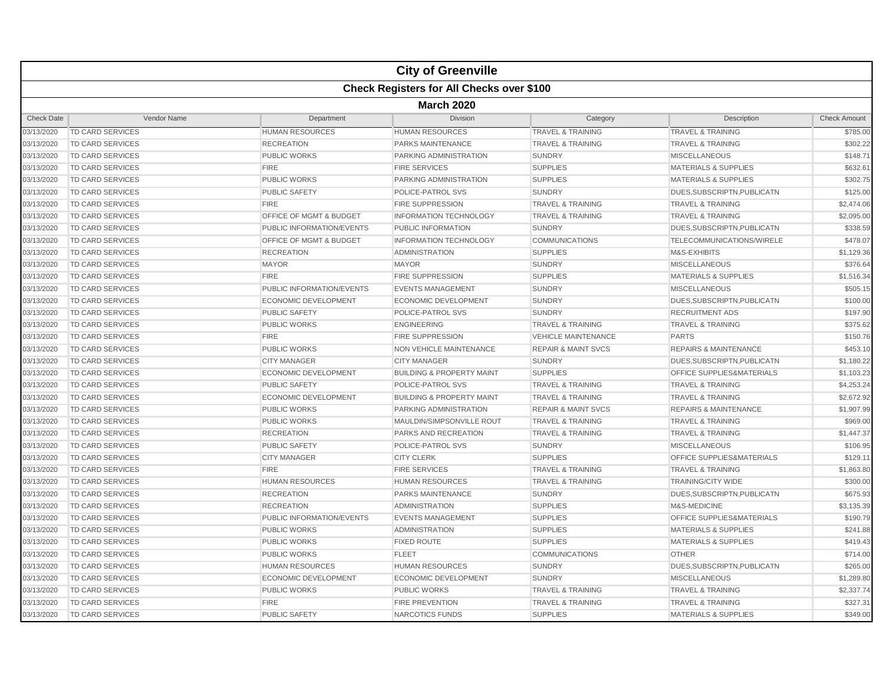# City of Greenville

## Check Registers for All Checks over $100

### March 2020

| Check Date | Vendor Name | Department | Division | Category | Description | Check Amount |
|---|---|---|---|---|---|---|
| 03/13/2020 | TD CARD SERVICES | HUMAN RESOURCES | HUMAN RESOURCES | TRAVEL & TRAINING | TRAVEL & TRAINING | $785.00 |
| 03/13/2020 | TD CARD SERVICES | RECREATION | PARKS MAINTENANCE | TRAVEL & TRAINING | TRAVEL & TRAINING | $302.22 |
| 03/13/2020 | TD CARD SERVICES | PUBLIC WORKS | PARKING ADMINISTRATION | SUNDRY | MISCELLANEOUS | $148.71 |
| 03/13/2020 | TD CARD SERVICES | FIRE | FIRE SERVICES | SUPPLIES | MATERIALS & SUPPLIES | $632.61 |
| 03/13/2020 | TD CARD SERVICES | PUBLIC WORKS | PARKING ADMINISTRATION | SUPPLIES | MATERIALS & SUPPLIES | $302.75 |
| 03/13/2020 | TD CARD SERVICES | PUBLIC SAFETY | POLICE-PATROL SVS | SUNDRY | DUES,SUBSCRIPTN,PUBLICATN | $125.00 |
| 03/13/2020 | TD CARD SERVICES | FIRE | FIRE SUPPRESSION | TRAVEL & TRAINING | TRAVEL & TRAINING | $2,474.06 |
| 03/13/2020 | TD CARD SERVICES | OFFICE OF MGMT & BUDGET | INFORMATION TECHNOLOGY | TRAVEL & TRAINING | TRAVEL & TRAINING | $2,095.00 |
| 03/13/2020 | TD CARD SERVICES | PUBLIC INFORMATION/EVENTS | PUBLIC INFORMATION | SUNDRY | DUES,SUBSCRIPTN,PUBLICATN | $338.59 |
| 03/13/2020 | TD CARD SERVICES | OFFICE OF MGMT & BUDGET | INFORMATION TECHNOLOGY | COMMUNICATIONS | TELECOMMUNICATIONS/WIRELE | $478.07 |
| 03/13/2020 | TD CARD SERVICES | RECREATION | ADMINISTRATION | SUPPLIES | M&S-EXHIBITS | $1,129.36 |
| 03/13/2020 | TD CARD SERVICES | MAYOR | MAYOR | SUNDRY | MISCELLANEOUS | $376.64 |
| 03/13/2020 | TD CARD SERVICES | FIRE | FIRE SUPPRESSION | SUPPLIES | MATERIALS & SUPPLIES | $1,516.34 |
| 03/13/2020 | TD CARD SERVICES | PUBLIC INFORMATION/EVENTS | EVENTS MANAGEMENT | SUNDRY | MISCELLANEOUS | $505.15 |
| 03/13/2020 | TD CARD SERVICES | ECONOMIC DEVELOPMENT | ECONOMIC DEVELOPMENT | SUNDRY | DUES,SUBSCRIPTN,PUBLICATN | $100.00 |
| 03/13/2020 | TD CARD SERVICES | PUBLIC SAFETY | POLICE-PATROL SVS | SUNDRY | RECRUITMENT ADS | $197.90 |
| 03/13/2020 | TD CARD SERVICES | PUBLIC WORKS | ENGINEERING | TRAVEL & TRAINING | TRAVEL & TRAINING | $375.62 |
| 03/13/2020 | TD CARD SERVICES | FIRE | FIRE SUPPRESSION | VEHICLE MAINTENANCE | PARTS | $150.76 |
| 03/13/2020 | TD CARD SERVICES | PUBLIC WORKS | NON VEHICLE MAINTENANCE | REPAIR & MAINT SVCS | REPAIRS & MAINTENANCE | $453.10 |
| 03/13/2020 | TD CARD SERVICES | CITY MANAGER | CITY MANAGER | SUNDRY | DUES,SUBSCRIPTN,PUBLICATN | $1,180.22 |
| 03/13/2020 | TD CARD SERVICES | ECONOMIC DEVELOPMENT | BUILDING & PROPERTY MAINT | SUPPLIES | OFFICE SUPPLIES&MATERIALS | $1,103.23 |
| 03/13/2020 | TD CARD SERVICES | PUBLIC SAFETY | POLICE-PATROL SVS | TRAVEL & TRAINING | TRAVEL & TRAINING | $4,253.24 |
| 03/13/2020 | TD CARD SERVICES | ECONOMIC DEVELOPMENT | BUILDING & PROPERTY MAINT | TRAVEL & TRAINING | TRAVEL & TRAINING | $2,672.92 |
| 03/13/2020 | TD CARD SERVICES | PUBLIC WORKS | PARKING ADMINISTRATION | REPAIR & MAINT SVCS | REPAIRS & MAINTENANCE | $1,907.99 |
| 03/13/2020 | TD CARD SERVICES | PUBLIC WORKS | MAULDIN/SIMPSONVILLE ROUT | TRAVEL & TRAINING | TRAVEL & TRAINING | $969.00 |
| 03/13/2020 | TD CARD SERVICES | RECREATION | PARKS AND RECREATION | TRAVEL & TRAINING | TRAVEL & TRAINING | $1,447.37 |
| 03/13/2020 | TD CARD SERVICES | PUBLIC SAFETY | POLICE-PATROL SVS | SUNDRY | MISCELLANEOUS | $106.95 |
| 03/13/2020 | TD CARD SERVICES | CITY MANAGER | CITY CLERK | SUPPLIES | OFFICE SUPPLIES&MATERIALS | $129.11 |
| 03/13/2020 | TD CARD SERVICES | FIRE | FIRE SERVICES | TRAVEL & TRAINING | TRAVEL & TRAINING | $1,863.80 |
| 03/13/2020 | TD CARD SERVICES | HUMAN RESOURCES | HUMAN RESOURCES | TRAVEL & TRAINING | TRAINING/CITY WIDE | $300.00 |
| 03/13/2020 | TD CARD SERVICES | RECREATION | PARKS MAINTENANCE | SUNDRY | DUES,SUBSCRIPTN,PUBLICATN | $675.93 |
| 03/13/2020 | TD CARD SERVICES | RECREATION | ADMINISTRATION | SUPPLIES | M&S-MEDICINE | $3,135.39 |
| 03/13/2020 | TD CARD SERVICES | PUBLIC INFORMATION/EVENTS | EVENTS MANAGEMENT | SUPPLIES | OFFICE SUPPLIES&MATERIALS | $190.79 |
| 03/13/2020 | TD CARD SERVICES | PUBLIC WORKS | ADMINISTRATION | SUPPLIES | MATERIALS & SUPPLIES | $241.88 |
| 03/13/2020 | TD CARD SERVICES | PUBLIC WORKS | FIXED ROUTE | SUPPLIES | MATERIALS & SUPPLIES | $419.43 |
| 03/13/2020 | TD CARD SERVICES | PUBLIC WORKS | FLEET | COMMUNICATIONS | OTHER | $714.00 |
| 03/13/2020 | TD CARD SERVICES | HUMAN RESOURCES | HUMAN RESOURCES | SUNDRY | DUES,SUBSCRIPTN,PUBLICATN | $265.00 |
| 03/13/2020 | TD CARD SERVICES | ECONOMIC DEVELOPMENT | ECONOMIC DEVELOPMENT | SUNDRY | MISCELLANEOUS | $1,289.80 |
| 03/13/2020 | TD CARD SERVICES | PUBLIC WORKS | PUBLIC WORKS | TRAVEL & TRAINING | TRAVEL & TRAINING | $2,337.74 |
| 03/13/2020 | TD CARD SERVICES | FIRE | FIRE PREVENTION | TRAVEL & TRAINING | TRAVEL & TRAINING | $327.31 |
| 03/13/2020 | TD CARD SERVICES | PUBLIC SAFETY | NARCOTICS FUNDS | SUPPLIES | MATERIALS & SUPPLIES | $349.00 |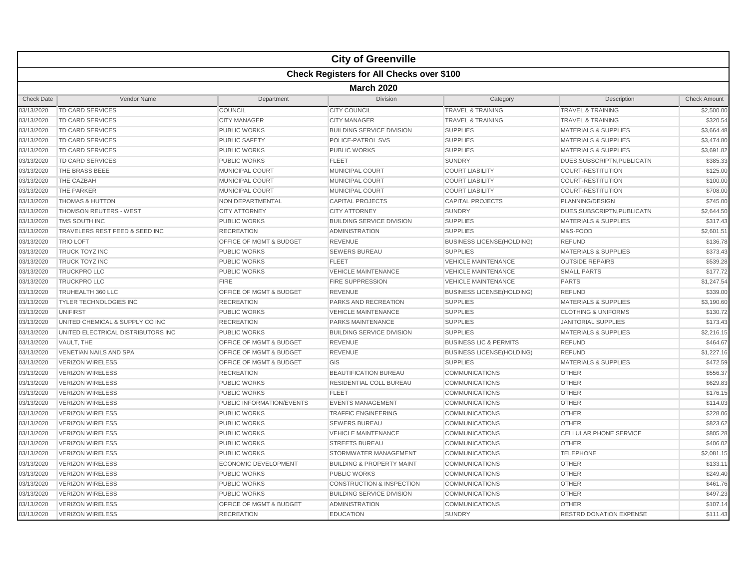# City of Greenville

## Check Registers for All Checks over $100

### March 2020

| Check Date | Vendor Name | Department | Division | Category | Description | Check Amount |
|---|---|---|---|---|---|---|
| 03/13/2020 | TD CARD SERVICES | COUNCIL | CITY COUNCIL | TRAVEL & TRAINING | TRAVEL & TRAINING | $2,500.00 |
| 03/13/2020 | TD CARD SERVICES | CITY MANAGER | CITY MANAGER | TRAVEL & TRAINING | TRAVEL & TRAINING | $320.54 |
| 03/13/2020 | TD CARD SERVICES | PUBLIC WORKS | BUILDING SERVICE DIVISION | SUPPLIES | MATERIALS & SUPPLIES | $3,664.48 |
| 03/13/2020 | TD CARD SERVICES | PUBLIC SAFETY | POLICE-PATROL SVS | SUPPLIES | MATERIALS & SUPPLIES | $3,474.80 |
| 03/13/2020 | TD CARD SERVICES | PUBLIC WORKS | PUBLIC WORKS | SUPPLIES | MATERIALS & SUPPLIES | $3,691.82 |
| 03/13/2020 | TD CARD SERVICES | PUBLIC WORKS | FLEET | SUNDRY | DUES,SUBSCRIPTN,PUBLICATN | $385.33 |
| 03/13/2020 | THE BRASS BEEE | MUNICIPAL COURT | MUNICIPAL COURT | COURT LIABILITY | COURT-RESTITUTION | $125.00 |
| 03/13/2020 | THE CAZBAH | MUNICIPAL COURT | MUNICIPAL COURT | COURT LIABILITY | COURT-RESTITUTION | $100.00 |
| 03/13/2020 | THE PARKER | MUNICIPAL COURT | MUNICIPAL COURT | COURT LIABILITY | COURT-RESTITUTION | $708.00 |
| 03/13/2020 | THOMAS & HUTTON | NON DEPARTMENTAL | CAPITAL PROJECTS | CAPITAL PROJECTS | PLANNING/DESIGN | $745.00 |
| 03/13/2020 | THOMSON REUTERS - WEST | CITY ATTORNEY | CITY ATTORNEY | SUNDRY | DUES,SUBSCRIPTN,PUBLICATN | $2,644.50 |
| 03/13/2020 | TMS SOUTH INC | PUBLIC WORKS | BUILDING SERVICE DIVISION | SUPPLIES | MATERIALS & SUPPLIES | $317.43 |
| 03/13/2020 | TRAVELERS REST FEED & SEED INC | RECREATION | ADMINISTRATION | SUPPLIES | M&S-FOOD | $2,601.51 |
| 03/13/2020 | TRIO LOFT | OFFICE OF MGMT & BUDGET | REVENUE | BUSINESS LICENSE(HOLDING) | REFUND | $136.78 |
| 03/13/2020 | TRUCK TOYZ INC | PUBLIC WORKS | SEWERS BUREAU | SUPPLIES | MATERIALS & SUPPLIES | $373.43 |
| 03/13/2020 | TRUCK TOYZ INC | PUBLIC WORKS | FLEET | VEHICLE MAINTENANCE | OUTSIDE REPAIRS | $539.28 |
| 03/13/2020 | TRUCKPRO LLC | PUBLIC WORKS | VEHICLE MAINTENANCE | VEHICLE MAINTENANCE | SMALL PARTS | $177.72 |
| 03/13/2020 | TRUCKPRO LLC | FIRE | FIRE SUPPRESSION | VEHICLE MAINTENANCE | PARTS | $1,247.54 |
| 03/13/2020 | TRUHEALTH 360 LLC | OFFICE OF MGMT & BUDGET | REVENUE | BUSINESS LICENSE(HOLDING) | REFUND | $339.00 |
| 03/13/2020 | TYLER TECHNOLOGIES INC | RECREATION | PARKS AND RECREATION | SUPPLIES | MATERIALS & SUPPLIES | $3,190.60 |
| 03/13/2020 | UNIFIRST | PUBLIC WORKS | VEHICLE MAINTENANCE | SUPPLIES | CLOTHING & UNIFORMS | $130.72 |
| 03/13/2020 | UNITED CHEMICAL & SUPPLY CO INC | RECREATION | PARKS MAINTENANCE | SUPPLIES | JANITORIAL SUPPLIES | $173.43 |
| 03/13/2020 | UNITED ELECTRICAL DISTRIBUTORS INC | PUBLIC WORKS | BUILDING SERVICE DIVISION | SUPPLIES | MATERIALS & SUPPLIES | $2,216.15 |
| 03/13/2020 | VAULT, THE | OFFICE OF MGMT & BUDGET | REVENUE | BUSINESS LIC & PERMITS | REFUND | $464.67 |
| 03/13/2020 | VENETIAN NAILS AND SPA | OFFICE OF MGMT & BUDGET | REVENUE | BUSINESS LICENSE(HOLDING) | REFUND | $1,227.16 |
| 03/13/2020 | VERIZON WIRELESS | OFFICE OF MGMT & BUDGET | GIS | SUPPLIES | MATERIALS & SUPPLIES | $472.59 |
| 03/13/2020 | VERIZON WIRELESS | RECREATION | BEAUTIFICATION BUREAU | COMMUNICATIONS | OTHER | $556.37 |
| 03/13/2020 | VERIZON WIRELESS | PUBLIC WORKS | RESIDENTIAL COLL BUREAU | COMMUNICATIONS | OTHER | $629.83 |
| 03/13/2020 | VERIZON WIRELESS | PUBLIC WORKS | FLEET | COMMUNICATIONS | OTHER | $176.15 |
| 03/13/2020 | VERIZON WIRELESS | PUBLIC INFORMATION/EVENTS | EVENTS MANAGEMENT | COMMUNICATIONS | OTHER | $114.03 |
| 03/13/2020 | VERIZON WIRELESS | PUBLIC WORKS | TRAFFIC ENGINEERING | COMMUNICATIONS | OTHER | $228.06 |
| 03/13/2020 | VERIZON WIRELESS | PUBLIC WORKS | SEWERS BUREAU | COMMUNICATIONS | OTHER | $823.62 |
| 03/13/2020 | VERIZON WIRELESS | PUBLIC WORKS | VEHICLE MAINTENANCE | COMMUNICATIONS | CELLULAR PHONE SERVICE | $805.28 |
| 03/13/2020 | VERIZON WIRELESS | PUBLIC WORKS | STREETS BUREAU | COMMUNICATIONS | OTHER | $406.02 |
| 03/13/2020 | VERIZON WIRELESS | PUBLIC WORKS | STORMWATER MANAGEMENT | COMMUNICATIONS | TELEPHONE | $2,081.15 |
| 03/13/2020 | VERIZON WIRELESS | ECONOMIC DEVELOPMENT | BUILDING & PROPERTY MAINT | COMMUNICATIONS | OTHER | $133.11 |
| 03/13/2020 | VERIZON WIRELESS | PUBLIC WORKS | PUBLIC WORKS | COMMUNICATIONS | OTHER | $249.40 |
| 03/13/2020 | VERIZON WIRELESS | PUBLIC WORKS | CONSTRUCTION & INSPECTION | COMMUNICATIONS | OTHER | $461.76 |
| 03/13/2020 | VERIZON WIRELESS | PUBLIC WORKS | BUILDING SERVICE DIVISION | COMMUNICATIONS | OTHER | $497.23 |
| 03/13/2020 | VERIZON WIRELESS | OFFICE OF MGMT & BUDGET | ADMINISTRATION | COMMUNICATIONS | OTHER | $107.14 |
| 03/13/2020 | VERIZON WIRELESS | RECREATION | EDUCATION | SUNDRY | RESTRD DONATION EXPENSE | $111.43 |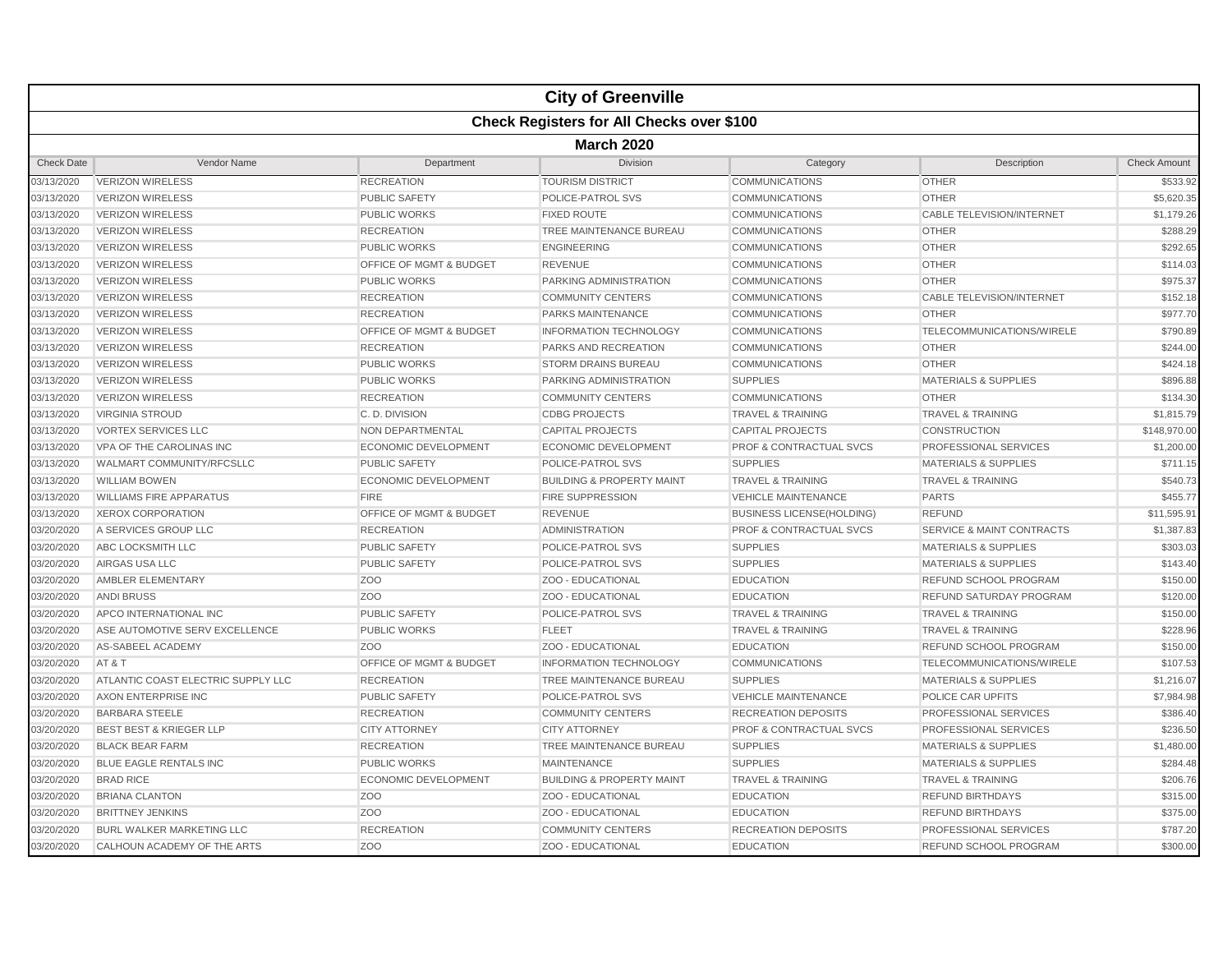# City of Greenville

## Check Registers for All Checks over $100

### March 2020

| Check Date | Vendor Name | Department | Division | Category | Description | Check Amount |
|---|---|---|---|---|---|---|
| 03/13/2020 | VERIZON WIRELESS | RECREATION | TOURISM DISTRICT | COMMUNICATIONS | OTHER | $533.92 |
| 03/13/2020 | VERIZON WIRELESS | PUBLIC SAFETY | POLICE-PATROL SVS | COMMUNICATIONS | OTHER | $5,620.35 |
| 03/13/2020 | VERIZON WIRELESS | PUBLIC WORKS | FIXED ROUTE | COMMUNICATIONS | CABLE TELEVISION/INTERNET | $1,179.26 |
| 03/13/2020 | VERIZON WIRELESS | RECREATION | TREE MAINTENANCE BUREAU | COMMUNICATIONS | OTHER | $288.29 |
| 03/13/2020 | VERIZON WIRELESS | PUBLIC WORKS | ENGINEERING | COMMUNICATIONS | OTHER | $292.65 |
| 03/13/2020 | VERIZON WIRELESS | OFFICE OF MGMT & BUDGET | REVENUE | COMMUNICATIONS | OTHER | $114.03 |
| 03/13/2020 | VERIZON WIRELESS | PUBLIC WORKS | PARKING ADMINISTRATION | COMMUNICATIONS | OTHER | $975.37 |
| 03/13/2020 | VERIZON WIRELESS | RECREATION | COMMUNITY CENTERS | COMMUNICATIONS | CABLE TELEVISION/INTERNET | $152.18 |
| 03/13/2020 | VERIZON WIRELESS | RECREATION | PARKS MAINTENANCE | COMMUNICATIONS | OTHER | $977.70 |
| 03/13/2020 | VERIZON WIRELESS | OFFICE OF MGMT & BUDGET | INFORMATION TECHNOLOGY | COMMUNICATIONS | TELECOMMUNICATIONS/WIRELE | $790.89 |
| 03/13/2020 | VERIZON WIRELESS | RECREATION | PARKS AND RECREATION | COMMUNICATIONS | OTHER | $244.00 |
| 03/13/2020 | VERIZON WIRELESS | PUBLIC WORKS | STORM DRAINS BUREAU | COMMUNICATIONS | OTHER | $424.18 |
| 03/13/2020 | VERIZON WIRELESS | PUBLIC WORKS | PARKING ADMINISTRATION | SUPPLIES | MATERIALS & SUPPLIES | $896.88 |
| 03/13/2020 | VERIZON WIRELESS | RECREATION | COMMUNITY CENTERS | COMMUNICATIONS | OTHER | $134.30 |
| 03/13/2020 | VIRGINIA STROUD | C. D. DIVISION | CDBG PROJECTS | TRAVEL & TRAINING | TRAVEL & TRAINING | $1,815.79 |
| 03/13/2020 | VORTEX SERVICES LLC | NON DEPARTMENTAL | CAPITAL PROJECTS | CAPITAL PROJECTS | CONSTRUCTION | $148,970.00 |
| 03/13/2020 | VPA OF THE CAROLINAS INC | ECONOMIC DEVELOPMENT | ECONOMIC DEVELOPMENT | PROF & CONTRACTUAL SVCS | PROFESSIONAL SERVICES | $1,200.00 |
| 03/13/2020 | WALMART COMMUNITY/RFCSLLC | PUBLIC SAFETY | POLICE-PATROL SVS | SUPPLIES | MATERIALS & SUPPLIES | $711.15 |
| 03/13/2020 | WILLIAM BOWEN | ECONOMIC DEVELOPMENT | BUILDING & PROPERTY MAINT | TRAVEL & TRAINING | TRAVEL & TRAINING | $540.73 |
| 03/13/2020 | WILLIAMS FIRE APPARATUS | FIRE | FIRE SUPPRESSION | VEHICLE MAINTENANCE | PARTS | $455.77 |
| 03/13/2020 | XEROX CORPORATION | OFFICE OF MGMT & BUDGET | REVENUE | BUSINESS LICENSE(HOLDING) | REFUND | $11,595.91 |
| 03/20/2020 | A SERVICES GROUP LLC | RECREATION | ADMINISTRATION | PROF & CONTRACTUAL SVCS | SERVICE & MAINT CONTRACTS | $1,387.83 |
| 03/20/2020 | ABC LOCKSMITH LLC | PUBLIC SAFETY | POLICE-PATROL SVS | SUPPLIES | MATERIALS & SUPPLIES | $303.03 |
| 03/20/2020 | AIRGAS USA LLC | PUBLIC SAFETY | POLICE-PATROL SVS | SUPPLIES | MATERIALS & SUPPLIES | $143.40 |
| 03/20/2020 | AMBLER ELEMENTARY | ZOO | ZOO - EDUCATIONAL | EDUCATION | REFUND SCHOOL PROGRAM | $150.00 |
| 03/20/2020 | ANDI BRUSS | ZOO | ZOO - EDUCATIONAL | EDUCATION | REFUND SATURDAY PROGRAM | $120.00 |
| 03/20/2020 | APCO INTERNATIONAL INC | PUBLIC SAFETY | POLICE-PATROL SVS | TRAVEL & TRAINING | TRAVEL & TRAINING | $150.00 |
| 03/20/2020 | ASE AUTOMOTIVE SERV EXCELLENCE | PUBLIC WORKS | FLEET | TRAVEL & TRAINING | TRAVEL & TRAINING | $228.96 |
| 03/20/2020 | AS-SABEEL ACADEMY | ZOO | ZOO - EDUCATIONAL | EDUCATION | REFUND SCHOOL PROGRAM | $150.00 |
| 03/20/2020 | AT & T | OFFICE OF MGMT & BUDGET | INFORMATION TECHNOLOGY | COMMUNICATIONS | TELECOMMUNICATIONS/WIRELE | $107.53 |
| 03/20/2020 | ATLANTIC COAST ELECTRIC SUPPLY LLC | RECREATION | TREE MAINTENANCE BUREAU | SUPPLIES | MATERIALS & SUPPLIES | $1,216.07 |
| 03/20/2020 | AXON ENTERPRISE INC | PUBLIC SAFETY | POLICE-PATROL SVS | VEHICLE MAINTENANCE | POLICE CAR UPFITS | $7,984.98 |
| 03/20/2020 | BARBARA STEELE | RECREATION | COMMUNITY CENTERS | RECREATION DEPOSITS | PROFESSIONAL SERVICES | $386.40 |
| 03/20/2020 | BEST BEST & KRIEGER LLP | CITY ATTORNEY | CITY ATTORNEY | PROF & CONTRACTUAL SVCS | PROFESSIONAL SERVICES | $236.50 |
| 03/20/2020 | BLACK BEAR FARM | RECREATION | TREE MAINTENANCE BUREAU | SUPPLIES | MATERIALS & SUPPLIES | $1,480.00 |
| 03/20/2020 | BLUE EAGLE RENTALS INC | PUBLIC WORKS | MAINTENANCE | SUPPLIES | MATERIALS & SUPPLIES | $284.48 |
| 03/20/2020 | BRAD RICE | ECONOMIC DEVELOPMENT | BUILDING & PROPERTY MAINT | TRAVEL & TRAINING | TRAVEL & TRAINING | $206.76 |
| 03/20/2020 | BRIANA CLANTON | ZOO | ZOO - EDUCATIONAL | EDUCATION | REFUND BIRTHDAYS | $315.00 |
| 03/20/2020 | BRITTNEY JENKINS | ZOO | ZOO - EDUCATIONAL | EDUCATION | REFUND BIRTHDAYS | $375.00 |
| 03/20/2020 | BURL WALKER MARKETING LLC | RECREATION | COMMUNITY CENTERS | RECREATION DEPOSITS | PROFESSIONAL SERVICES | $787.20 |
| 03/20/2020 | CALHOUN ACADEMY OF THE ARTS | ZOO | ZOO - EDUCATIONAL | EDUCATION | REFUND SCHOOL PROGRAM | $300.00 |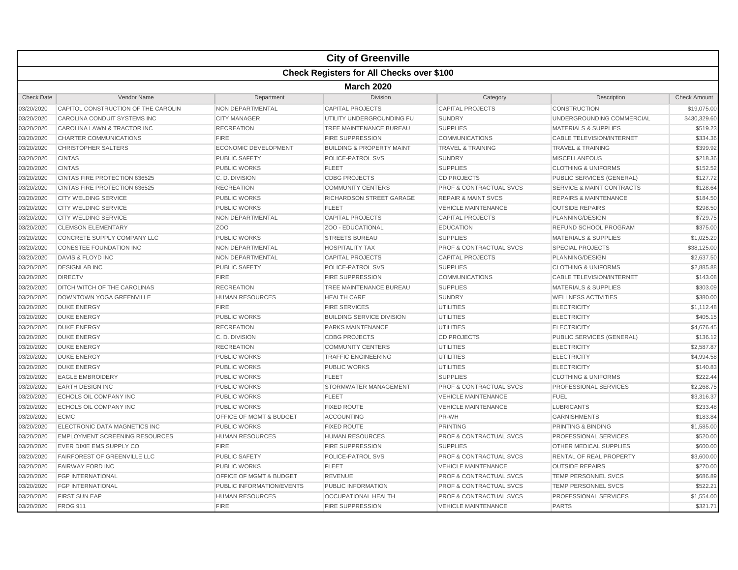# City of Greenville

## Check Registers for All Checks over $100

### March 2020

| Check Date | Vendor Name | Department | Division | Category | Description | Check Amount |
|---|---|---|---|---|---|---|
| 03/20/2020 | CAPITOL CONSTRUCTION OF THE CAROLIN | NON DEPARTMENTAL | CAPITAL PROJECTS | CAPITAL PROJECTS | CONSTRUCTION | $19,075.00 |
| 03/20/2020 | CAROLINA CONDUIT SYSTEMS INC | CITY MANAGER | UTILITY UNDERGROUNDING FU | SUNDRY | UNDERGROUNDING COMMERCIAL | $430,329.60 |
| 03/20/2020 | CAROLINA LAWN & TRACTOR INC | RECREATION | TREE MAINTENANCE BUREAU | SUPPLIES | MATERIALS & SUPPLIES | $519.23 |
| 03/20/2020 | CHARTER COMMUNICATIONS | FIRE | FIRE SUPPRESSION | COMMUNICATIONS | CABLE TELEVISION/INTERNET | $334.36 |
| 03/20/2020 | CHRISTOPHER SALTERS | ECONOMIC DEVELOPMENT | BUILDING & PROPERTY MAINT | TRAVEL & TRAINING | TRAVEL & TRAINING | $399.92 |
| 03/20/2020 | CINTAS | PUBLIC SAFETY | POLICE-PATROL SVS | SUNDRY | MISCELLANEOUS | $218.36 |
| 03/20/2020 | CINTAS | PUBLIC WORKS | FLEET | SUPPLIES | CLOTHING & UNIFORMS | $152.52 |
| 03/20/2020 | CINTAS FIRE PROTECTION 636525 | C. D. DIVISION | CDBG PROJECTS | CD PROJECTS | PUBLIC SERVICES (GENERAL) | $127.72 |
| 03/20/2020 | CINTAS FIRE PROTECTION 636525 | RECREATION | COMMUNITY CENTERS | PROF & CONTRACTUAL SVCS | SERVICE & MAINT CONTRACTS | $128.64 |
| 03/20/2020 | CITY WELDING SERVICE | PUBLIC WORKS | RICHARDSON STREET GARAGE | REPAIR & MAINT SVCS | REPAIRS & MAINTENANCE | $184.50 |
| 03/20/2020 | CITY WELDING SERVICE | PUBLIC WORKS | FLEET | VEHICLE MAINTENANCE | OUTSIDE REPAIRS | $298.50 |
| 03/20/2020 | CITY WELDING SERVICE | NON DEPARTMENTAL | CAPITAL PROJECTS | CAPITAL PROJECTS | PLANNING/DESIGN | $729.75 |
| 03/20/2020 | CLEMSON ELEMENTARY | ZOO | ZOO - EDUCATIONAL | EDUCATION | REFUND SCHOOL PROGRAM | $375.00 |
| 03/20/2020 | CONCRETE SUPPLY COMPANY LLC | PUBLIC WORKS | STREETS BUREAU | SUPPLIES | MATERIALS & SUPPLIES | $1,025.29 |
| 03/20/2020 | CONESTEE FOUNDATION INC | NON DEPARTMENTAL | HOSPITALITY TAX | PROF & CONTRACTUAL SVCS | SPECIAL PROJECTS | $38,125.00 |
| 03/20/2020 | DAVIS & FLOYD INC | NON DEPARTMENTAL | CAPITAL PROJECTS | CAPITAL PROJECTS | PLANNING/DESIGN | $2,637.50 |
| 03/20/2020 | DESIGNLAB INC | PUBLIC SAFETY | POLICE-PATROL SVS | SUPPLIES | CLOTHING & UNIFORMS | $2,885.88 |
| 03/20/2020 | DIRECTV | FIRE | FIRE SUPPRESSION | COMMUNICATIONS | CABLE TELEVISION/INTERNET | $143.08 |
| 03/20/2020 | DITCH WITCH OF THE CAROLINAS | RECREATION | TREE MAINTENANCE BUREAU | SUPPLIES | MATERIALS & SUPPLIES | $303.09 |
| 03/20/2020 | DOWNTOWN YOGA GREENVILLE | HUMAN RESOURCES | HEALTH CARE | SUNDRY | WELLNESS ACTIVITIES | $380.00 |
| 03/20/2020 | DUKE ENERGY | FIRE | FIRE SERVICES | UTILITIES | ELECTRICITY | $1,112.48 |
| 03/20/2020 | DUKE ENERGY | PUBLIC WORKS | BUILDING SERVICE DIVISION | UTILITIES | ELECTRICITY | $405.15 |
| 03/20/2020 | DUKE ENERGY | RECREATION | PARKS MAINTENANCE | UTILITIES | ELECTRICITY | $4,676.45 |
| 03/20/2020 | DUKE ENERGY | C. D. DIVISION | CDBG PROJECTS | CD PROJECTS | PUBLIC SERVICES (GENERAL) | $136.12 |
| 03/20/2020 | DUKE ENERGY | RECREATION | COMMUNITY CENTERS | UTILITIES | ELECTRICITY | $2,587.87 |
| 03/20/2020 | DUKE ENERGY | PUBLIC WORKS | TRAFFIC ENGINEERING | UTILITIES | ELECTRICITY | $4,994.58 |
| 03/20/2020 | DUKE ENERGY | PUBLIC WORKS | PUBLIC WORKS | UTILITIES | ELECTRICITY | $140.83 |
| 03/20/2020 | EAGLE EMBROIDERY | PUBLIC WORKS | FLEET | SUPPLIES | CLOTHING & UNIFORMS | $222.44 |
| 03/20/2020 | EARTH DESIGN INC | PUBLIC WORKS | STORMWATER MANAGEMENT | PROF & CONTRACTUAL SVCS | PROFESSIONAL SERVICES | $2,268.75 |
| 03/20/2020 | ECHOLS OIL COMPANY INC | PUBLIC WORKS | FLEET | VEHICLE MAINTENANCE | FUEL | $3,316.37 |
| 03/20/2020 | ECHOLS OIL COMPANY INC | PUBLIC WORKS | FIXED ROUTE | VEHICLE MAINTENANCE | LUBRICANTS | $233.48 |
| 03/20/2020 | ECMC | OFFICE OF MGMT & BUDGET | ACCOUNTING | PR-WH | GARNISHMENTS | $183.84 |
| 03/20/2020 | ELECTRONIC DATA MAGNETICS INC | PUBLIC WORKS | FIXED ROUTE | PRINTING | PRINTING & BINDING | $1,585.00 |
| 03/20/2020 | EMPLOYMENT SCREENING RESOURCES | HUMAN RESOURCES | HUMAN RESOURCES | PROF & CONTRACTUAL SVCS | PROFESSIONAL SERVICES | $520.00 |
| 03/20/2020 | EVER DIXIE EMS SUPPLY CO | FIRE | FIRE SUPPRESSION | SUPPLIES | OTHER MEDICAL SUPPLIES | $600.00 |
| 03/20/2020 | FAIRFOREST OF GREENVILLE LLC | PUBLIC SAFETY | POLICE-PATROL SVS | PROF & CONTRACTUAL SVCS | RENTAL OF REAL PROPERTY | $3,600.00 |
| 03/20/2020 | FAIRWAY FORD INC | PUBLIC WORKS | FLEET | VEHICLE MAINTENANCE | OUTSIDE REPAIRS | $270.00 |
| 03/20/2020 | FGP INTERNATIONAL | OFFICE OF MGMT & BUDGET | REVENUE | PROF & CONTRACTUAL SVCS | TEMP PERSONNEL SVCS | $686.89 |
| 03/20/2020 | FGP INTERNATIONAL | PUBLIC INFORMATION/EVENTS | PUBLIC INFORMATION | PROF & CONTRACTUAL SVCS | TEMP PERSONNEL SVCS | $522.21 |
| 03/20/2020 | FIRST SUN EAP | HUMAN RESOURCES | OCCUPATIONAL HEALTH | PROF & CONTRACTUAL SVCS | PROFESSIONAL SERVICES | $1,554.00 |
| 03/20/2020 | FROG 911 | FIRE | FIRE SUPPRESSION | VEHICLE MAINTENANCE | PARTS | $321.71 |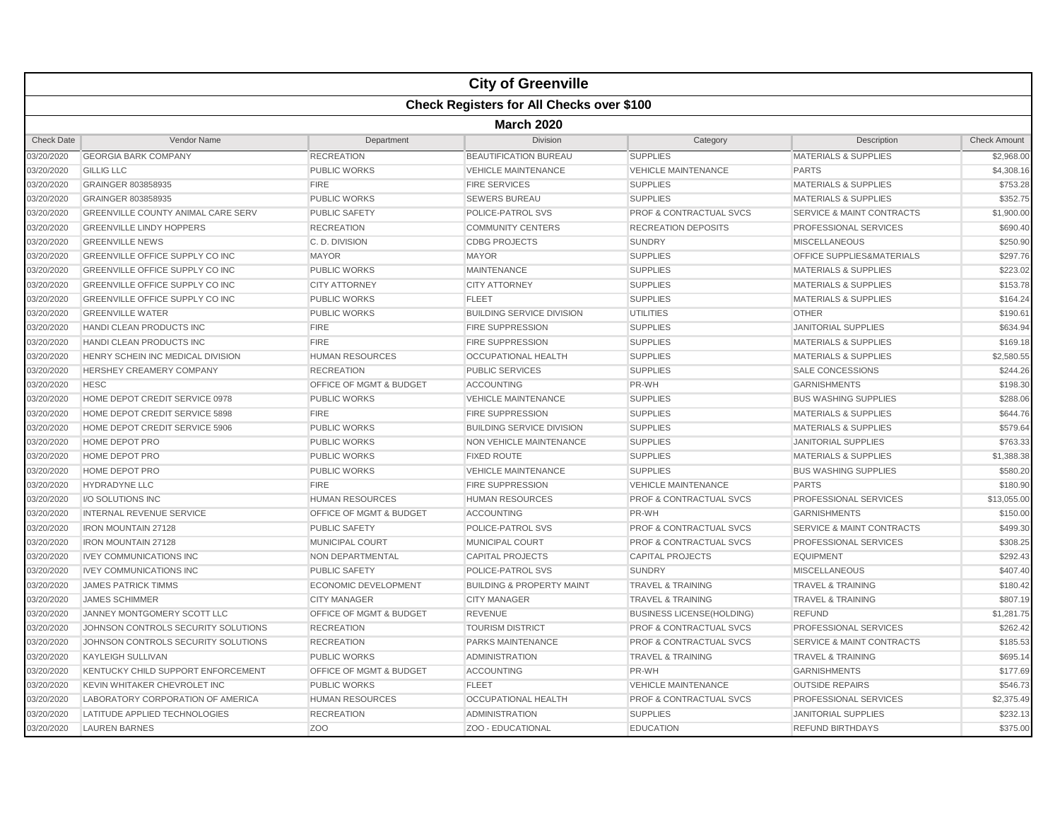# City of Greenville

## Check Registers for All Checks over $100

### March 2020

| Check Date | Vendor Name | Department | Division | Category | Description | Check Amount |
|---|---|---|---|---|---|---|
| 03/20/2020 | GEORGIA BARK COMPANY | RECREATION | BEAUTIFICATION BUREAU | SUPPLIES | MATERIALS & SUPPLIES | $2,968.00 |
| 03/20/2020 | GILLIG LLC | PUBLIC WORKS | VEHICLE MAINTENANCE | VEHICLE MAINTENANCE | PARTS | $4,308.16 |
| 03/20/2020 | GRAINGER 803858935 | FIRE | FIRE SERVICES | SUPPLIES | MATERIALS & SUPPLIES | $753.28 |
| 03/20/2020 | GRAINGER 803858935 | PUBLIC WORKS | SEWERS BUREAU | SUPPLIES | MATERIALS & SUPPLIES | $352.75 |
| 03/20/2020 | GREENVILLE COUNTY ANIMAL CARE SERV | PUBLIC SAFETY | POLICE-PATROL SVS | PROF & CONTRACTUAL SVCS | SERVICE & MAINT CONTRACTS | $1,900.00 |
| 03/20/2020 | GREENVILLE LINDY HOPPERS | RECREATION | COMMUNITY CENTERS | RECREATION DEPOSITS | PROFESSIONAL SERVICES | $690.40 |
| 03/20/2020 | GREENVILLE NEWS | C. D. DIVISION | CDBG PROJECTS | SUNDRY | MISCELLANEOUS | $250.90 |
| 03/20/2020 | GREENVILLE OFFICE SUPPLY CO INC | MAYOR | MAYOR | SUPPLIES | OFFICE SUPPLIES&MATERIALS | $297.76 |
| 03/20/2020 | GREENVILLE OFFICE SUPPLY CO INC | PUBLIC WORKS | MAINTENANCE | SUPPLIES | MATERIALS & SUPPLIES | $223.02 |
| 03/20/2020 | GREENVILLE OFFICE SUPPLY CO INC | CITY ATTORNEY | CITY ATTORNEY | SUPPLIES | MATERIALS & SUPPLIES | $153.78 |
| 03/20/2020 | GREENVILLE OFFICE SUPPLY CO INC | PUBLIC WORKS | FLEET | SUPPLIES | MATERIALS & SUPPLIES | $164.24 |
| 03/20/2020 | GREENVILLE WATER | PUBLIC WORKS | BUILDING SERVICE DIVISION | UTILITIES | OTHER | $190.61 |
| 03/20/2020 | HANDI CLEAN PRODUCTS INC | FIRE | FIRE SUPPRESSION | SUPPLIES | JANITORIAL SUPPLIES | $634.94 |
| 03/20/2020 | HANDI CLEAN PRODUCTS INC | FIRE | FIRE SUPPRESSION | SUPPLIES | MATERIALS & SUPPLIES | $169.18 |
| 03/20/2020 | HENRY SCHEIN INC MEDICAL DIVISION | HUMAN RESOURCES | OCCUPATIONAL HEALTH | SUPPLIES | MATERIALS & SUPPLIES | $2,580.55 |
| 03/20/2020 | HERSHEY CREAMERY COMPANY | RECREATION | PUBLIC SERVICES | SUPPLIES | SALE CONCESSIONS | $244.26 |
| 03/20/2020 | HESC | OFFICE OF MGMT & BUDGET | ACCOUNTING | PR-WH | GARNISHMENTS | $198.30 |
| 03/20/2020 | HOME DEPOT CREDIT SERVICE 0978 | PUBLIC WORKS | VEHICLE MAINTENANCE | SUPPLIES | BUS WASHING SUPPLIES | $288.06 |
| 03/20/2020 | HOME DEPOT CREDIT SERVICE 5898 | FIRE | FIRE SUPPRESSION | SUPPLIES | MATERIALS & SUPPLIES | $644.76 |
| 03/20/2020 | HOME DEPOT CREDIT SERVICE 5906 | PUBLIC WORKS | BUILDING SERVICE DIVISION | SUPPLIES | MATERIALS & SUPPLIES | $579.64 |
| 03/20/2020 | HOME DEPOT PRO | PUBLIC WORKS | NON VEHICLE MAINTENANCE | SUPPLIES | JANITORIAL SUPPLIES | $763.33 |
| 03/20/2020 | HOME DEPOT PRO | PUBLIC WORKS | FIXED ROUTE | SUPPLIES | MATERIALS & SUPPLIES | $1,388.38 |
| 03/20/2020 | HOME DEPOT PRO | PUBLIC WORKS | VEHICLE MAINTENANCE | SUPPLIES | BUS WASHING SUPPLIES | $580.20 |
| 03/20/2020 | HYDRADYNE LLC | FIRE | FIRE SUPPRESSION | VEHICLE MAINTENANCE | PARTS | $180.90 |
| 03/20/2020 | I/O SOLUTIONS INC | HUMAN RESOURCES | HUMAN RESOURCES | PROF & CONTRACTUAL SVCS | PROFESSIONAL SERVICES | $13,055.00 |
| 03/20/2020 | INTERNAL REVENUE SERVICE | OFFICE OF MGMT & BUDGET | ACCOUNTING | PR-WH | GARNISHMENTS | $150.00 |
| 03/20/2020 | IRON MOUNTAIN 27128 | PUBLIC SAFETY | POLICE-PATROL SVS | PROF & CONTRACTUAL SVCS | SERVICE & MAINT CONTRACTS | $499.30 |
| 03/20/2020 | IRON MOUNTAIN 27128 | MUNICIPAL COURT | MUNICIPAL COURT | PROF & CONTRACTUAL SVCS | PROFESSIONAL SERVICES | $308.25 |
| 03/20/2020 | IVEY COMMUNICATIONS INC | NON DEPARTMENTAL | CAPITAL PROJECTS | CAPITAL PROJECTS | EQUIPMENT | $292.43 |
| 03/20/2020 | IVEY COMMUNICATIONS INC | PUBLIC SAFETY | POLICE-PATROL SVS | SUNDRY | MISCELLANEOUS | $407.40 |
| 03/20/2020 | JAMES PATRICK TIMMS | ECONOMIC DEVELOPMENT | BUILDING & PROPERTY MAINT | TRAVEL & TRAINING | TRAVEL & TRAINING | $180.42 |
| 03/20/2020 | JAMES SCHIMMER | CITY MANAGER | CITY MANAGER | TRAVEL & TRAINING | TRAVEL & TRAINING | $807.19 |
| 03/20/2020 | JANNEY MONTGOMERY SCOTT LLC | OFFICE OF MGMT & BUDGET | REVENUE | BUSINESS LICENSE(HOLDING) | REFUND | $1,281.75 |
| 03/20/2020 | JOHNSON CONTROLS SECURITY SOLUTIONS | RECREATION | TOURISM DISTRICT | PROF & CONTRACTUAL SVCS | PROFESSIONAL SERVICES | $262.42 |
| 03/20/2020 | JOHNSON CONTROLS SECURITY SOLUTIONS | RECREATION | PARKS MAINTENANCE | PROF & CONTRACTUAL SVCS | SERVICE & MAINT CONTRACTS | $185.53 |
| 03/20/2020 | KAYLEIGH SULLIVAN | PUBLIC WORKS | ADMINISTRATION | TRAVEL & TRAINING | TRAVEL & TRAINING | $695.14 |
| 03/20/2020 | KENTUCKY CHILD SUPPORT ENFORCEMENT | OFFICE OF MGMT & BUDGET | ACCOUNTING | PR-WH | GARNISHMENTS | $177.69 |
| 03/20/2020 | KEVIN WHITAKER CHEVROLET INC | PUBLIC WORKS | FLEET | VEHICLE MAINTENANCE | OUTSIDE REPAIRS | $546.73 |
| 03/20/2020 | LABORATORY CORPORATION OF AMERICA | HUMAN RESOURCES | OCCUPATIONAL HEALTH | PROF & CONTRACTUAL SVCS | PROFESSIONAL SERVICES | $2,375.49 |
| 03/20/2020 | LATITUDE APPLIED TECHNOLOGIES | RECREATION | ADMINISTRATION | SUPPLIES | JANITORIAL SUPPLIES | $232.13 |
| 03/20/2020 | LAUREN BARNES | ZOO | ZOO - EDUCATIONAL | EDUCATION | REFUND BIRTHDAYS | $375.00 |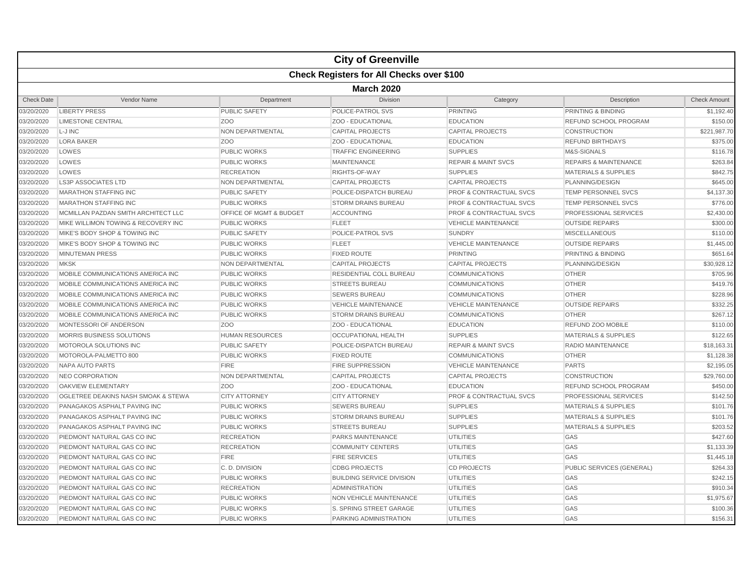# City of Greenville

## Check Registers for All Checks over $100

### March 2020

| Check Date | Vendor Name | Department | Division | Category | Description | Check Amount |
|---|---|---|---|---|---|---|
| 03/20/2020 | LIBERTY PRESS | PUBLIC SAFETY | POLICE-PATROL SVS | PRINTING | PRINTING & BINDING | $1,192.40 |
| 03/20/2020 | LIMESTONE CENTRAL | ZOO | ZOO - EDUCATIONAL | EDUCATION | REFUND SCHOOL PROGRAM | $150.00 |
| 03/20/2020 | L-J INC | NON DEPARTMENTAL | CAPITAL PROJECTS | CAPITAL PROJECTS | CONSTRUCTION | $221,987.70 |
| 03/20/2020 | LORA BAKER | ZOO | ZOO - EDUCATIONAL | EDUCATION | REFUND BIRTHDAYS | $375.00 |
| 03/20/2020 | LOWES | PUBLIC WORKS | TRAFFIC ENGINEERING | SUPPLIES | M&S-SIGNALS | $116.78 |
| 03/20/2020 | LOWES | PUBLIC WORKS | MAINTENANCE | REPAIR & MAINT SVCS | REPAIRS & MAINTENANCE | $263.84 |
| 03/20/2020 | LOWES | RECREATION | RIGHTS-OF-WAY | SUPPLIES | MATERIALS & SUPPLIES | $842.75 |
| 03/20/2020 | LS3P ASSOCIATES LTD | NON DEPARTMENTAL | CAPITAL PROJECTS | CAPITAL PROJECTS | PLANNING/DESIGN | $645.00 |
| 03/20/2020 | MARATHON STAFFING INC | PUBLIC SAFETY | POLICE-DISPATCH BUREAU | PROF & CONTRACTUAL SVCS | TEMP PERSONNEL SVCS | $4,137.30 |
| 03/20/2020 | MARATHON STAFFING INC | PUBLIC WORKS | STORM DRAINS BUREAU | PROF & CONTRACTUAL SVCS | TEMP PERSONNEL SVCS | $776.00 |
| 03/20/2020 | MCMILLAN PAZDAN SMITH ARCHITECT LLC | OFFICE OF MGMT & BUDGET | ACCOUNTING | PROF & CONTRACTUAL SVCS | PROFESSIONAL SERVICES | $2,430.00 |
| 03/20/2020 | MIKE WILLIMON TOWING & RECOVERY INC | PUBLIC WORKS | FLEET | VEHICLE MAINTENANCE | OUTSIDE REPAIRS | $300.00 |
| 03/20/2020 | MIKE'S BODY SHOP & TOWING INC | PUBLIC SAFETY | POLICE-PATROL SVS | SUNDRY | MISCELLANEOUS | $110.00 |
| 03/20/2020 | MIKE'S BODY SHOP & TOWING INC | PUBLIC WORKS | FLEET | VEHICLE MAINTENANCE | OUTSIDE REPAIRS | $1,445.00 |
| 03/20/2020 | MINUTEMAN PRESS | PUBLIC WORKS | FIXED ROUTE | PRINTING | PRINTING & BINDING | $651.64 |
| 03/20/2020 | MKSK | NON DEPARTMENTAL | CAPITAL PROJECTS | CAPITAL PROJECTS | PLANNING/DESIGN | $30,928.12 |
| 03/20/2020 | MOBILE COMMUNICATIONS AMERICA INC | PUBLIC WORKS | RESIDENTIAL COLL BUREAU | COMMUNICATIONS | OTHER | $705.96 |
| 03/20/2020 | MOBILE COMMUNICATIONS AMERICA INC | PUBLIC WORKS | STREETS BUREAU | COMMUNICATIONS | OTHER | $419.76 |
| 03/20/2020 | MOBILE COMMUNICATIONS AMERICA INC | PUBLIC WORKS | SEWERS BUREAU | COMMUNICATIONS | OTHER | $228.96 |
| 03/20/2020 | MOBILE COMMUNICATIONS AMERICA INC | PUBLIC WORKS | VEHICLE MAINTENANCE | VEHICLE MAINTENANCE | OUTSIDE REPAIRS | $332.25 |
| 03/20/2020 | MOBILE COMMUNICATIONS AMERICA INC | PUBLIC WORKS | STORM DRAINS BUREAU | COMMUNICATIONS | OTHER | $267.12 |
| 03/20/2020 | MONTESSORI OF ANDERSON | ZOO | ZOO - EDUCATIONAL | EDUCATION | REFUND ZOO MOBILE | $110.00 |
| 03/20/2020 | MORRIS BUSINESS SOLUTIONS | HUMAN RESOURCES | OCCUPATIONAL HEALTH | SUPPLIES | MATERIALS & SUPPLIES | $122.65 |
| 03/20/2020 | MOTOROLA SOLUTIONS INC | PUBLIC SAFETY | POLICE-DISPATCH BUREAU | REPAIR & MAINT SVCS | RADIO MAINTENANCE | $18,163.31 |
| 03/20/2020 | MOTOROLA-PALMETTO 800 | PUBLIC WORKS | FIXED ROUTE | COMMUNICATIONS | OTHER | $1,128.38 |
| 03/20/2020 | NAPA AUTO PARTS | FIRE | FIRE SUPPRESSION | VEHICLE MAINTENANCE | PARTS | $2,195.05 |
| 03/20/2020 | NEO CORPORATION | NON DEPARTMENTAL | CAPITAL PROJECTS | CAPITAL PROJECTS | CONSTRUCTION | $29,760.00 |
| 03/20/2020 | OAKVIEW ELEMENTARY | ZOO | ZOO - EDUCATIONAL | EDUCATION | REFUND SCHOOL PROGRAM | $450.00 |
| 03/20/2020 | OGLETREE DEAKINS NASH SMOAK & STEWA | CITY ATTORNEY | CITY ATTORNEY | PROF & CONTRACTUAL SVCS | PROFESSIONAL SERVICES | $142.50 |
| 03/20/2020 | PANAGAKOS ASPHALT PAVING INC | PUBLIC WORKS | SEWERS BUREAU | SUPPLIES | MATERIALS & SUPPLIES | $101.76 |
| 03/20/2020 | PANAGAKOS ASPHALT PAVING INC | PUBLIC WORKS | STORM DRAINS BUREAU | SUPPLIES | MATERIALS & SUPPLIES | $101.76 |
| 03/20/2020 | PANAGAKOS ASPHALT PAVING INC | PUBLIC WORKS | STREETS BUREAU | SUPPLIES | MATERIALS & SUPPLIES | $203.52 |
| 03/20/2020 | PIEDMONT NATURAL GAS CO INC | RECREATION | PARKS MAINTENANCE | UTILITIES | GAS | $427.60 |
| 03/20/2020 | PIEDMONT NATURAL GAS CO INC | RECREATION | COMMUNITY CENTERS | UTILITIES | GAS | $1,133.39 |
| 03/20/2020 | PIEDMONT NATURAL GAS CO INC | FIRE | FIRE SERVICES | UTILITIES | GAS | $1,445.18 |
| 03/20/2020 | PIEDMONT NATURAL GAS CO INC | C. D. DIVISION | CDBG PROJECTS | CD PROJECTS | PUBLIC SERVICES (GENERAL) | $264.33 |
| 03/20/2020 | PIEDMONT NATURAL GAS CO INC | PUBLIC WORKS | BUILDING SERVICE DIVISION | UTILITIES | GAS | $242.15 |
| 03/20/2020 | PIEDMONT NATURAL GAS CO INC | RECREATION | ADMINISTRATION | UTILITIES | GAS | $910.34 |
| 03/20/2020 | PIEDMONT NATURAL GAS CO INC | PUBLIC WORKS | NON VEHICLE MAINTENANCE | UTILITIES | GAS | $1,975.67 |
| 03/20/2020 | PIEDMONT NATURAL GAS CO INC | PUBLIC WORKS | S. SPRING STREET GARAGE | UTILITIES | GAS | $100.36 |
| 03/20/2020 | PIEDMONT NATURAL GAS CO INC | PUBLIC WORKS | PARKING ADMINISTRATION | UTILITIES | GAS | $156.31 |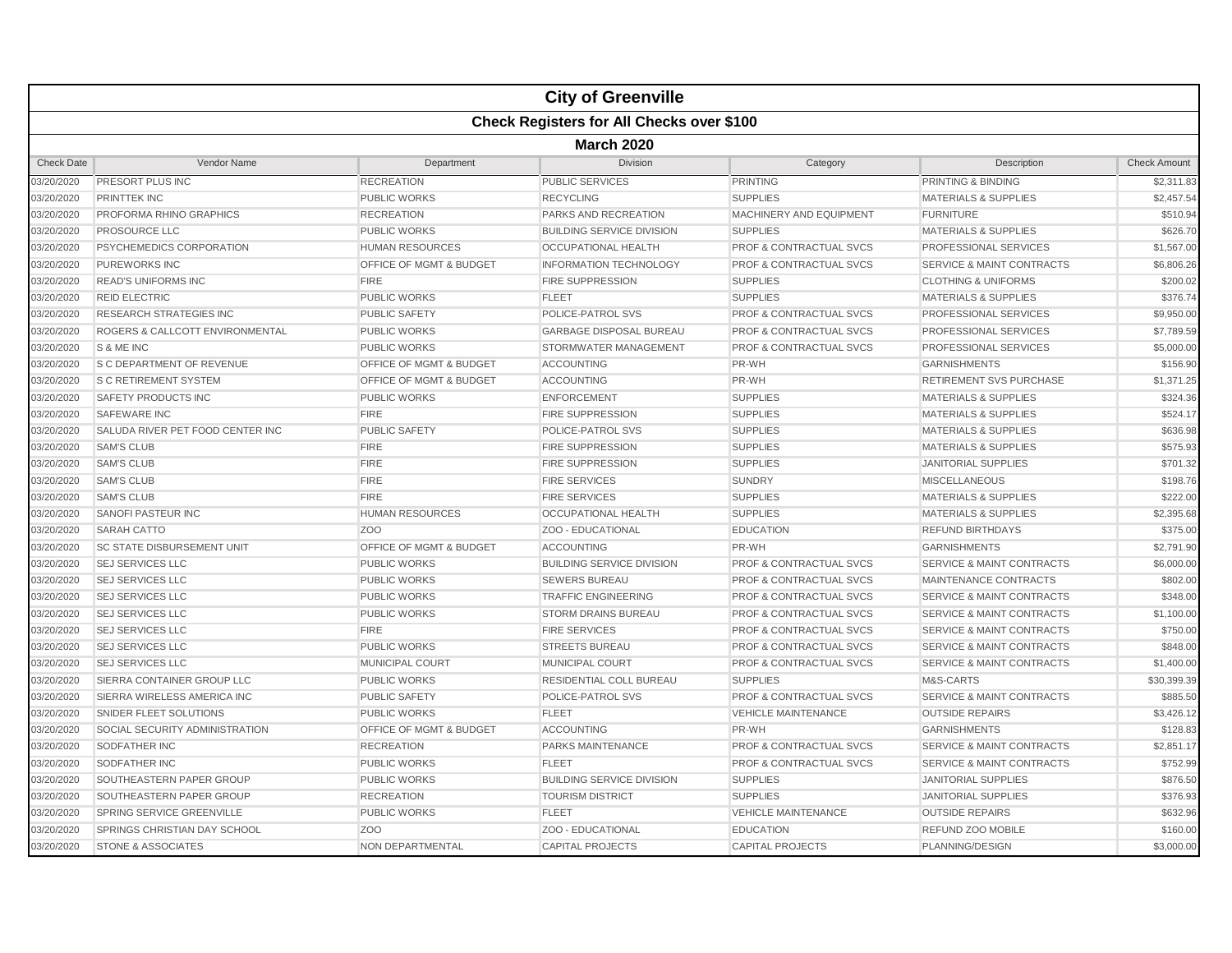# City of Greenville

## Check Registers for All Checks over $100

### March 2020

| Check Date | Vendor Name | Department | Division | Category | Description | Check Amount |
|---|---|---|---|---|---|---|
| 03/20/2020 | PRESORT PLUS INC | RECREATION | PUBLIC SERVICES | PRINTING | PRINTING & BINDING | $2,311.83 |
| 03/20/2020 | PRINTTEK INC | PUBLIC WORKS | RECYCLING | SUPPLIES | MATERIALS & SUPPLIES | $2,457.54 |
| 03/20/2020 | PROFORMA RHINO GRAPHICS | RECREATION | PARKS AND RECREATION | MACHINERY AND EQUIPMENT | FURNITURE | $510.94 |
| 03/20/2020 | PROSOURCE LLC | PUBLIC WORKS | BUILDING SERVICE DIVISION | SUPPLIES | MATERIALS & SUPPLIES | $626.70 |
| 03/20/2020 | PSYCHEMEDICS CORPORATION | HUMAN RESOURCES | OCCUPATIONAL HEALTH | PROF & CONTRACTUAL SVCS | PROFESSIONAL SERVICES | $1,567.00 |
| 03/20/2020 | PUREWORKS INC | OFFICE OF MGMT & BUDGET | INFORMATION TECHNOLOGY | PROF & CONTRACTUAL SVCS | SERVICE & MAINT CONTRACTS | $6,806.26 |
| 03/20/2020 | READ'S UNIFORMS INC | FIRE | FIRE SUPPRESSION | SUPPLIES | CLOTHING & UNIFORMS | $200.02 |
| 03/20/2020 | REID ELECTRIC | PUBLIC WORKS | FLEET | SUPPLIES | MATERIALS & SUPPLIES | $376.74 |
| 03/20/2020 | RESEARCH STRATEGIES INC | PUBLIC SAFETY | POLICE-PATROL SVS | PROF & CONTRACTUAL SVCS | PROFESSIONAL SERVICES | $9,950.00 |
| 03/20/2020 | ROGERS & CALLCOTT ENVIRONMENTAL | PUBLIC WORKS | GARBAGE DISPOSAL BUREAU | PROF & CONTRACTUAL SVCS | PROFESSIONAL SERVICES | $7,789.59 |
| 03/20/2020 | S & ME INC | PUBLIC WORKS | STORMWATER MANAGEMENT | PROF & CONTRACTUAL SVCS | PROFESSIONAL SERVICES | $5,000.00 |
| 03/20/2020 | S C DEPARTMENT OF REVENUE | OFFICE OF MGMT & BUDGET | ACCOUNTING | PR-WH | GARNISHMENTS | $156.90 |
| 03/20/2020 | S C RETIREMENT SYSTEM | OFFICE OF MGMT & BUDGET | ACCOUNTING | PR-WH | RETIREMENT SVS PURCHASE | $1,371.25 |
| 03/20/2020 | SAFETY PRODUCTS INC | PUBLIC WORKS | ENFORCEMENT | SUPPLIES | MATERIALS & SUPPLIES | $324.36 |
| 03/20/2020 | SAFEWARE INC | FIRE | FIRE SUPPRESSION | SUPPLIES | MATERIALS & SUPPLIES | $524.17 |
| 03/20/2020 | SALUDA RIVER PET FOOD CENTER INC | PUBLIC SAFETY | POLICE-PATROL SVS | SUPPLIES | MATERIALS & SUPPLIES | $636.98 |
| 03/20/2020 | SAM'S CLUB | FIRE | FIRE SUPPRESSION | SUPPLIES | MATERIALS & SUPPLIES | $575.93 |
| 03/20/2020 | SAM'S CLUB | FIRE | FIRE SUPPRESSION | SUPPLIES | JANITORIAL SUPPLIES | $701.32 |
| 03/20/2020 | SAM'S CLUB | FIRE | FIRE SERVICES | SUNDRY | MISCELLANEOUS | $198.76 |
| 03/20/2020 | SAM'S CLUB | FIRE | FIRE SERVICES | SUPPLIES | MATERIALS & SUPPLIES | $222.00 |
| 03/20/2020 | SANOFI PASTEUR INC | HUMAN RESOURCES | OCCUPATIONAL HEALTH | SUPPLIES | MATERIALS & SUPPLIES | $2,395.68 |
| 03/20/2020 | SARAH CATTO | ZOO | ZOO - EDUCATIONAL | EDUCATION | REFUND BIRTHDAYS | $375.00 |
| 03/20/2020 | SC STATE DISBURSEMENT UNIT | OFFICE OF MGMT & BUDGET | ACCOUNTING | PR-WH | GARNISHMENTS | $2,791.90 |
| 03/20/2020 | SEJ SERVICES LLC | PUBLIC WORKS | BUILDING SERVICE DIVISION | PROF & CONTRACTUAL SVCS | SERVICE & MAINT CONTRACTS | $6,000.00 |
| 03/20/2020 | SEJ SERVICES LLC | PUBLIC WORKS | SEWERS BUREAU | PROF & CONTRACTUAL SVCS | MAINTENANCE CONTRACTS | $802.00 |
| 03/20/2020 | SEJ SERVICES LLC | PUBLIC WORKS | TRAFFIC ENGINEERING | PROF & CONTRACTUAL SVCS | SERVICE & MAINT CONTRACTS | $348.00 |
| 03/20/2020 | SEJ SERVICES LLC | PUBLIC WORKS | STORM DRAINS BUREAU | PROF & CONTRACTUAL SVCS | SERVICE & MAINT CONTRACTS | $1,100.00 |
| 03/20/2020 | SEJ SERVICES LLC | FIRE | FIRE SERVICES | PROF & CONTRACTUAL SVCS | SERVICE & MAINT CONTRACTS | $750.00 |
| 03/20/2020 | SEJ SERVICES LLC | PUBLIC WORKS | STREETS BUREAU | PROF & CONTRACTUAL SVCS | SERVICE & MAINT CONTRACTS | $848.00 |
| 03/20/2020 | SEJ SERVICES LLC | MUNICIPAL COURT | MUNICIPAL COURT | PROF & CONTRACTUAL SVCS | SERVICE & MAINT CONTRACTS | $1,400.00 |
| 03/20/2020 | SIERRA CONTAINER GROUP LLC | PUBLIC WORKS | RESIDENTIAL COLL BUREAU | SUPPLIES | M&S-CARTS | $30,399.39 |
| 03/20/2020 | SIERRA WIRELESS AMERICA INC | PUBLIC SAFETY | POLICE-PATROL SVS | PROF & CONTRACTUAL SVCS | SERVICE & MAINT CONTRACTS | $885.50 |
| 03/20/2020 | SNIDER FLEET SOLUTIONS | PUBLIC WORKS | FLEET | VEHICLE MAINTENANCE | OUTSIDE REPAIRS | $3,426.12 |
| 03/20/2020 | SOCIAL SECURITY ADMINISTRATION | OFFICE OF MGMT & BUDGET | ACCOUNTING | PR-WH | GARNISHMENTS | $128.83 |
| 03/20/2020 | SODFATHER INC | RECREATION | PARKS MAINTENANCE | PROF & CONTRACTUAL SVCS | SERVICE & MAINT CONTRACTS | $2,851.17 |
| 03/20/2020 | SODFATHER INC | PUBLIC WORKS | FLEET | PROF & CONTRACTUAL SVCS | SERVICE & MAINT CONTRACTS | $752.99 |
| 03/20/2020 | SOUTHEASTERN PAPER GROUP | PUBLIC WORKS | BUILDING SERVICE DIVISION | SUPPLIES | JANITORIAL SUPPLIES | $876.50 |
| 03/20/2020 | SOUTHEASTERN PAPER GROUP | RECREATION | TOURISM DISTRICT | SUPPLIES | JANITORIAL SUPPLIES | $376.93 |
| 03/20/2020 | SPRING SERVICE GREENVILLE | PUBLIC WORKS | FLEET | VEHICLE MAINTENANCE | OUTSIDE REPAIRS | $632.96 |
| 03/20/2020 | SPRINGS CHRISTIAN DAY SCHOOL | ZOO | ZOO - EDUCATIONAL | EDUCATION | REFUND ZOO MOBILE | $160.00 |
| 03/20/2020 | STONE & ASSOCIATES | NON DEPARTMENTAL | CAPITAL PROJECTS | CAPITAL PROJECTS | PLANNING/DESIGN | $3,000.00 |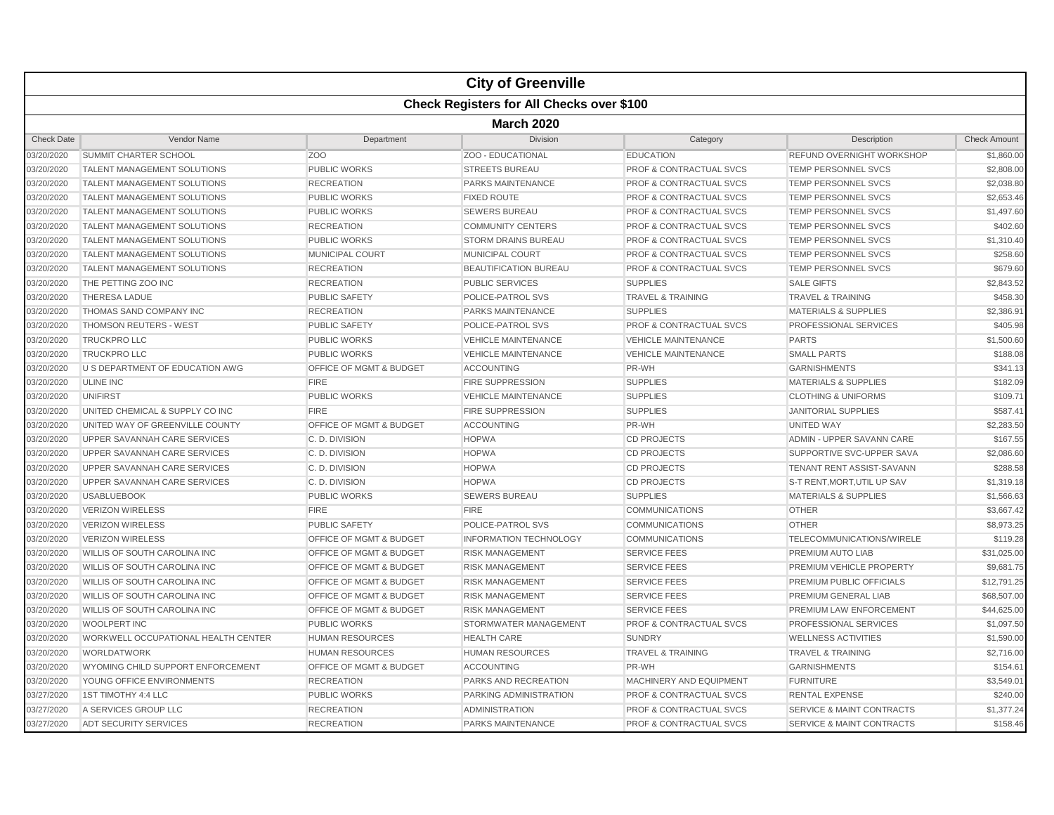# City of Greenville

## Check Registers for All Checks over $100

### March 2020

| Check Date | Vendor Name | Department | Division | Category | Description | Check Amount |
|---|---|---|---|---|---|---|
| 03/20/2020 | SUMMIT CHARTER SCHOOL | ZOO | ZOO - EDUCATIONAL | EDUCATION | REFUND OVERNIGHT WORKSHOP | $1,860.00 |
| 03/20/2020 | TALENT MANAGEMENT SOLUTIONS | PUBLIC WORKS | STREETS BUREAU | PROF & CONTRACTUAL SVCS | TEMP PERSONNEL SVCS | $2,808.00 |
| 03/20/2020 | TALENT MANAGEMENT SOLUTIONS | RECREATION | PARKS MAINTENANCE | PROF & CONTRACTUAL SVCS | TEMP PERSONNEL SVCS | $2,038.80 |
| 03/20/2020 | TALENT MANAGEMENT SOLUTIONS | PUBLIC WORKS | FIXED ROUTE | PROF & CONTRACTUAL SVCS | TEMP PERSONNEL SVCS | $2,653.46 |
| 03/20/2020 | TALENT MANAGEMENT SOLUTIONS | PUBLIC WORKS | SEWERS BUREAU | PROF & CONTRACTUAL SVCS | TEMP PERSONNEL SVCS | $1,497.60 |
| 03/20/2020 | TALENT MANAGEMENT SOLUTIONS | RECREATION | COMMUNITY CENTERS | PROF & CONTRACTUAL SVCS | TEMP PERSONNEL SVCS | $402.60 |
| 03/20/2020 | TALENT MANAGEMENT SOLUTIONS | PUBLIC WORKS | STORM DRAINS BUREAU | PROF & CONTRACTUAL SVCS | TEMP PERSONNEL SVCS | $1,310.40 |
| 03/20/2020 | TALENT MANAGEMENT SOLUTIONS | MUNICIPAL COURT | MUNICIPAL COURT | PROF & CONTRACTUAL SVCS | TEMP PERSONNEL SVCS | $258.60 |
| 03/20/2020 | TALENT MANAGEMENT SOLUTIONS | RECREATION | BEAUTIFICATION BUREAU | PROF & CONTRACTUAL SVCS | TEMP PERSONNEL SVCS | $679.60 |
| 03/20/2020 | THE PETTING ZOO INC | RECREATION | PUBLIC SERVICES | SUPPLIES | SALE GIFTS | $2,843.52 |
| 03/20/2020 | THERESA LADUE | PUBLIC SAFETY | POLICE-PATROL SVS | TRAVEL & TRAINING | TRAVEL & TRAINING | $458.30 |
| 03/20/2020 | THOMAS SAND COMPANY INC | RECREATION | PARKS MAINTENANCE | SUPPLIES | MATERIALS & SUPPLIES | $2,386.91 |
| 03/20/2020 | THOMSON REUTERS - WEST | PUBLIC SAFETY | POLICE-PATROL SVS | PROF & CONTRACTUAL SVCS | PROFESSIONAL SERVICES | $405.98 |
| 03/20/2020 | TRUCKPRO LLC | PUBLIC WORKS | VEHICLE MAINTENANCE | VEHICLE MAINTENANCE | PARTS | $1,500.60 |
| 03/20/2020 | TRUCKPRO LLC | PUBLIC WORKS | VEHICLE MAINTENANCE | VEHICLE MAINTENANCE | SMALL PARTS | $188.08 |
| 03/20/2020 | U S DEPARTMENT OF EDUCATION AWG | OFFICE OF MGMT & BUDGET | ACCOUNTING | PR-WH | GARNISHMENTS | $341.13 |
| 03/20/2020 | ULINE INC | FIRE | FIRE SUPPRESSION | SUPPLIES | MATERIALS & SUPPLIES | $182.09 |
| 03/20/2020 | UNIFIRST | PUBLIC WORKS | VEHICLE MAINTENANCE | SUPPLIES | CLOTHING & UNIFORMS | $109.71 |
| 03/20/2020 | UNITED CHEMICAL & SUPPLY CO INC | FIRE | FIRE SUPPRESSION | SUPPLIES | JANITORIAL SUPPLIES | $587.41 |
| 03/20/2020 | UNITED WAY OF GREENVILLE COUNTY | OFFICE OF MGMT & BUDGET | ACCOUNTING | PR-WH | UNITED WAY | $2,283.50 |
| 03/20/2020 | UPPER SAVANNAH CARE SERVICES | C. D. DIVISION | HOPWA | CD PROJECTS | ADMIN - UPPER SAVANN CARE | $167.55 |
| 03/20/2020 | UPPER SAVANNAH CARE SERVICES | C. D. DIVISION | HOPWA | CD PROJECTS | SUPPORTIVE SVC-UPPER SAVA | $2,086.60 |
| 03/20/2020 | UPPER SAVANNAH CARE SERVICES | C. D. DIVISION | HOPWA | CD PROJECTS | TENANT RENT ASSIST-SAVANN | $288.58 |
| 03/20/2020 | UPPER SAVANNAH CARE SERVICES | C. D. DIVISION | HOPWA | CD PROJECTS | S-T RENT,MORT,UTIL UP SAV | $1,319.18 |
| 03/20/2020 | USABLUEBOOK | PUBLIC WORKS | SEWERS BUREAU | SUPPLIES | MATERIALS & SUPPLIES | $1,566.63 |
| 03/20/2020 | VERIZON WIRELESS | FIRE | FIRE | COMMUNICATIONS | OTHER | $3,667.42 |
| 03/20/2020 | VERIZON WIRELESS | PUBLIC SAFETY | POLICE-PATROL SVS | COMMUNICATIONS | OTHER | $8,973.25 |
| 03/20/2020 | VERIZON WIRELESS | OFFICE OF MGMT & BUDGET | INFORMATION TECHNOLOGY | COMMUNICATIONS | TELECOMMUNICATIONS/WIRELE | $119.28 |
| 03/20/2020 | WILLIS OF SOUTH CAROLINA INC | OFFICE OF MGMT & BUDGET | RISK MANAGEMENT | SERVICE FEES | PREMIUM AUTO LIAB | $31,025.00 |
| 03/20/2020 | WILLIS OF SOUTH CAROLINA INC | OFFICE OF MGMT & BUDGET | RISK MANAGEMENT | SERVICE FEES | PREMIUM VEHICLE PROPERTY | $9,681.75 |
| 03/20/2020 | WILLIS OF SOUTH CAROLINA INC | OFFICE OF MGMT & BUDGET | RISK MANAGEMENT | SERVICE FEES | PREMIUM PUBLIC OFFICIALS | $12,791.25 |
| 03/20/2020 | WILLIS OF SOUTH CAROLINA INC | OFFICE OF MGMT & BUDGET | RISK MANAGEMENT | SERVICE FEES | PREMIUM GENERAL LIAB | $68,507.00 |
| 03/20/2020 | WILLIS OF SOUTH CAROLINA INC | OFFICE OF MGMT & BUDGET | RISK MANAGEMENT | SERVICE FEES | PREMIUM LAW ENFORCEMENT | $44,625.00 |
| 03/20/2020 | WOOLPERT INC | PUBLIC WORKS | STORMWATER MANAGEMENT | PROF & CONTRACTUAL SVCS | PROFESSIONAL SERVICES | $1,097.50 |
| 03/20/2020 | WORKWELL OCCUPATIONAL HEALTH CENTER | HUMAN RESOURCES | HEALTH CARE | SUNDRY | WELLNESS ACTIVITIES | $1,590.00 |
| 03/20/2020 | WORLDATWORK | HUMAN RESOURCES | HUMAN RESOURCES | TRAVEL & TRAINING | TRAVEL & TRAINING | $2,716.00 |
| 03/20/2020 | WYOMING CHILD SUPPORT ENFORCEMENT | OFFICE OF MGMT & BUDGET | ACCOUNTING | PR-WH | GARNISHMENTS | $154.61 |
| 03/20/2020 | YOUNG OFFICE ENVIRONMENTS | RECREATION | PARKS AND RECREATION | MACHINERY AND EQUIPMENT | FURNITURE | $3,549.01 |
| 03/27/2020 | 1ST TIMOTHY 4:4 LLC | PUBLIC WORKS | PARKING ADMINISTRATION | PROF & CONTRACTUAL SVCS | RENTAL EXPENSE | $240.00 |
| 03/27/2020 | A SERVICES GROUP LLC | RECREATION | ADMINISTRATION | PROF & CONTRACTUAL SVCS | SERVICE & MAINT CONTRACTS | $1,377.24 |
| 03/27/2020 | ADT SECURITY SERVICES | RECREATION | PARKS MAINTENANCE | PROF & CONTRACTUAL SVCS | SERVICE & MAINT CONTRACTS | $158.46 |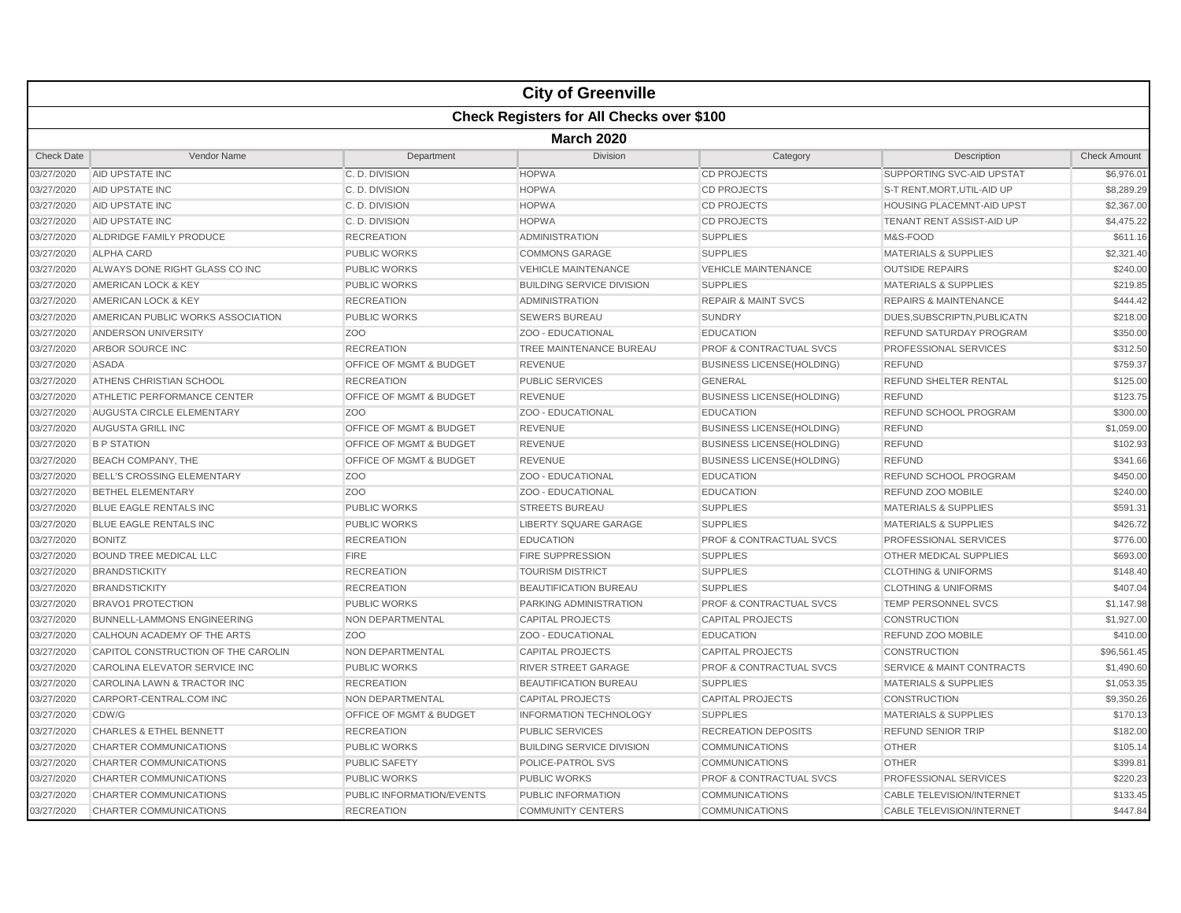# City of Greenville

## Check Registers for All Checks over $100

### March 2020

| Check Date | Vendor Name | Department | Division | Category | Description | Check Amount |
|---|---|---|---|---|---|---|
| 03/27/2020 | AID UPSTATE INC | C. D. DIVISION | HOPWA | CD PROJECTS | SUPPORTING SVC-AID UPSTAT | $6,976.01 |
| 03/27/2020 | AID UPSTATE INC | C. D. DIVISION | HOPWA | CD PROJECTS | S-T RENT,MORT,UTIL-AID UP | $8,289.29 |
| 03/27/2020 | AID UPSTATE INC | C. D. DIVISION | HOPWA | CD PROJECTS | HOUSING PLACEMNT-AID UPST | $2,367.00 |
| 03/27/2020 | AID UPSTATE INC | C. D. DIVISION | HOPWA | CD PROJECTS | TENANT RENT ASSIST-AID UP | $4,475.22 |
| 03/27/2020 | ALDRIDGE FAMILY PRODUCE | RECREATION | ADMINISTRATION | SUPPLIES | M&S-FOOD | $611.16 |
| 03/27/2020 | ALPHA CARD | PUBLIC WORKS | COMMONS GARAGE | SUPPLIES | MATERIALS & SUPPLIES | $2,321.40 |
| 03/27/2020 | ALWAYS DONE RIGHT GLASS CO INC | PUBLIC WORKS | VEHICLE MAINTENANCE | VEHICLE MAINTENANCE | OUTSIDE REPAIRS | $240.00 |
| 03/27/2020 | AMERICAN LOCK & KEY | PUBLIC WORKS | BUILDING SERVICE DIVISION | SUPPLIES | MATERIALS & SUPPLIES | $219.85 |
| 03/27/2020 | AMERICAN LOCK & KEY | RECREATION | ADMINISTRATION | REPAIR & MAINT SVCS | REPAIRS & MAINTENANCE | $444.42 |
| 03/27/2020 | AMERICAN PUBLIC WORKS ASSOCIATION | PUBLIC WORKS | SEWERS BUREAU | SUNDRY | DUES,SUBSCRIPTN,PUBLICATN | $218.00 |
| 03/27/2020 | ANDERSON UNIVERSITY | ZOO | ZOO - EDUCATIONAL | EDUCATION | REFUND SATURDAY PROGRAM | $350.00 |
| 03/27/2020 | ARBOR SOURCE INC | RECREATION | TREE MAINTENANCE BUREAU | PROF & CONTRACTUAL SVCS | PROFESSIONAL SERVICES | $312.50 |
| 03/27/2020 | ASADA | OFFICE OF MGMT & BUDGET | REVENUE | BUSINESS LICENSE(HOLDING) | REFUND | $759.37 |
| 03/27/2020 | ATHENS CHRISTIAN SCHOOL | RECREATION | PUBLIC SERVICES | GENERAL | REFUND SHELTER RENTAL | $125.00 |
| 03/27/2020 | ATHLETIC PERFORMANCE CENTER | OFFICE OF MGMT & BUDGET | REVENUE | BUSINESS LICENSE(HOLDING) | REFUND | $123.75 |
| 03/27/2020 | AUGUSTA CIRCLE ELEMENTARY | ZOO | ZOO - EDUCATIONAL | EDUCATION | REFUND SCHOOL PROGRAM | $300.00 |
| 03/27/2020 | AUGUSTA GRILL INC | OFFICE OF MGMT & BUDGET | REVENUE | BUSINESS LICENSE(HOLDING) | REFUND | $1,059.00 |
| 03/27/2020 | B P STATION | OFFICE OF MGMT & BUDGET | REVENUE | BUSINESS LICENSE(HOLDING) | REFUND | $102.93 |
| 03/27/2020 | BEACH COMPANY, THE | OFFICE OF MGMT & BUDGET | REVENUE | BUSINESS LICENSE(HOLDING) | REFUND | $341.66 |
| 03/27/2020 | BELL'S CROSSING ELEMENTARY | ZOO | ZOO - EDUCATIONAL | EDUCATION | REFUND SCHOOL PROGRAM | $450.00 |
| 03/27/2020 | BETHEL ELEMENTARY | ZOO | ZOO - EDUCATIONAL | EDUCATION | REFUND ZOO MOBILE | $240.00 |
| 03/27/2020 | BLUE EAGLE RENTALS INC | PUBLIC WORKS | STREETS BUREAU | SUPPLIES | MATERIALS & SUPPLIES | $591.31 |
| 03/27/2020 | BLUE EAGLE RENTALS INC | PUBLIC WORKS | LIBERTY SQUARE GARAGE | SUPPLIES | MATERIALS & SUPPLIES | $426.72 |
| 03/27/2020 | BONITZ | RECREATION | EDUCATION | PROF & CONTRACTUAL SVCS | PROFESSIONAL SERVICES | $776.00 |
| 03/27/2020 | BOUND TREE MEDICAL LLC | FIRE | FIRE SUPPRESSION | SUPPLIES | OTHER MEDICAL SUPPLIES | $693.00 |
| 03/27/2020 | BRANDSTICKITY | RECREATION | TOURISM DISTRICT | SUPPLIES | CLOTHING & UNIFORMS | $148.40 |
| 03/27/2020 | BRANDSTICKITY | RECREATION | BEAUTIFICATION BUREAU | SUPPLIES | CLOTHING & UNIFORMS | $407.04 |
| 03/27/2020 | BRAVO1 PROTECTION | PUBLIC WORKS | PARKING ADMINISTRATION | PROF & CONTRACTUAL SVCS | TEMP PERSONNEL SVCS | $1,147.98 |
| 03/27/2020 | BUNNELL-LAMMONS ENGINEERING | NON DEPARTMENTAL | CAPITAL PROJECTS | CAPITAL PROJECTS | CONSTRUCTION | $1,927.00 |
| 03/27/2020 | CALHOUN ACADEMY OF THE ARTS | ZOO | ZOO - EDUCATIONAL | EDUCATION | REFUND ZOO MOBILE | $410.00 |
| 03/27/2020 | CAPITOL CONSTRUCTION OF THE CAROLIN | NON DEPARTMENTAL | CAPITAL PROJECTS | CAPITAL PROJECTS | CONSTRUCTION | $96,561.45 |
| 03/27/2020 | CAROLINA ELEVATOR SERVICE INC | PUBLIC WORKS | RIVER STREET GARAGE | PROF & CONTRACTUAL SVCS | SERVICE & MAINT CONTRACTS | $1,490.60 |
| 03/27/2020 | CAROLINA LAWN & TRACTOR INC | RECREATION | BEAUTIFICATION BUREAU | SUPPLIES | MATERIALS & SUPPLIES | $1,053.35 |
| 03/27/2020 | CARPORT-CENTRAL.COM INC | NON DEPARTMENTAL | CAPITAL PROJECTS | CAPITAL PROJECTS | CONSTRUCTION | $9,350.26 |
| 03/27/2020 | CDW/G | OFFICE OF MGMT & BUDGET | INFORMATION TECHNOLOGY | SUPPLIES | MATERIALS & SUPPLIES | $170.13 |
| 03/27/2020 | CHARLES & ETHEL BENNETT | RECREATION | PUBLIC SERVICES | RECREATION DEPOSITS | REFUND SENIOR TRIP | $182.00 |
| 03/27/2020 | CHARTER COMMUNICATIONS | PUBLIC WORKS | BUILDING SERVICE DIVISION | COMMUNICATIONS | OTHER | $105.14 |
| 03/27/2020 | CHARTER COMMUNICATIONS | PUBLIC SAFETY | POLICE-PATROL SVS | COMMUNICATIONS | OTHER | $399.81 |
| 03/27/2020 | CHARTER COMMUNICATIONS | PUBLIC WORKS | PUBLIC WORKS | PROF & CONTRACTUAL SVCS | PROFESSIONAL SERVICES | $220.23 |
| 03/27/2020 | CHARTER COMMUNICATIONS | PUBLIC INFORMATION/EVENTS | PUBLIC INFORMATION | COMMUNICATIONS | CABLE TELEVISION/INTERNET | $133.45 |
| 03/27/2020 | CHARTER COMMUNICATIONS | RECREATION | COMMUNITY CENTERS | COMMUNICATIONS | CABLE TELEVISION/INTERNET | $447.84 |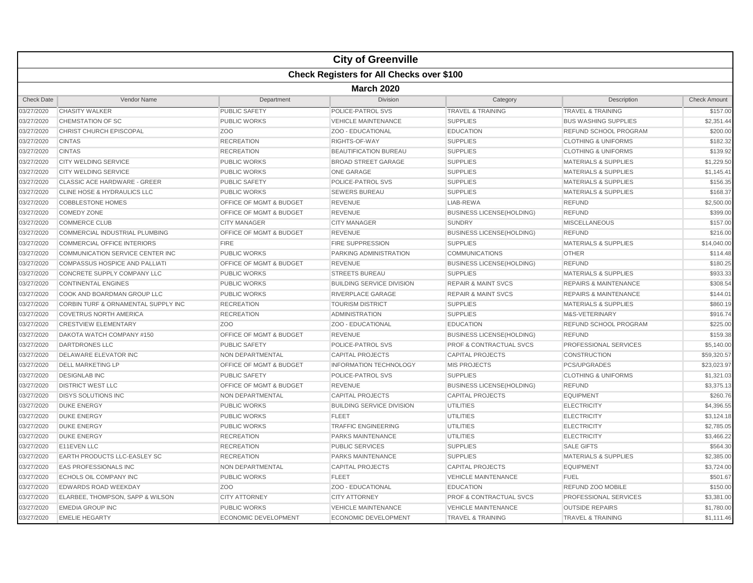# City of Greenville

## Check Registers for All Checks over $100

### March 2020

| Check Date | Vendor Name | Department | Division | Category | Description | Check Amount |
|---|---|---|---|---|---|---|
| 03/27/2020 | CHASITY WALKER | PUBLIC SAFETY | POLICE-PATROL SVS | TRAVEL & TRAINING | TRAVEL & TRAINING | $157.00 |
| 03/27/2020 | CHEMSTATION OF SC | PUBLIC WORKS | VEHICLE MAINTENANCE | SUPPLIES | BUS WASHING SUPPLIES | $2,351.44 |
| 03/27/2020 | CHRIST CHURCH EPISCOPAL | ZOO | ZOO - EDUCATIONAL | EDUCATION | REFUND SCHOOL PROGRAM | $200.00 |
| 03/27/2020 | CINTAS | RECREATION | RIGHTS-OF-WAY | SUPPLIES | CLOTHING & UNIFORMS | $182.32 |
| 03/27/2020 | CINTAS | RECREATION | BEAUTIFICATION BUREAU | SUPPLIES | CLOTHING & UNIFORMS | $139.92 |
| 03/27/2020 | CITY WELDING SERVICE | PUBLIC WORKS | BROAD STREET GARAGE | SUPPLIES | MATERIALS & SUPPLIES | $1,229.50 |
| 03/27/2020 | CITY WELDING SERVICE | PUBLIC WORKS | ONE GARAGE | SUPPLIES | MATERIALS & SUPPLIES | $1,145.41 |
| 03/27/2020 | CLASSIC ACE HARDWARE - GREER | PUBLIC SAFETY | POLICE-PATROL SVS | SUPPLIES | MATERIALS & SUPPLIES | $156.35 |
| 03/27/2020 | CLINE HOSE & HYDRAULICS LLC | PUBLIC WORKS | SEWERS BUREAU | SUPPLIES | MATERIALS & SUPPLIES | $168.37 |
| 03/27/2020 | COBBLESTONE HOMES | OFFICE OF MGMT & BUDGET | REVENUE | LIAB-REWA | REFUND | $2,500.00 |
| 03/27/2020 | COMEDY ZONE | OFFICE OF MGMT & BUDGET | REVENUE | BUSINESS LICENSE(HOLDING) | REFUND | $399.00 |
| 03/27/2020 | COMMERCE CLUB | CITY MANAGER | CITY MANAGER | SUNDRY | MISCELLANEOUS | $157.00 |
| 03/27/2020 | COMMERCIAL INDUSTRIAL PLUMBING | OFFICE OF MGMT & BUDGET | REVENUE | BUSINESS LICENSE(HOLDING) | REFUND | $216.00 |
| 03/27/2020 | COMMERCIAL OFFICE INTERIORS | FIRE | FIRE SUPPRESSION | SUPPLIES | MATERIALS & SUPPLIES | $14,040.00 |
| 03/27/2020 | COMMUNICATION SERVICE CENTER INC | PUBLIC WORKS | PARKING ADMINISTRATION | COMMUNICATIONS | OTHER | $114.48 |
| 03/27/2020 | COMPASSUS HOSPICE AND PALLIATI | OFFICE OF MGMT & BUDGET | REVENUE | BUSINESS LICENSE(HOLDING) | REFUND | $180.25 |
| 03/27/2020 | CONCRETE SUPPLY COMPANY LLC | PUBLIC WORKS | STREETS BUREAU | SUPPLIES | MATERIALS & SUPPLIES | $933.33 |
| 03/27/2020 | CONTINENTAL ENGINES | PUBLIC WORKS | BUILDING SERVICE DIVISION | REPAIR & MAINT SVCS | REPAIRS & MAINTENANCE | $308.54 |
| 03/27/2020 | COOK AND BOARDMAN GROUP LLC | PUBLIC WORKS | RIVERPLACE GARAGE | REPAIR & MAINT SVCS | REPAIRS & MAINTENANCE | $144.01 |
| 03/27/2020 | CORBIN TURF & ORNAMENTAL SUPPLY INC | RECREATION | TOURISM DISTRICT | SUPPLIES | MATERIALS & SUPPLIES | $860.19 |
| 03/27/2020 | COVETRUS NORTH AMERICA | RECREATION | ADMINISTRATION | SUPPLIES | M&S-VETERINARY | $916.74 |
| 03/27/2020 | CRESTVIEW ELEMENTARY | ZOO | ZOO - EDUCATIONAL | EDUCATION | REFUND SCHOOL PROGRAM | $225.00 |
| 03/27/2020 | DAKOTA WATCH COMPANY #150 | OFFICE OF MGMT & BUDGET | REVENUE | BUSINESS LICENSE(HOLDING) | REFUND | $159.38 |
| 03/27/2020 | DARTDRONES LLC | PUBLIC SAFETY | POLICE-PATROL SVS | PROF & CONTRACTUAL SVCS | PROFESSIONAL SERVICES | $5,140.00 |
| 03/27/2020 | DELAWARE ELEVATOR INC | NON DEPARTMENTAL | CAPITAL PROJECTS | CAPITAL PROJECTS | CONSTRUCTION | $59,320.57 |
| 03/27/2020 | DELL MARKETING LP | OFFICE OF MGMT & BUDGET | INFORMATION TECHNOLOGY | MIS PROJECTS | PCS/UPGRADES | $23,023.97 |
| 03/27/2020 | DESIGNLAB INC | PUBLIC SAFETY | POLICE-PATROL SVS | SUPPLIES | CLOTHING & UNIFORMS | $1,321.03 |
| 03/27/2020 | DISTRICT WEST LLC | OFFICE OF MGMT & BUDGET | REVENUE | BUSINESS LICENSE(HOLDING) | REFUND | $3,375.13 |
| 03/27/2020 | DISYS SOLUTIONS INC | NON DEPARTMENTAL | CAPITAL PROJECTS | CAPITAL PROJECTS | EQUIPMENT | $260.76 |
| 03/27/2020 | DUKE ENERGY | PUBLIC WORKS | BUILDING SERVICE DIVISION | UTILITIES | ELECTRICITY | $4,396.55 |
| 03/27/2020 | DUKE ENERGY | PUBLIC WORKS | FLEET | UTILITIES | ELECTRICITY | $3,124.18 |
| 03/27/2020 | DUKE ENERGY | PUBLIC WORKS | TRAFFIC ENGINEERING | UTILITIES | ELECTRICITY | $2,785.05 |
| 03/27/2020 | DUKE ENERGY | RECREATION | PARKS MAINTENANCE | UTILITIES | ELECTRICITY | $3,466.22 |
| 03/27/2020 | E11EVEN LLC | RECREATION | PUBLIC SERVICES | SUPPLIES | SALE GIFTS | $564.30 |
| 03/27/2020 | EARTH PRODUCTS LLC-EASLEY SC | RECREATION | PARKS MAINTENANCE | SUPPLIES | MATERIALS & SUPPLIES | $2,385.00 |
| 03/27/2020 | EAS PROFESSIONALS INC | NON DEPARTMENTAL | CAPITAL PROJECTS | CAPITAL PROJECTS | EQUIPMENT | $3,724.00 |
| 03/27/2020 | ECHOLS OIL COMPANY INC | PUBLIC WORKS | FLEET | VEHICLE MAINTENANCE | FUEL | $501.67 |
| 03/27/2020 | EDWARDS ROAD WEEKDAY | ZOO | ZOO - EDUCATIONAL | EDUCATION | REFUND ZOO MOBILE | $150.00 |
| 03/27/2020 | ELARBEE, THOMPSON, SAPP & WILSON | CITY ATTORNEY | CITY ATTORNEY | PROF & CONTRACTUAL SVCS | PROFESSIONAL SERVICES | $3,381.00 |
| 03/27/2020 | EMEDIA GROUP INC | PUBLIC WORKS | VEHICLE MAINTENANCE | VEHICLE MAINTENANCE | OUTSIDE REPAIRS | $1,780.00 |
| 03/27/2020 | EMELIE HEGARTY | ECONOMIC DEVELOPMENT | ECONOMIC DEVELOPMENT | TRAVEL & TRAINING | TRAVEL & TRAINING | $1,111.46 |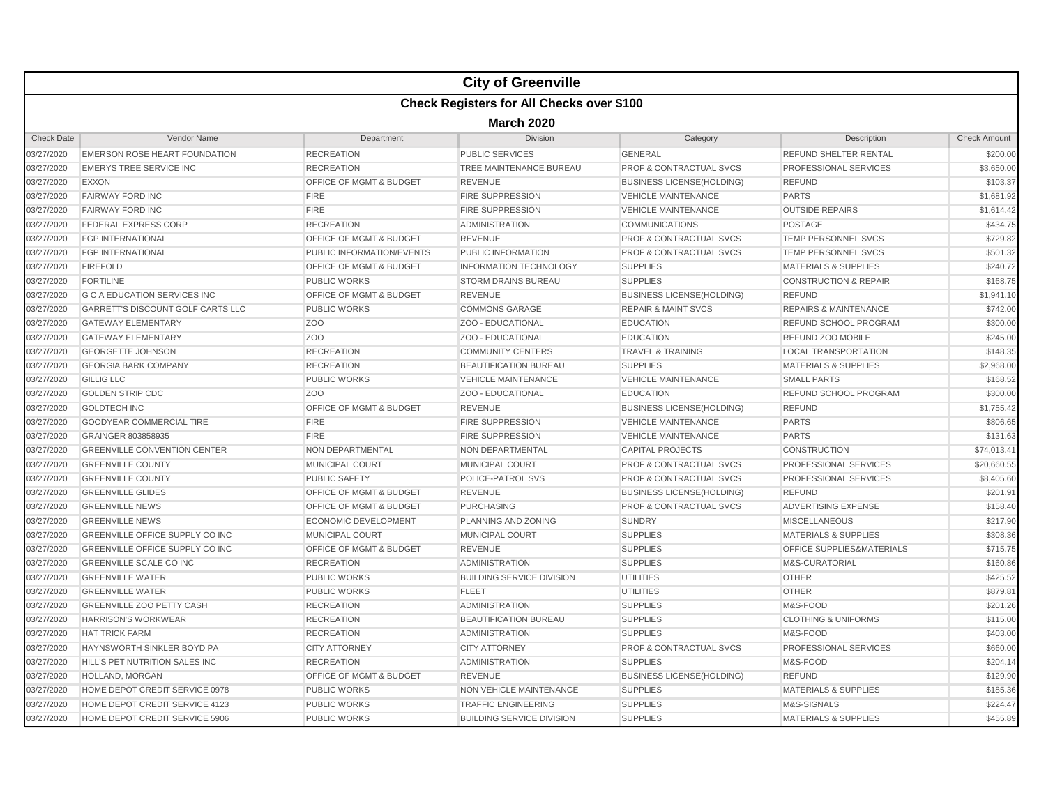# City of Greenville

## Check Registers for All Checks over $100

### March 2020

| Check Date | Vendor Name | Department | Division | Category | Description | Check Amount |
|---|---|---|---|---|---|---|
| 03/27/2020 | EMERSON ROSE HEART FOUNDATION | RECREATION | PUBLIC SERVICES | GENERAL | REFUND SHELTER RENTAL | $200.00 |
| 03/27/2020 | EMERYS TREE SERVICE INC | RECREATION | TREE MAINTENANCE BUREAU | PROF & CONTRACTUAL SVCS | PROFESSIONAL SERVICES | $3,650.00 |
| 03/27/2020 | EXXON | OFFICE OF MGMT & BUDGET | REVENUE | BUSINESS LICENSE(HOLDING) | REFUND | $103.37 |
| 03/27/2020 | FAIRWAY FORD INC | FIRE | FIRE SUPPRESSION | VEHICLE MAINTENANCE | PARTS | $1,681.92 |
| 03/27/2020 | FAIRWAY FORD INC | FIRE | FIRE SUPPRESSION | VEHICLE MAINTENANCE | OUTSIDE REPAIRS | $1,614.42 |
| 03/27/2020 | FEDERAL EXPRESS CORP | RECREATION | ADMINISTRATION | COMMUNICATIONS | POSTAGE | $434.75 |
| 03/27/2020 | FGP INTERNATIONAL | OFFICE OF MGMT & BUDGET | REVENUE | PROF & CONTRACTUAL SVCS | TEMP PERSONNEL SVCS | $729.82 |
| 03/27/2020 | FGP INTERNATIONAL | PUBLIC INFORMATION/EVENTS | PUBLIC INFORMATION | PROF & CONTRACTUAL SVCS | TEMP PERSONNEL SVCS | $501.32 |
| 03/27/2020 | FIREFOLD | OFFICE OF MGMT & BUDGET | INFORMATION TECHNOLOGY | SUPPLIES | MATERIALS & SUPPLIES | $240.72 |
| 03/27/2020 | FORTILINE | PUBLIC WORKS | STORM DRAINS BUREAU | SUPPLIES | CONSTRUCTION & REPAIR | $168.75 |
| 03/27/2020 | G C A EDUCATION SERVICES INC | OFFICE OF MGMT & BUDGET | REVENUE | BUSINESS LICENSE(HOLDING) | REFUND | $1,941.10 |
| 03/27/2020 | GARRETT'S DISCOUNT GOLF CARTS LLC | PUBLIC WORKS | COMMONS GARAGE | REPAIR & MAINT SVCS | REPAIRS & MAINTENANCE | $742.00 |
| 03/27/2020 | GATEWAY ELEMENTARY | ZOO | ZOO - EDUCATIONAL | EDUCATION | REFUND SCHOOL PROGRAM | $300.00 |
| 03/27/2020 | GATEWAY ELEMENTARY | ZOO | ZOO - EDUCATIONAL | EDUCATION | REFUND ZOO MOBILE | $245.00 |
| 03/27/2020 | GEORGETTE JOHNSON | RECREATION | COMMUNITY CENTERS | TRAVEL & TRAINING | LOCAL TRANSPORTATION | $148.35 |
| 03/27/2020 | GEORGIA BARK COMPANY | RECREATION | BEAUTIFICATION BUREAU | SUPPLIES | MATERIALS & SUPPLIES | $2,968.00 |
| 03/27/2020 | GILLIG LLC | PUBLIC WORKS | VEHICLE MAINTENANCE | VEHICLE MAINTENANCE | SMALL PARTS | $168.52 |
| 03/27/2020 | GOLDEN STRIP CDC | ZOO | ZOO - EDUCATIONAL | EDUCATION | REFUND SCHOOL PROGRAM | $300.00 |
| 03/27/2020 | GOLDTECH INC | OFFICE OF MGMT & BUDGET | REVENUE | BUSINESS LICENSE(HOLDING) | REFUND | $1,755.42 |
| 03/27/2020 | GOODYEAR COMMERCIAL TIRE | FIRE | FIRE SUPPRESSION | VEHICLE MAINTENANCE | PARTS | $806.65 |
| 03/27/2020 | GRAINGER 803858935 | FIRE | FIRE SUPPRESSION | VEHICLE MAINTENANCE | PARTS | $131.63 |
| 03/27/2020 | GREENVILLE CONVENTION CENTER | NON DEPARTMENTAL | NON DEPARTMENTAL | CAPITAL PROJECTS | CONSTRUCTION | $74,013.41 |
| 03/27/2020 | GREENVILLE COUNTY | MUNICIPAL COURT | MUNICIPAL COURT | PROF & CONTRACTUAL SVCS | PROFESSIONAL SERVICES | $20,660.55 |
| 03/27/2020 | GREENVILLE COUNTY | PUBLIC SAFETY | POLICE-PATROL SVS | PROF & CONTRACTUAL SVCS | PROFESSIONAL SERVICES | $8,405.60 |
| 03/27/2020 | GREENVILLE GLIDES | OFFICE OF MGMT & BUDGET | REVENUE | BUSINESS LICENSE(HOLDING) | REFUND | $201.91 |
| 03/27/2020 | GREENVILLE NEWS | OFFICE OF MGMT & BUDGET | PURCHASING | PROF & CONTRACTUAL SVCS | ADVERTISING EXPENSE | $158.40 |
| 03/27/2020 | GREENVILLE NEWS | ECONOMIC DEVELOPMENT | PLANNING AND ZONING | SUNDRY | MISCELLANEOUS | $217.90 |
| 03/27/2020 | GREENVILLE OFFICE SUPPLY CO INC | MUNICIPAL COURT | MUNICIPAL COURT | SUPPLIES | MATERIALS & SUPPLIES | $308.36 |
| 03/27/2020 | GREENVILLE OFFICE SUPPLY CO INC | OFFICE OF MGMT & BUDGET | REVENUE | SUPPLIES | OFFICE SUPPLIES&MATERIALS | $715.75 |
| 03/27/2020 | GREENVILLE SCALE CO INC | RECREATION | ADMINISTRATION | SUPPLIES | M&S-CURATORIAL | $160.86 |
| 03/27/2020 | GREENVILLE WATER | PUBLIC WORKS | BUILDING SERVICE DIVISION | UTILITIES | OTHER | $425.52 |
| 03/27/2020 | GREENVILLE WATER | PUBLIC WORKS | FLEET | UTILITIES | OTHER | $879.81 |
| 03/27/2020 | GREENVILLE ZOO PETTY CASH | RECREATION | ADMINISTRATION | SUPPLIES | M&S-FOOD | $201.26 |
| 03/27/2020 | HARRISON'S WORKWEAR | RECREATION | BEAUTIFICATION BUREAU | SUPPLIES | CLOTHING & UNIFORMS | $115.00 |
| 03/27/2020 | HAT TRICK FARM | RECREATION | ADMINISTRATION | SUPPLIES | M&S-FOOD | $403.00 |
| 03/27/2020 | HAYNSWORTH SINKLER BOYD PA | CITY ATTORNEY | CITY ATTORNEY | PROF & CONTRACTUAL SVCS | PROFESSIONAL SERVICES | $660.00 |
| 03/27/2020 | HILL'S PET NUTRITION SALES INC | RECREATION | ADMINISTRATION | SUPPLIES | M&S-FOOD | $204.14 |
| 03/27/2020 | HOLLAND, MORGAN | OFFICE OF MGMT & BUDGET | REVENUE | BUSINESS LICENSE(HOLDING) | REFUND | $129.90 |
| 03/27/2020 | HOME DEPOT CREDIT SERVICE 0978 | PUBLIC WORKS | NON VEHICLE MAINTENANCE | SUPPLIES | MATERIALS & SUPPLIES | $185.36 |
| 03/27/2020 | HOME DEPOT CREDIT SERVICE 4123 | PUBLIC WORKS | TRAFFIC ENGINEERING | SUPPLIES | M&S-SIGNALS | $224.47 |
| 03/27/2020 | HOME DEPOT CREDIT SERVICE 5906 | PUBLIC WORKS | BUILDING SERVICE DIVISION | SUPPLIES | MATERIALS & SUPPLIES | $455.89 |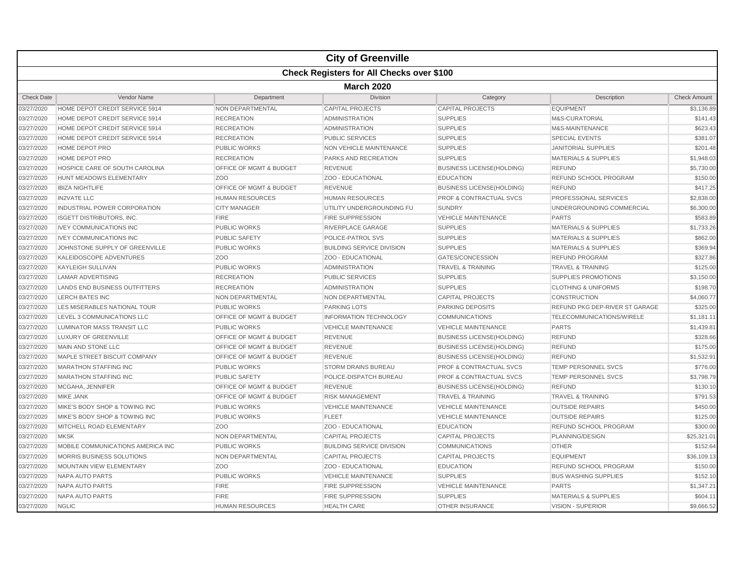# City of Greenville

## Check Registers for All Checks over $100

### March 2020

| Check Date | Vendor Name | Department | Division | Category | Description | Check Amount |
|---|---|---|---|---|---|---|
| 03/27/2020 | HOME DEPOT CREDIT SERVICE 5914 | NON DEPARTMENTAL | CAPITAL PROJECTS | CAPITAL PROJECTS | EQUIPMENT | $3,136.89 |
| 03/27/2020 | HOME DEPOT CREDIT SERVICE 5914 | RECREATION | ADMINISTRATION | SUPPLIES | M&S-CURATORIAL | $141.43 |
| 03/27/2020 | HOME DEPOT CREDIT SERVICE 5914 | RECREATION | ADMINISTRATION | SUPPLIES | M&S-MAINTENANCE | $623.43 |
| 03/27/2020 | HOME DEPOT CREDIT SERVICE 5914 | RECREATION | PUBLIC SERVICES | SUPPLIES | SPECIAL EVENTS | $381.07 |
| 03/27/2020 | HOME DEPOT PRO | PUBLIC WORKS | NON VEHICLE MAINTENANCE | SUPPLIES | JANITORIAL SUPPLIES | $201.48 |
| 03/27/2020 | HOME DEPOT PRO | RECREATION | PARKS AND RECREATION | SUPPLIES | MATERIALS & SUPPLIES | $1,948.03 |
| 03/27/2020 | HOSPICE CARE OF SOUTH CAROLINA | OFFICE OF MGMT & BUDGET | REVENUE | BUSINESS LICENSE(HOLDING) | REFUND | $5,730.00 |
| 03/27/2020 | HUNT MEADOWS ELEMENTARY | ZOO | ZOO - EDUCATIONAL | EDUCATION | REFUND SCHOOL PROGRAM | $150.00 |
| 03/27/2020 | IBIZA NIGHTLIFE | OFFICE OF MGMT & BUDGET | REVENUE | BUSINESS LICENSE(HOLDING) | REFUND | $417.25 |
| 03/27/2020 | IN2VATE LLC | HUMAN RESOURCES | HUMAN RESOURCES | PROF & CONTRACTUAL SVCS | PROFESSIONAL SERVICES | $2,838.00 |
| 03/27/2020 | INDUSTRIAL POWER CORPORATION | CITY MANAGER | UTILITY UNDERGROUNDING FU | SUNDRY | UNDERGROUNDING COMMERCIAL | $6,300.00 |
| 03/27/2020 | ISGETT DISTRIBUTORS, INC. | FIRE | FIRE SUPPRESSION | VEHICLE MAINTENANCE | PARTS | $583.89 |
| 03/27/2020 | IVEY COMMUNICATIONS INC | PUBLIC WORKS | RIVERPLACE GARAGE | SUPPLIES | MATERIALS & SUPPLIES | $1,733.26 |
| 03/27/2020 | IVEY COMMUNICATIONS INC | PUBLIC SAFETY | POLICE-PATROL SVS | SUPPLIES | MATERIALS & SUPPLIES | $862.00 |
| 03/27/2020 | JOHNSTONE SUPPLY OF GREENVILLE | PUBLIC WORKS | BUILDING SERVICE DIVISION | SUPPLIES | MATERIALS & SUPPLIES | $369.94 |
| 03/27/2020 | KALEIDOSCOPE ADVENTURES | ZOO | ZOO - EDUCATIONAL | GATES/CONCESSION | REFUND PROGRAM | $327.86 |
| 03/27/2020 | KAYLEIGH SULLIVAN | PUBLIC WORKS | ADMINISTRATION | TRAVEL & TRAINING | TRAVEL & TRAINING | $125.00 |
| 03/27/2020 | LAMAR ADVERTISING | RECREATION | PUBLIC SERVICES | SUPPLIES | SUPPLIES PROMOTIONS | $3,150.00 |
| 03/27/2020 | LANDS END BUSINESS OUTFITTERS | RECREATION | ADMINISTRATION | SUPPLIES | CLOTHING & UNIFORMS | $198.70 |
| 03/27/2020 | LERCH BATES INC | NON DEPARTMENTAL | NON DEPARTMENTAL | CAPITAL PROJECTS | CONSTRUCTION | $4,060.77 |
| 03/27/2020 | LES MISERABLES NATIONAL TOUR | PUBLIC WORKS | PARKING LOTS | PARKING DEPOSITS | REFUND PKG DEP-RIVER ST GARAGE | $325.00 |
| 03/27/2020 | LEVEL 3 COMMUNICATIONS LLC | OFFICE OF MGMT & BUDGET | INFORMATION TECHNOLOGY | COMMUNICATIONS | TELECOMMUNICATIONS/WIRELE | $1,181.11 |
| 03/27/2020 | LUMINATOR MASS TRANSIT LLC | PUBLIC WORKS | VEHICLE MAINTENANCE | VEHICLE MAINTENANCE | PARTS | $1,439.81 |
| 03/27/2020 | LUXURY OF GREENVILLE | OFFICE OF MGMT & BUDGET | REVENUE | BUSINESS LICENSE(HOLDING) | REFUND | $328.66 |
| 03/27/2020 | MAIN AND STONE LLC | OFFICE OF MGMT & BUDGET | REVENUE | BUSINESS LICENSE(HOLDING) | REFUND | $175.00 |
| 03/27/2020 | MAPLE STREET BISCUIT COMPANY | OFFICE OF MGMT & BUDGET | REVENUE | BUSINESS LICENSE(HOLDING) | REFUND | $1,532.91 |
| 03/27/2020 | MARATHON STAFFING INC | PUBLIC WORKS | STORM DRAINS BUREAU | PROF & CONTRACTUAL SVCS | TEMP PERSONNEL SVCS | $776.00 |
| 03/27/2020 | MARATHON STAFFING INC | PUBLIC SAFETY | POLICE-DISPATCH BUREAU | PROF & CONTRACTUAL SVCS | TEMP PERSONNEL SVCS | $3,798.79 |
| 03/27/2020 | MCGAHA, JENNIFER | OFFICE OF MGMT & BUDGET | REVENUE | BUSINESS LICENSE(HOLDING) | REFUND | $130.10 |
| 03/27/2020 | MIKE JANK | OFFICE OF MGMT & BUDGET | RISK MANAGEMENT | TRAVEL & TRAINING | TRAVEL & TRAINING | $791.53 |
| 03/27/2020 | MIKE'S BODY SHOP & TOWING INC | PUBLIC WORKS | VEHICLE MAINTENANCE | VEHICLE MAINTENANCE | OUTSIDE REPAIRS | $450.00 |
| 03/27/2020 | MIKE'S BODY SHOP & TOWING INC | PUBLIC WORKS | FLEET | VEHICLE MAINTENANCE | OUTSIDE REPAIRS | $125.00 |
| 03/27/2020 | MITCHELL ROAD ELEMENTARY | ZOO | ZOO - EDUCATIONAL | EDUCATION | REFUND SCHOOL PROGRAM | $300.00 |
| 03/27/2020 | MKSK | NON DEPARTMENTAL | CAPITAL PROJECTS | CAPITAL PROJECTS | PLANNING/DESIGN | $25,321.01 |
| 03/27/2020 | MOBILE COMMUNICATIONS AMERICA INC | PUBLIC WORKS | BUILDING SERVICE DIVISION | COMMUNICATIONS | OTHER | $152.64 |
| 03/27/2020 | MORRIS BUSINESS SOLUTIONS | NON DEPARTMENTAL | CAPITAL PROJECTS | CAPITAL PROJECTS | EQUIPMENT | $36,109.13 |
| 03/27/2020 | MOUNTAIN VIEW ELEMENTARY | ZOO | ZOO - EDUCATIONAL | EDUCATION | REFUND SCHOOL PROGRAM | $150.00 |
| 03/27/2020 | NAPA AUTO PARTS | PUBLIC WORKS | VEHICLE MAINTENANCE | SUPPLIES | BUS WASHING SUPPLIES | $152.10 |
| 03/27/2020 | NAPA AUTO PARTS | FIRE | FIRE SUPPRESSION | VEHICLE MAINTENANCE | PARTS | $1,347.21 |
| 03/27/2020 | NAPA AUTO PARTS | FIRE | FIRE SUPPRESSION | SUPPLIES | MATERIALS & SUPPLIES | $604.11 |
| 03/27/2020 | NGLIC | HUMAN RESOURCES | HEALTH CARE | OTHER INSURANCE | VISION - SUPERIOR | $9,666.52 |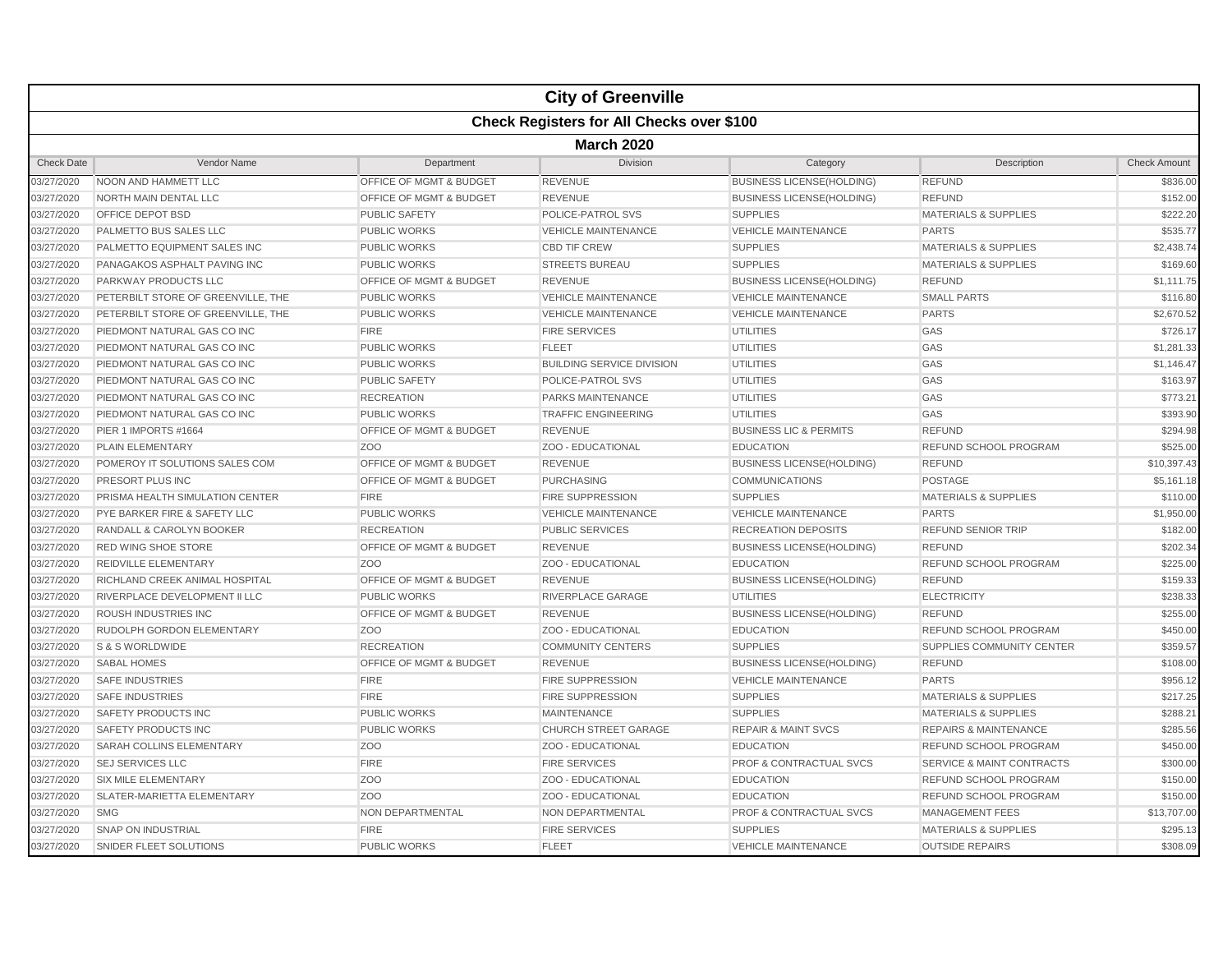# City of Greenville

## Check Registers for All Checks over $100

### March 2020

| Check Date | Vendor Name | Department | Division | Category | Description | Check Amount |
|---|---|---|---|---|---|---|
| 03/27/2020 | NOON AND HAMMETT LLC | OFFICE OF MGMT & BUDGET | REVENUE | BUSINESS LICENSE(HOLDING) | REFUND | $836.00 |
| 03/27/2020 | NORTH MAIN DENTAL LLC | OFFICE OF MGMT & BUDGET | REVENUE | BUSINESS LICENSE(HOLDING) | REFUND | $152.00 |
| 03/27/2020 | OFFICE DEPOT BSD | PUBLIC SAFETY | POLICE-PATROL SVS | SUPPLIES | MATERIALS & SUPPLIES | $222.20 |
| 03/27/2020 | PALMETTO BUS SALES LLC | PUBLIC WORKS | VEHICLE MAINTENANCE | VEHICLE MAINTENANCE | PARTS | $535.77 |
| 03/27/2020 | PALMETTO EQUIPMENT SALES INC | PUBLIC WORKS | CBD TIF CREW | SUPPLIES | MATERIALS & SUPPLIES | $2,438.74 |
| 03/27/2020 | PANAGAKOS ASPHALT PAVING INC | PUBLIC WORKS | STREETS BUREAU | SUPPLIES | MATERIALS & SUPPLIES | $169.60 |
| 03/27/2020 | PARKWAY PRODUCTS LLC | OFFICE OF MGMT & BUDGET | REVENUE | BUSINESS LICENSE(HOLDING) | REFUND | $1,111.75 |
| 03/27/2020 | PETERBILT STORE OF GREENVILLE, THE | PUBLIC WORKS | VEHICLE MAINTENANCE | VEHICLE MAINTENANCE | SMALL PARTS | $116.80 |
| 03/27/2020 | PETERBILT STORE OF GREENVILLE, THE | PUBLIC WORKS | VEHICLE MAINTENANCE | VEHICLE MAINTENANCE | PARTS | $2,670.52 |
| 03/27/2020 | PIEDMONT NATURAL GAS CO INC | FIRE | FIRE SERVICES | UTILITIES | GAS | $726.17 |
| 03/27/2020 | PIEDMONT NATURAL GAS CO INC | PUBLIC WORKS | FLEET | UTILITIES | GAS | $1,281.33 |
| 03/27/2020 | PIEDMONT NATURAL GAS CO INC | PUBLIC WORKS | BUILDING SERVICE DIVISION | UTILITIES | GAS | $1,146.47 |
| 03/27/2020 | PIEDMONT NATURAL GAS CO INC | PUBLIC SAFETY | POLICE-PATROL SVS | UTILITIES | GAS | $163.97 |
| 03/27/2020 | PIEDMONT NATURAL GAS CO INC | RECREATION | PARKS MAINTENANCE | UTILITIES | GAS | $773.21 |
| 03/27/2020 | PIEDMONT NATURAL GAS CO INC | PUBLIC WORKS | TRAFFIC ENGINEERING | UTILITIES | GAS | $393.90 |
| 03/27/2020 | PIER 1 IMPORTS #1664 | OFFICE OF MGMT & BUDGET | REVENUE | BUSINESS LIC & PERMITS | REFUND | $294.98 |
| 03/27/2020 | PLAIN ELEMENTARY | ZOO | ZOO - EDUCATIONAL | EDUCATION | REFUND SCHOOL PROGRAM | $525.00 |
| 03/27/2020 | POMEROY IT SOLUTIONS SALES COM | OFFICE OF MGMT & BUDGET | REVENUE | BUSINESS LICENSE(HOLDING) | REFUND | $10,397.43 |
| 03/27/2020 | PRESORT PLUS INC | OFFICE OF MGMT & BUDGET | PURCHASING | COMMUNICATIONS | POSTAGE | $5,161.18 |
| 03/27/2020 | PRISMA HEALTH SIMULATION CENTER | FIRE | FIRE SUPPRESSION | SUPPLIES | MATERIALS & SUPPLIES | $110.00 |
| 03/27/2020 | PYE BARKER FIRE & SAFETY LLC | PUBLIC WORKS | VEHICLE MAINTENANCE | VEHICLE MAINTENANCE | PARTS | $1,950.00 |
| 03/27/2020 | RANDALL & CAROLYN BOOKER | RECREATION | PUBLIC SERVICES | RECREATION DEPOSITS | REFUND SENIOR TRIP | $182.00 |
| 03/27/2020 | RED WING SHOE STORE | OFFICE OF MGMT & BUDGET | REVENUE | BUSINESS LICENSE(HOLDING) | REFUND | $202.34 |
| 03/27/2020 | REIDVILLE ELEMENTARY | ZOO | ZOO - EDUCATIONAL | EDUCATION | REFUND SCHOOL PROGRAM | $225.00 |
| 03/27/2020 | RICHLAND CREEK ANIMAL HOSPITAL | OFFICE OF MGMT & BUDGET | REVENUE | BUSINESS LICENSE(HOLDING) | REFUND | $159.33 |
| 03/27/2020 | RIVERPLACE DEVELOPMENT II LLC | PUBLIC WORKS | RIVERPLACE GARAGE | UTILITIES | ELECTRICITY | $238.33 |
| 03/27/2020 | ROUSH INDUSTRIES INC | OFFICE OF MGMT & BUDGET | REVENUE | BUSINESS LICENSE(HOLDING) | REFUND | $255.00 |
| 03/27/2020 | RUDOLPH GORDON ELEMENTARY | ZOO | ZOO - EDUCATIONAL | EDUCATION | REFUND SCHOOL PROGRAM | $450.00 |
| 03/27/2020 | S & S WORLDWIDE | RECREATION | COMMUNITY CENTERS | SUPPLIES | SUPPLIES COMMUNITY CENTER | $359.57 |
| 03/27/2020 | SABAL HOMES | OFFICE OF MGMT & BUDGET | REVENUE | BUSINESS LICENSE(HOLDING) | REFUND | $108.00 |
| 03/27/2020 | SAFE INDUSTRIES | FIRE | FIRE SUPPRESSION | VEHICLE MAINTENANCE | PARTS | $956.12 |
| 03/27/2020 | SAFE INDUSTRIES | FIRE | FIRE SUPPRESSION | SUPPLIES | MATERIALS & SUPPLIES | $217.25 |
| 03/27/2020 | SAFETY PRODUCTS INC | PUBLIC WORKS | MAINTENANCE | SUPPLIES | MATERIALS & SUPPLIES | $288.21 |
| 03/27/2020 | SAFETY PRODUCTS INC | PUBLIC WORKS | CHURCH STREET GARAGE | REPAIR & MAINT SVCS | REPAIRS & MAINTENANCE | $285.56 |
| 03/27/2020 | SARAH COLLINS ELEMENTARY | ZOO | ZOO - EDUCATIONAL | EDUCATION | REFUND SCHOOL PROGRAM | $450.00 |
| 03/27/2020 | SEJ SERVICES LLC | FIRE | FIRE SERVICES | PROF & CONTRACTUAL SVCS | SERVICE & MAINT CONTRACTS | $300.00 |
| 03/27/2020 | SIX MILE ELEMENTARY | ZOO | ZOO - EDUCATIONAL | EDUCATION | REFUND SCHOOL PROGRAM | $150.00 |
| 03/27/2020 | SLATER-MARIETTA ELEMENTARY | ZOO | ZOO - EDUCATIONAL | EDUCATION | REFUND SCHOOL PROGRAM | $150.00 |
| 03/27/2020 | SMG | NON DEPARTMENTAL | NON DEPARTMENTAL | PROF & CONTRACTUAL SVCS | MANAGEMENT FEES | $13,707.00 |
| 03/27/2020 | SNAP ON INDUSTRIAL | FIRE | FIRE SERVICES | SUPPLIES | MATERIALS & SUPPLIES | $295.13 |
| 03/27/2020 | SNIDER FLEET SOLUTIONS | PUBLIC WORKS | FLEET | VEHICLE MAINTENANCE | OUTSIDE REPAIRS | $308.09 |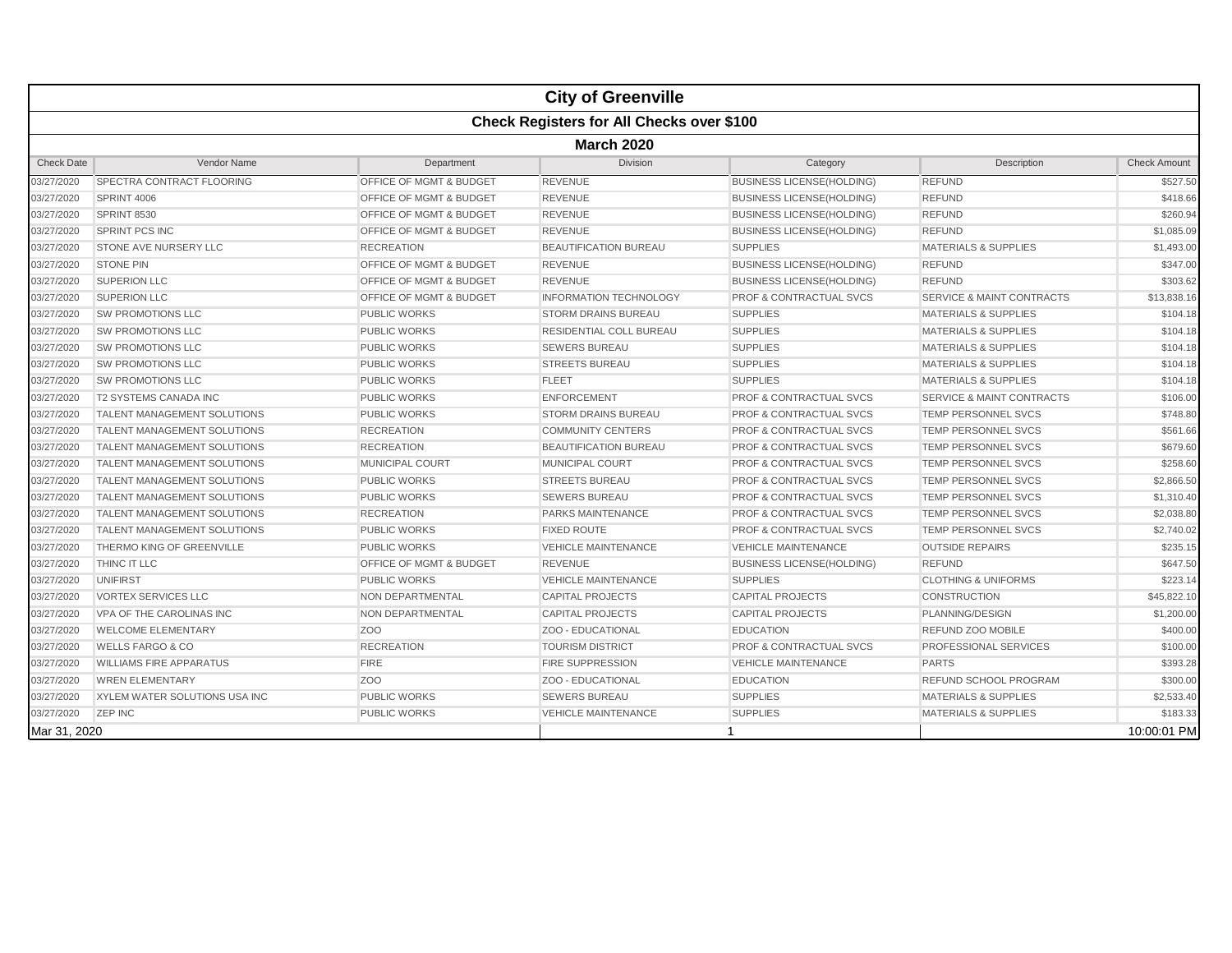# City of Greenville

## Check Registers for All Checks over $100

### March 2020

| Check Date | Vendor Name | Department | Division | Category | Description | Check Amount |
|---|---|---|---|---|---|---|
| 03/27/2020 | SPECTRA CONTRACT FLOORING | OFFICE OF MGMT & BUDGET | REVENUE | BUSINESS LICENSE(HOLDING) | REFUND | $527.50 |
| 03/27/2020 | SPRINT 4006 | OFFICE OF MGMT & BUDGET | REVENUE | BUSINESS LICENSE(HOLDING) | REFUND | $418.66 |
| 03/27/2020 | SPRINT 8530 | OFFICE OF MGMT & BUDGET | REVENUE | BUSINESS LICENSE(HOLDING) | REFUND | $260.94 |
| 03/27/2020 | SPRINT PCS INC | OFFICE OF MGMT & BUDGET | REVENUE | BUSINESS LICENSE(HOLDING) | REFUND | $1,085.09 |
| 03/27/2020 | STONE AVE NURSERY LLC | RECREATION | BEAUTIFICATION BUREAU | SUPPLIES | MATERIALS & SUPPLIES | $1,493.00 |
| 03/27/2020 | STONE PIN | OFFICE OF MGMT & BUDGET | REVENUE | BUSINESS LICENSE(HOLDING) | REFUND | $347.00 |
| 03/27/2020 | SUPERION LLC | OFFICE OF MGMT & BUDGET | REVENUE | BUSINESS LICENSE(HOLDING) | REFUND | $303.62 |
| 03/27/2020 | SUPERION LLC | OFFICE OF MGMT & BUDGET | INFORMATION TECHNOLOGY | PROF & CONTRACTUAL SVCS | SERVICE & MAINT CONTRACTS | $13,838.16 |
| 03/27/2020 | SW PROMOTIONS LLC | PUBLIC WORKS | STORM DRAINS BUREAU | SUPPLIES | MATERIALS & SUPPLIES | $104.18 |
| 03/27/2020 | SW PROMOTIONS LLC | PUBLIC WORKS | RESIDENTIAL COLL BUREAU | SUPPLIES | MATERIALS & SUPPLIES | $104.18 |
| 03/27/2020 | SW PROMOTIONS LLC | PUBLIC WORKS | SEWERS BUREAU | SUPPLIES | MATERIALS & SUPPLIES | $104.18 |
| 03/27/2020 | SW PROMOTIONS LLC | PUBLIC WORKS | STREETS BUREAU | SUPPLIES | MATERIALS & SUPPLIES | $104.18 |
| 03/27/2020 | SW PROMOTIONS LLC | PUBLIC WORKS | FLEET | SUPPLIES | MATERIALS & SUPPLIES | $104.18 |
| 03/27/2020 | T2 SYSTEMS CANADA INC | PUBLIC WORKS | ENFORCEMENT | PROF & CONTRACTUAL SVCS | SERVICE & MAINT CONTRACTS | $106.00 |
| 03/27/2020 | TALENT MANAGEMENT SOLUTIONS | PUBLIC WORKS | STORM DRAINS BUREAU | PROF & CONTRACTUAL SVCS | TEMP PERSONNEL SVCS | $748.80 |
| 03/27/2020 | TALENT MANAGEMENT SOLUTIONS | RECREATION | COMMUNITY CENTERS | PROF & CONTRACTUAL SVCS | TEMP PERSONNEL SVCS | $561.66 |
| 03/27/2020 | TALENT MANAGEMENT SOLUTIONS | RECREATION | BEAUTIFICATION BUREAU | PROF & CONTRACTUAL SVCS | TEMP PERSONNEL SVCS | $679.60 |
| 03/27/2020 | TALENT MANAGEMENT SOLUTIONS | MUNICIPAL COURT | MUNICIPAL COURT | PROF & CONTRACTUAL SVCS | TEMP PERSONNEL SVCS | $258.60 |
| 03/27/2020 | TALENT MANAGEMENT SOLUTIONS | PUBLIC WORKS | STREETS BUREAU | PROF & CONTRACTUAL SVCS | TEMP PERSONNEL SVCS | $2,866.50 |
| 03/27/2020 | TALENT MANAGEMENT SOLUTIONS | PUBLIC WORKS | SEWERS BUREAU | PROF & CONTRACTUAL SVCS | TEMP PERSONNEL SVCS | $1,310.40 |
| 03/27/2020 | TALENT MANAGEMENT SOLUTIONS | RECREATION | PARKS MAINTENANCE | PROF & CONTRACTUAL SVCS | TEMP PERSONNEL SVCS | $2,038.80 |
| 03/27/2020 | TALENT MANAGEMENT SOLUTIONS | PUBLIC WORKS | FIXED ROUTE | PROF & CONTRACTUAL SVCS | TEMP PERSONNEL SVCS | $2,740.02 |
| 03/27/2020 | THERMO KING OF GREENVILLE | PUBLIC WORKS | VEHICLE MAINTENANCE | VEHICLE MAINTENANCE | OUTSIDE REPAIRS | $235.15 |
| 03/27/2020 | THINC IT LLC | OFFICE OF MGMT & BUDGET | REVENUE | BUSINESS LICENSE(HOLDING) | REFUND | $647.50 |
| 03/27/2020 | UNIFIRST | PUBLIC WORKS | VEHICLE MAINTENANCE | SUPPLIES | CLOTHING & UNIFORMS | $223.14 |
| 03/27/2020 | VORTEX SERVICES LLC | NON DEPARTMENTAL | CAPITAL PROJECTS | CAPITAL PROJECTS | CONSTRUCTION | $45,822.10 |
| 03/27/2020 | VPA OF THE CAROLINAS INC | NON DEPARTMENTAL | CAPITAL PROJECTS | CAPITAL PROJECTS | PLANNING/DESIGN | $1,200.00 |
| 03/27/2020 | WELCOME ELEMENTARY | ZOO | ZOO - EDUCATIONAL | EDUCATION | REFUND ZOO MOBILE | $400.00 |
| 03/27/2020 | WELLS FARGO & CO | RECREATION | TOURISM DISTRICT | PROF & CONTRACTUAL SVCS | PROFESSIONAL SERVICES | $100.00 |
| 03/27/2020 | WILLIAMS FIRE APPARATUS | FIRE | FIRE SUPPRESSION | VEHICLE MAINTENANCE | PARTS | $393.28 |
| 03/27/2020 | WREN ELEMENTARY | ZOO | ZOO - EDUCATIONAL | EDUCATION | REFUND SCHOOL PROGRAM | $300.00 |
| 03/27/2020 | XYLEM WATER SOLUTIONS USA INC | PUBLIC WORKS | SEWERS BUREAU | SUPPLIES | MATERIALS & SUPPLIES | $2,533.40 |
| 03/27/2020 | ZEP INC | PUBLIC WORKS | VEHICLE MAINTENANCE | SUPPLIES | MATERIALS & SUPPLIES | $183.33 |

Mar 31, 2020 10:00:01 PM